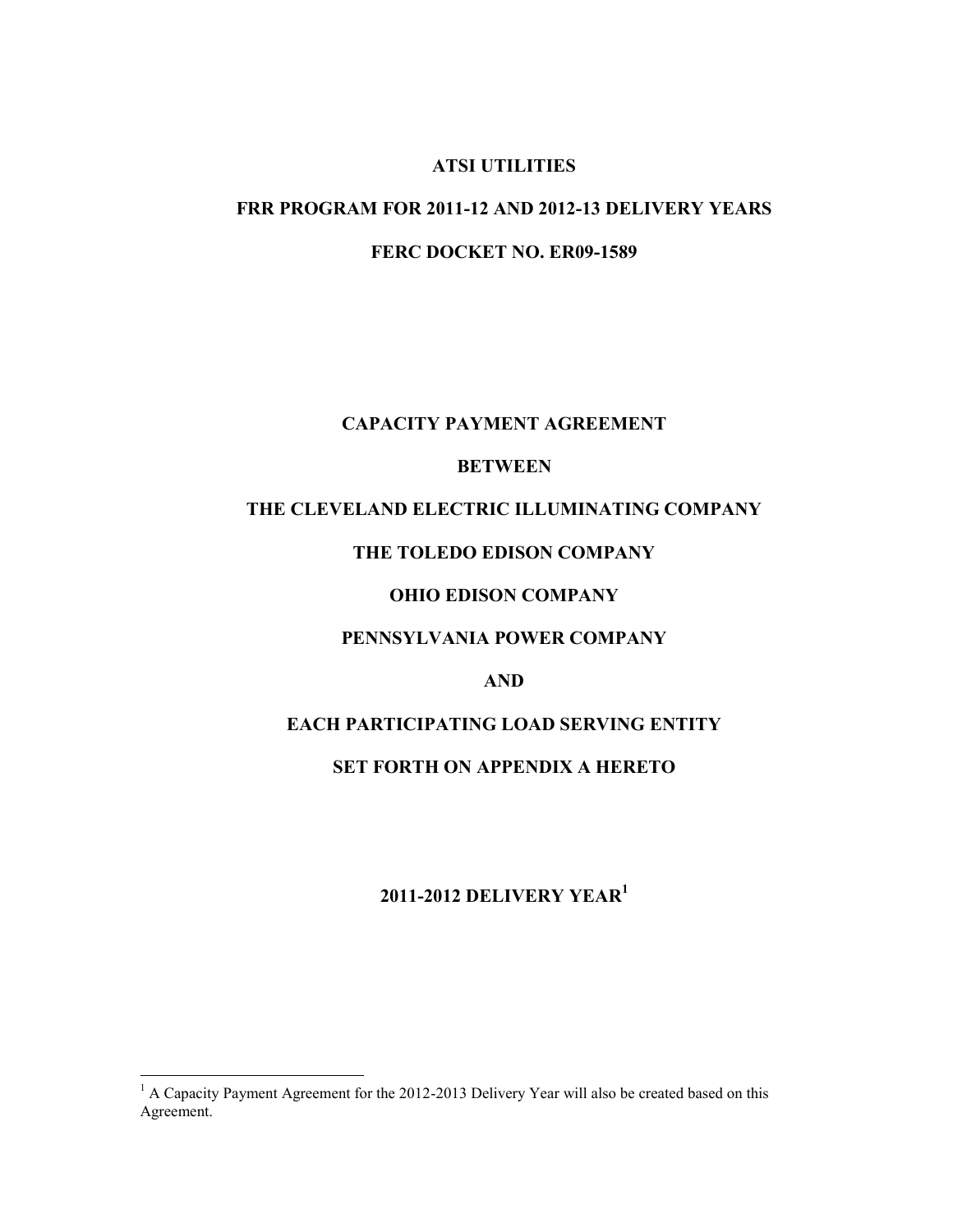**ATSI UTILITIES**

**FRR PROGRAM FOR 2011-12 AND 2012-13 DELIVERY YEARS**

**FERC DOCKET NO. ER09-1589**

**CAPACITY PAYMENT AGREEMENT**

**BETWEEN**

**THE CLEVELAND ELECTRIC ILLUMINATING COMPANY**

**THE TOLEDO EDISON COMPANY**

**OHIO EDISON COMPANY**

**PENNSYLVANIA POWER COMPANY**

**AND**

**EACH PARTICIPATING LOAD SERVING ENTITY**

**SET FORTH ON APPENDIX A HERETO**

**2011-2012 DELIVERY YEAR[1]**

---

[1] A Capacity Payment Agreement for the 2012-2013 Delivery Year will also be created based on this Agreement.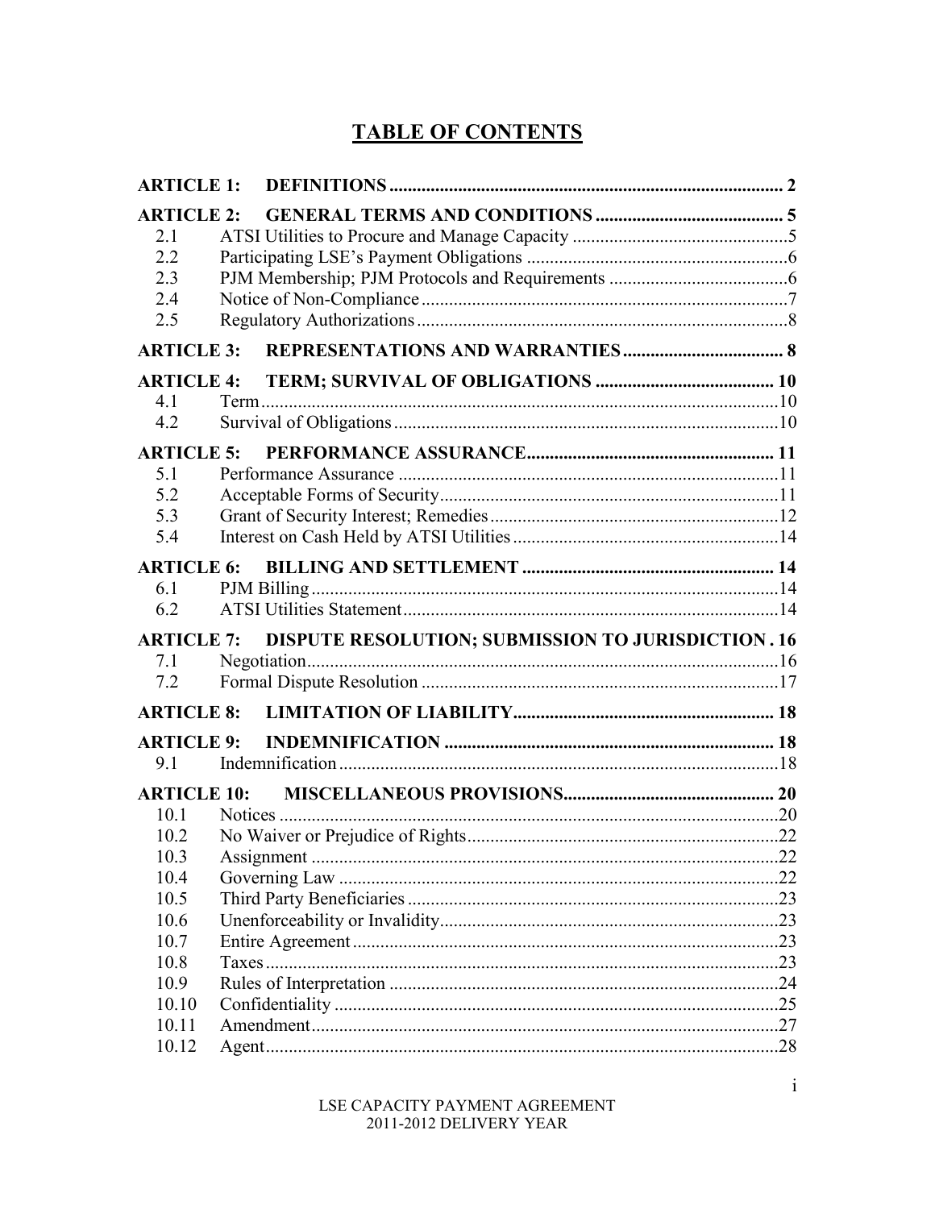# TABLE OF CONTENTS

**ARTICLE 1: DEFINITIONS** ..... 2

**ARTICLE 2: GENERAL TERMS AND CONDITIONS** ..... 5

- 2.1 ATSI Utilities to Procure and Manage Capacity ..... 5
- 2.2 Participating LSE's Payment Obligations ..... 6
- 2.3 PJM Membership; PJM Protocols and Requirements ..... 6
- 2.4 Notice of Non-Compliance ..... 7
- 2.5 Regulatory Authorizations ..... 8

**ARTICLE 3: REPRESENTATIONS AND WARRANTIES** ..... 8

**ARTICLE 4: TERM; SURVIVAL OF OBLIGATIONS** ..... 10

- 4.1 Term ..... 10
- 4.2 Survival of Obligations ..... 10

**ARTICLE 5: PERFORMANCE ASSURANCE** ..... 11

- 5.1 Performance Assurance ..... 11
- 5.2 Acceptable Forms of Security ..... 11
- 5.3 Grant of Security Interest; Remedies ..... 12
- 5.4 Interest on Cash Held by ATSI Utilities ..... 14

**ARTICLE 6: BILLING AND SETTLEMENT** ..... 14

- 6.1 PJM Billing ..... 14
- 6.2 ATSI Utilities Statement ..... 14

**ARTICLE 7: DISPUTE RESOLUTION; SUBMISSION TO JURISDICTION** ..... 16

- 7.1 Negotiation ..... 16
- 7.2 Formal Dispute Resolution ..... 17

**ARTICLE 8: LIMITATION OF LIABILITY** ..... 18

**ARTICLE 9: INDEMNIFICATION** ..... 18

- 9.1 Indemnification ..... 18

**ARTICLE 10: MISCELLANEOUS PROVISIONS** ..... 20

- 10.1 Notices ..... 20
- 10.2 No Waiver or Prejudice of Rights ..... 22
- 10.3 Assignment ..... 22
- 10.4 Governing Law ..... 22
- 10.5 Third Party Beneficiaries ..... 23
- 10.6 Unenforceability or Invalidity ..... 23
- 10.7 Entire Agreement ..... 23
- 10.8 Taxes ..... 23
- 10.9 Rules of Interpretation ..... 24
- 10.10 Confidentiality ..... 25
- 10.11 Amendment ..... 27
- 10.12 Agent ..... 28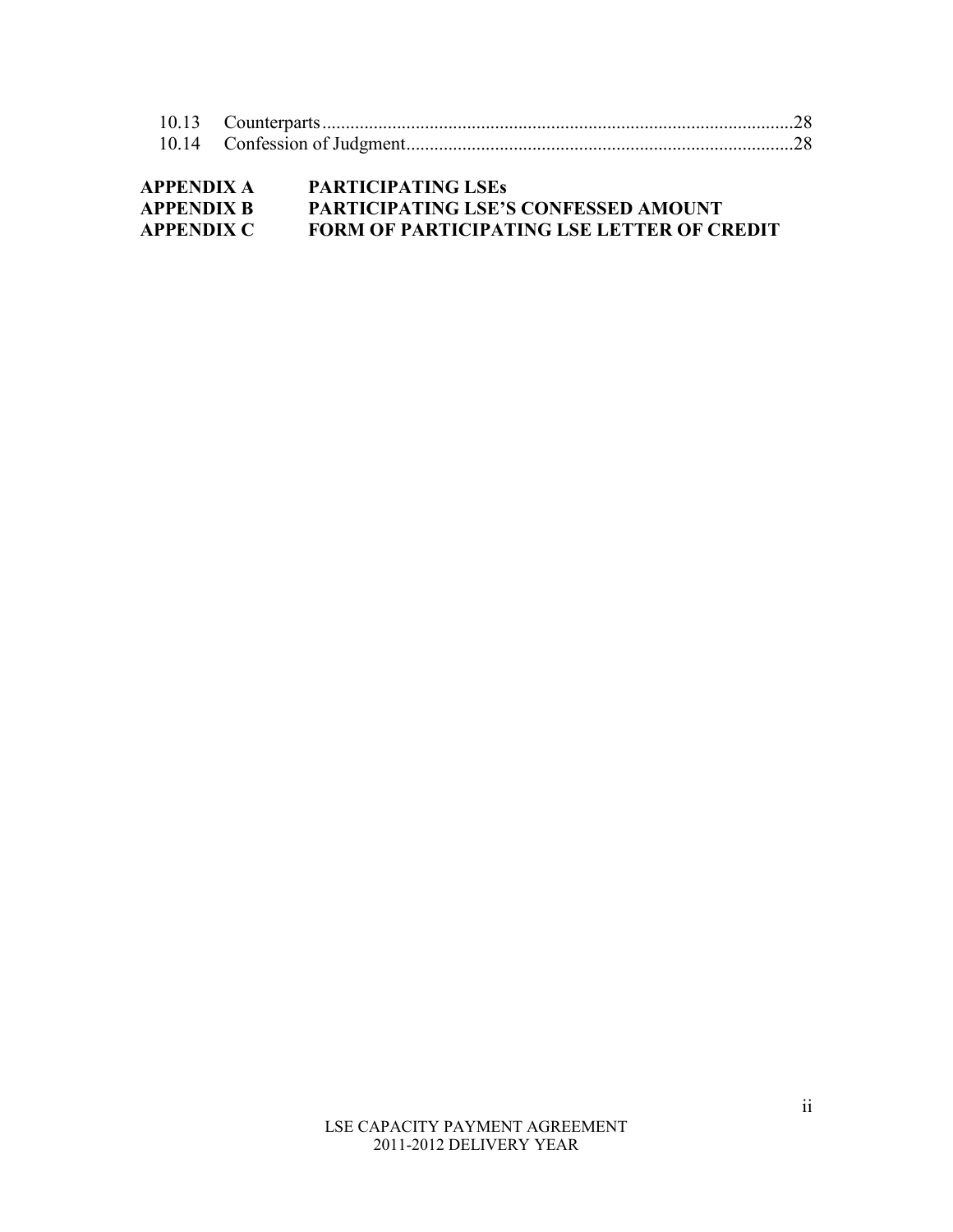| | | |
|---|---|---|
| 10.13 | Counterparts | 28 |
| 10.14 | Confession of Judgment | 28 |

| | |
|---|---|
| **APPENDIX A** | **PARTICIPATING LSEs** |
| **APPENDIX B** | **PARTICIPATING LSE'S CONFESSED AMOUNT** |
| **APPENDIX C** | **FORM OF PARTICIPATING LSE LETTER OF CREDIT** |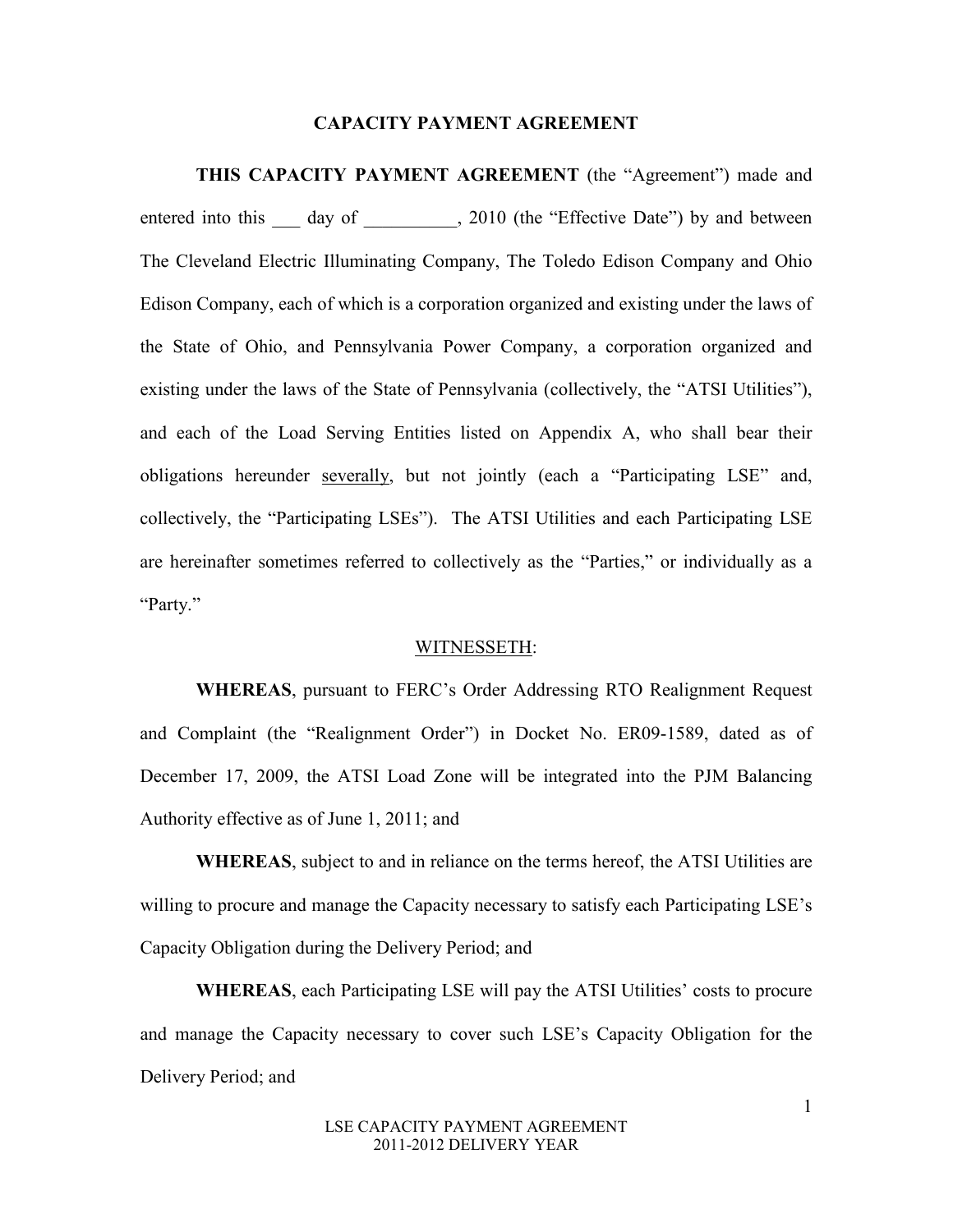# CAPACITY PAYMENT AGREEMENT

**THIS CAPACITY PAYMENT AGREEMENT** (the "Agreement") made and entered into this ___ day of __________, 2010 (the "Effective Date") by and between The Cleveland Electric Illuminating Company, The Toledo Edison Company and Ohio Edison Company, each of which is a corporation organized and existing under the laws of the State of Ohio, and Pennsylvania Power Company, a corporation organized and existing under the laws of the State of Pennsylvania (collectively, the "ATSI Utilities"), and each of the Load Serving Entities listed on Appendix A, who shall bear their obligations hereunder severally, but not jointly (each a "Participating LSE" and, collectively, the "Participating LSEs"). The ATSI Utilities and each Participating LSE are hereinafter sometimes referred to collectively as the "Parties," or individually as a "Party."

WITNESSETH:

**WHEREAS**, pursuant to FERC's Order Addressing RTO Realignment Request and Complaint (the "Realignment Order") in Docket No. ER09-1589, dated as of December 17, 2009, the ATSI Load Zone will be integrated into the PJM Balancing Authority effective as of June 1, 2011; and

**WHEREAS**, subject to and in reliance on the terms hereof, the ATSI Utilities are willing to procure and manage the Capacity necessary to satisfy each Participating LSE's Capacity Obligation during the Delivery Period; and

**WHEREAS**, each Participating LSE will pay the ATSI Utilities' costs to procure and manage the Capacity necessary to cover such LSE's Capacity Obligation for the Delivery Period; and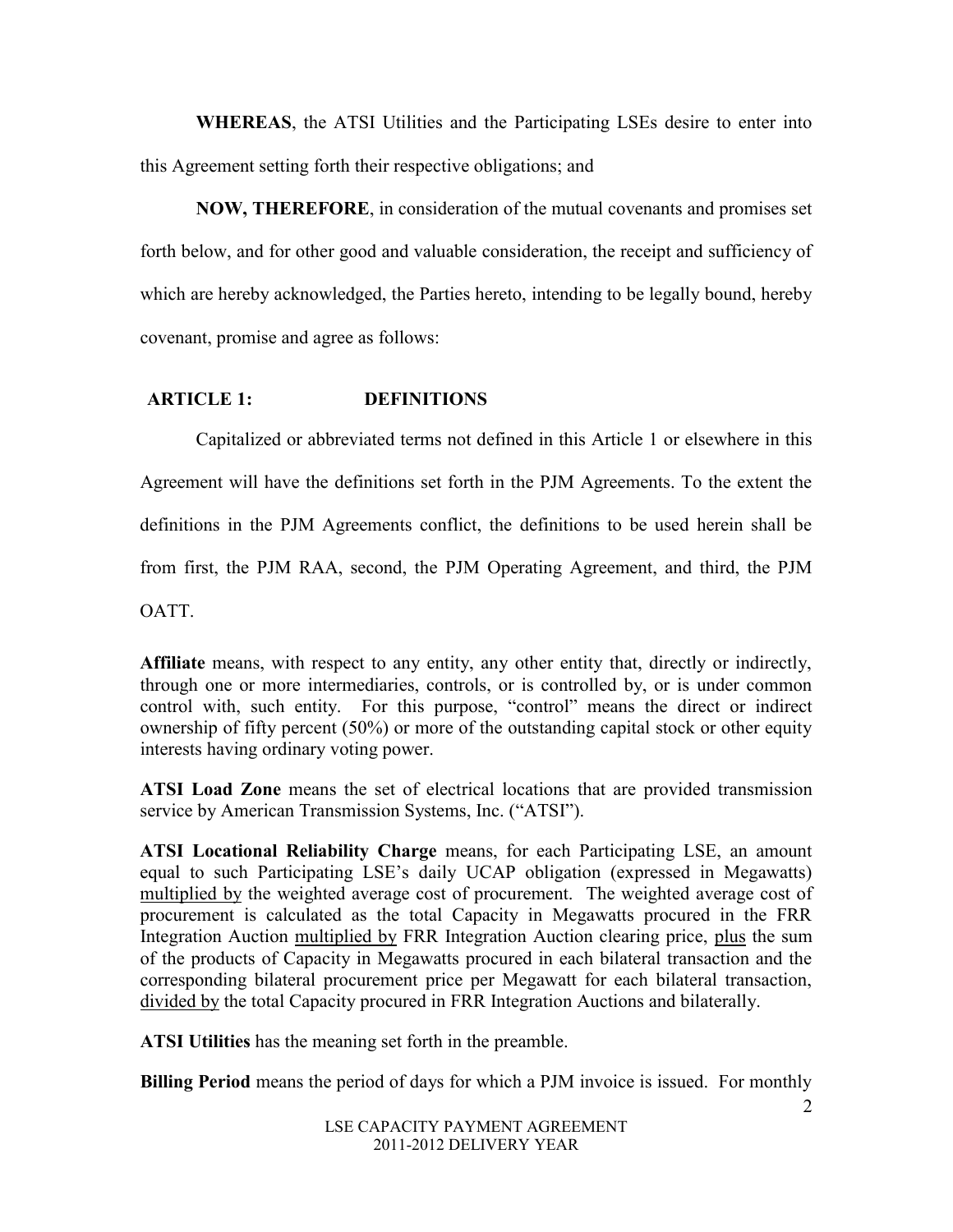**WHEREAS**, the ATSI Utilities and the Participating LSEs desire to enter into this Agreement setting forth their respective obligations; and

**NOW, THEREFORE**, in consideration of the mutual covenants and promises set forth below, and for other good and valuable consideration, the receipt and sufficiency of which are hereby acknowledged, the Parties hereto, intending to be legally bound, hereby covenant, promise and agree as follows:

## ARTICLE 1: DEFINITIONS

Capitalized or abbreviated terms not defined in this Article 1 or elsewhere in this Agreement will have the definitions set forth in the PJM Agreements. To the extent the definitions in the PJM Agreements conflict, the definitions to be used herein shall be from first, the PJM RAA, second, the PJM Operating Agreement, and third, the PJM OATT.

**Affiliate** means, with respect to any entity, any other entity that, directly or indirectly, through one or more intermediaries, controls, or is controlled by, or is under common control with, such entity. For this purpose, "control" means the direct or indirect ownership of fifty percent (50%) or more of the outstanding capital stock or other equity interests having ordinary voting power.

**ATSI Load Zone** means the set of electrical locations that are provided transmission service by American Transmission Systems, Inc. ("ATSI").

**ATSI Locational Reliability Charge** means, for each Participating LSE, an amount equal to such Participating LSE's daily UCAP obligation (expressed in Megawatts) multiplied by the weighted average cost of procurement. The weighted average cost of procurement is calculated as the total Capacity in Megawatts procured in the FRR Integration Auction multiplied by FRR Integration Auction clearing price, plus the sum of the products of Capacity in Megawatts procured in each bilateral transaction and the corresponding bilateral procurement price per Megawatt for each bilateral transaction, divided by the total Capacity procured in FRR Integration Auctions and bilaterally.

**ATSI Utilities** has the meaning set forth in the preamble.

**Billing Period** means the period of days for which a PJM invoice is issued. For monthly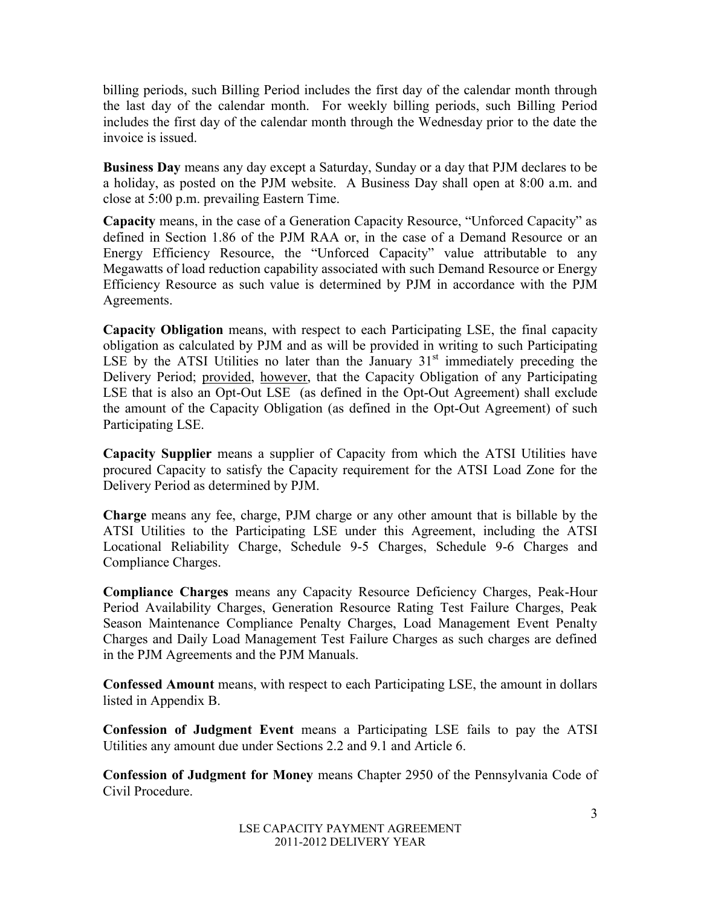billing periods, such Billing Period includes the first day of the calendar month through the last day of the calendar month. For weekly billing periods, such Billing Period includes the first day of the calendar month through the Wednesday prior to the date the invoice is issued.

**Business Day** means any day except a Saturday, Sunday or a day that PJM declares to be a holiday, as posted on the PJM website. A Business Day shall open at 8:00 a.m. and close at 5:00 p.m. prevailing Eastern Time.

**Capacity** means, in the case of a Generation Capacity Resource, "Unforced Capacity" as defined in Section 1.86 of the PJM RAA or, in the case of a Demand Resource or an Energy Efficiency Resource, the "Unforced Capacity" value attributable to any Megawatts of load reduction capability associated with such Demand Resource or Energy Efficiency Resource as such value is determined by PJM in accordance with the PJM Agreements.

**Capacity Obligation** means, with respect to each Participating LSE, the final capacity obligation as calculated by PJM and as will be provided in writing to such Participating LSE by the ATSI Utilities no later than the January 31st immediately preceding the Delivery Period; provided, however, that the Capacity Obligation of any Participating LSE that is also an Opt-Out LSE (as defined in the Opt-Out Agreement) shall exclude the amount of the Capacity Obligation (as defined in the Opt-Out Agreement) of such Participating LSE.

**Capacity Supplier** means a supplier of Capacity from which the ATSI Utilities have procured Capacity to satisfy the Capacity requirement for the ATSI Load Zone for the Delivery Period as determined by PJM.

**Charge** means any fee, charge, PJM charge or any other amount that is billable by the ATSI Utilities to the Participating LSE under this Agreement, including the ATSI Locational Reliability Charge, Schedule 9-5 Charges, Schedule 9-6 Charges and Compliance Charges.

**Compliance Charges** means any Capacity Resource Deficiency Charges, Peak-Hour Period Availability Charges, Generation Resource Rating Test Failure Charges, Peak Season Maintenance Compliance Penalty Charges, Load Management Event Penalty Charges and Daily Load Management Test Failure Charges as such charges are defined in the PJM Agreements and the PJM Manuals.

**Confessed Amount** means, with respect to each Participating LSE, the amount in dollars listed in Appendix B.

**Confession of Judgment Event** means a Participating LSE fails to pay the ATSI Utilities any amount due under Sections 2.2 and 9.1 and Article 6.

**Confession of Judgment for Money** means Chapter 2950 of the Pennsylvania Code of Civil Procedure.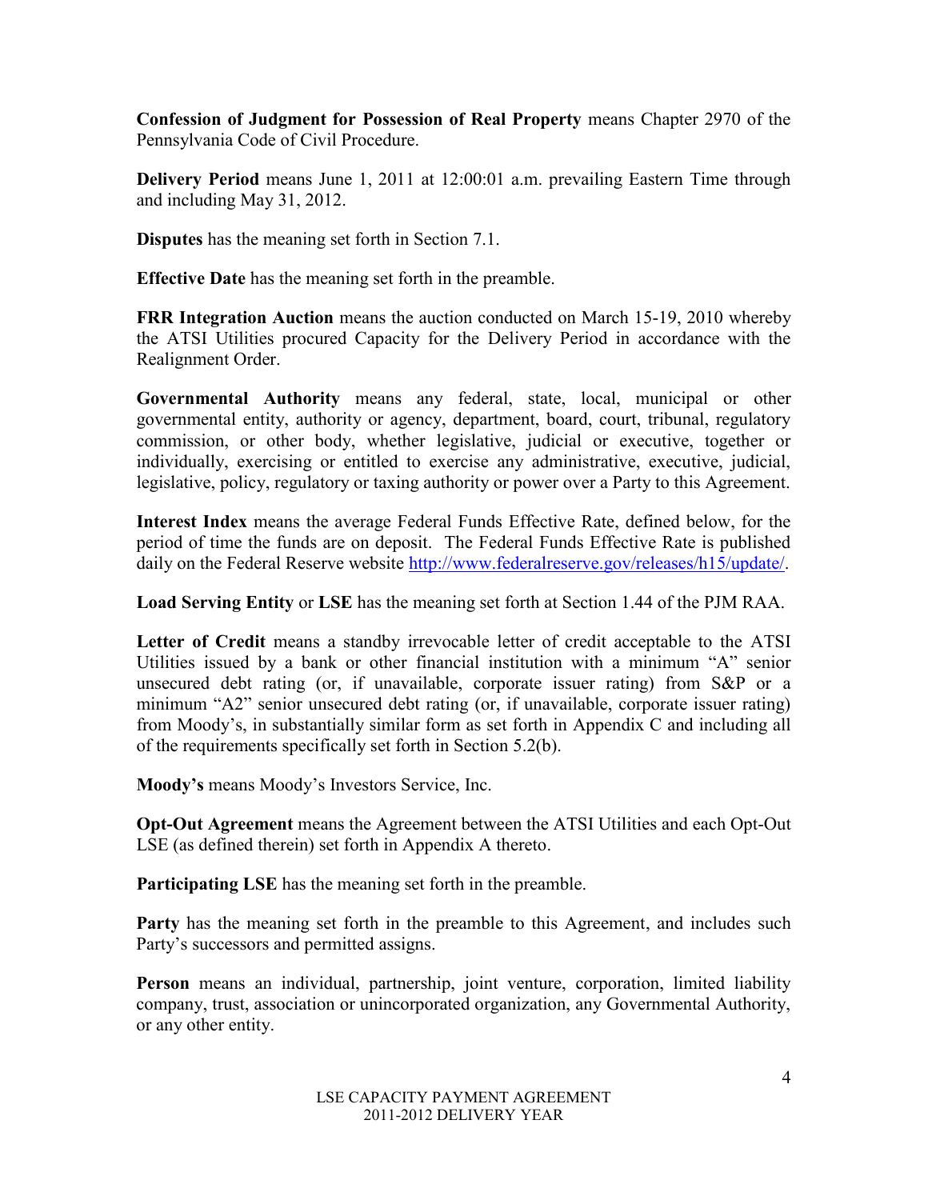**Confession of Judgment for Possession of Real Property** means Chapter 2970 of the Pennsylvania Code of Civil Procedure.

**Delivery Period** means June 1, 2011 at 12:00:01 a.m. prevailing Eastern Time through and including May 31, 2012.

**Disputes** has the meaning set forth in Section 7.1.

**Effective Date** has the meaning set forth in the preamble.

**FRR Integration Auction** means the auction conducted on March 15-19, 2010 whereby the ATSI Utilities procured Capacity for the Delivery Period in accordance with the Realignment Order.

**Governmental Authority** means any federal, state, local, municipal or other governmental entity, authority or agency, department, board, court, tribunal, regulatory commission, or other body, whether legislative, judicial or executive, together or individually, exercising or entitled to exercise any administrative, executive, judicial, legislative, policy, regulatory or taxing authority or power over a Party to this Agreement.

**Interest Index** means the average Federal Funds Effective Rate, defined below, for the period of time the funds are on deposit. The Federal Funds Effective Rate is published daily on the Federal Reserve website http://www.federalreserve.gov/releases/h15/update/.

**Load Serving Entity** or **LSE** has the meaning set forth at Section 1.44 of the PJM RAA.

**Letter of Credit** means a standby irrevocable letter of credit acceptable to the ATSI Utilities issued by a bank or other financial institution with a minimum "A" senior unsecured debt rating (or, if unavailable, corporate issuer rating) from S&P or a minimum "A2" senior unsecured debt rating (or, if unavailable, corporate issuer rating) from Moody's, in substantially similar form as set forth in Appendix C and including all of the requirements specifically set forth in Section 5.2(b).

**Moody's** means Moody's Investors Service, Inc.

**Opt-Out Agreement** means the Agreement between the ATSI Utilities and each Opt-Out LSE (as defined therein) set forth in Appendix A thereto.

**Participating LSE** has the meaning set forth in the preamble.

**Party** has the meaning set forth in the preamble to this Agreement, and includes such Party's successors and permitted assigns.

**Person** means an individual, partnership, joint venture, corporation, limited liability company, trust, association or unincorporated organization, any Governmental Authority, or any other entity.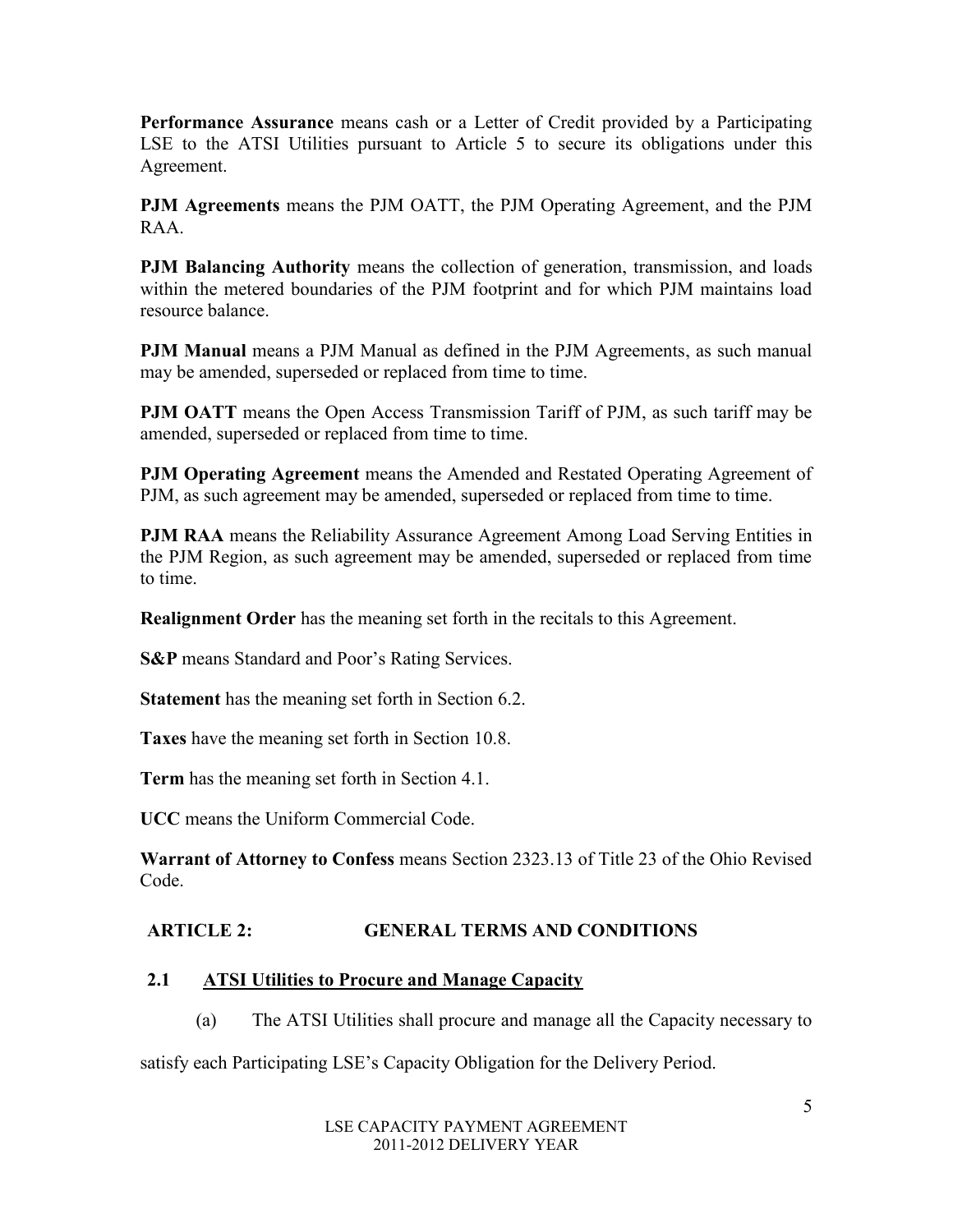**Performance Assurance** means cash or a Letter of Credit provided by a Participating LSE to the ATSI Utilities pursuant to Article 5 to secure its obligations under this Agreement.

**PJM Agreements** means the PJM OATT, the PJM Operating Agreement, and the PJM RAA.

**PJM Balancing Authority** means the collection of generation, transmission, and loads within the metered boundaries of the PJM footprint and for which PJM maintains load resource balance.

**PJM Manual** means a PJM Manual as defined in the PJM Agreements, as such manual may be amended, superseded or replaced from time to time.

**PJM OATT** means the Open Access Transmission Tariff of PJM, as such tariff may be amended, superseded or replaced from time to time.

**PJM Operating Agreement** means the Amended and Restated Operating Agreement of PJM, as such agreement may be amended, superseded or replaced from time to time.

**PJM RAA** means the Reliability Assurance Agreement Among Load Serving Entities in the PJM Region, as such agreement may be amended, superseded or replaced from time to time.

**Realignment Order** has the meaning set forth in the recitals to this Agreement.

**S&P** means Standard and Poor's Rating Services.

**Statement** has the meaning set forth in Section 6.2.

**Taxes** have the meaning set forth in Section 10.8.

**Term** has the meaning set forth in Section 4.1.

**UCC** means the Uniform Commercial Code.

**Warrant of Attorney to Confess** means Section 2323.13 of Title 23 of the Ohio Revised Code.

## ARTICLE 2: GENERAL TERMS AND CONDITIONS

### 2.1 ATSI Utilities to Procure and Manage Capacity

(a) The ATSI Utilities shall procure and manage all the Capacity necessary to satisfy each Participating LSE's Capacity Obligation for the Delivery Period.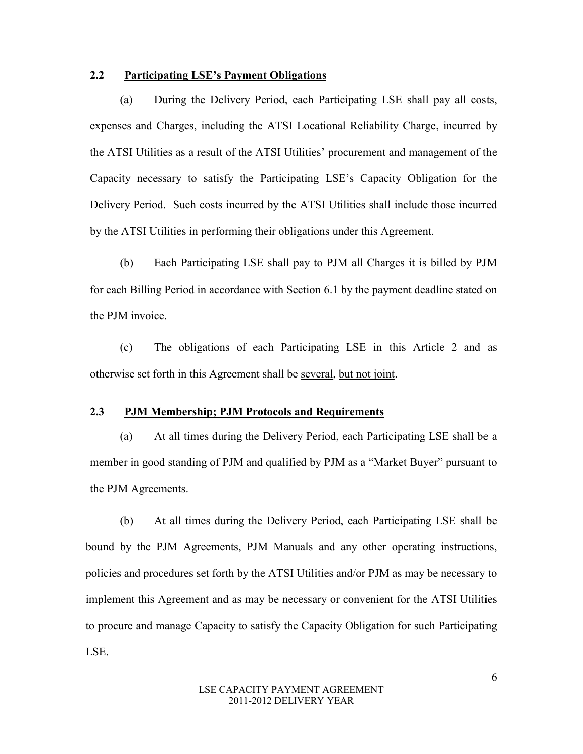### 2.2 Participating LSE's Payment Obligations

(a) During the Delivery Period, each Participating LSE shall pay all costs, expenses and Charges, including the ATSI Locational Reliability Charge, incurred by the ATSI Utilities as a result of the ATSI Utilities' procurement and management of the Capacity necessary to satisfy the Participating LSE's Capacity Obligation for the Delivery Period. Such costs incurred by the ATSI Utilities shall include those incurred by the ATSI Utilities in performing their obligations under this Agreement.

(b) Each Participating LSE shall pay to PJM all Charges it is billed by PJM for each Billing Period in accordance with Section 6.1 by the payment deadline stated on the PJM invoice.

(c) The obligations of each Participating LSE in this Article 2 and as otherwise set forth in this Agreement shall be several, but not joint.

### 2.3 PJM Membership; PJM Protocols and Requirements

(a) At all times during the Delivery Period, each Participating LSE shall be a member in good standing of PJM and qualified by PJM as a "Market Buyer" pursuant to the PJM Agreements.

(b) At all times during the Delivery Period, each Participating LSE shall be bound by the PJM Agreements, PJM Manuals and any other operating instructions, policies and procedures set forth by the ATSI Utilities and/or PJM as may be necessary to implement this Agreement and as may be necessary or convenient for the ATSI Utilities to procure and manage Capacity to satisfy the Capacity Obligation for such Participating LSE.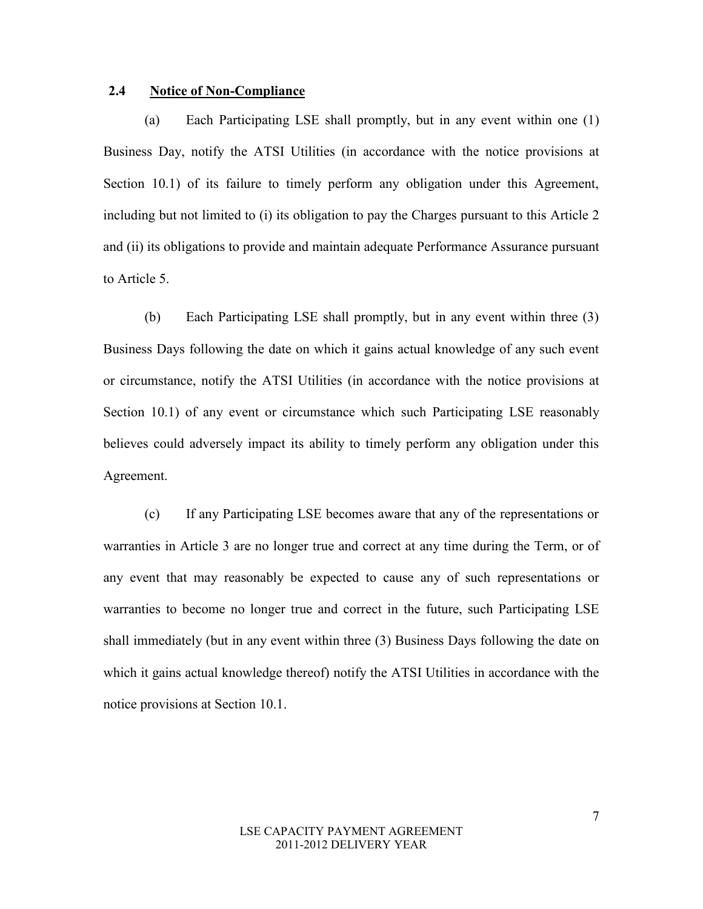### 2.4 <u>Notice of Non-Compliance</u>

(a) Each Participating LSE shall promptly, but in any event within one (1) Business Day, notify the ATSI Utilities (in accordance with the notice provisions at Section 10.1) of its failure to timely perform any obligation under this Agreement, including but not limited to (i) its obligation to pay the Charges pursuant to this Article 2 and (ii) its obligations to provide and maintain adequate Performance Assurance pursuant to Article 5.

(b) Each Participating LSE shall promptly, but in any event within three (3) Business Days following the date on which it gains actual knowledge of any such event or circumstance, notify the ATSI Utilities (in accordance with the notice provisions at Section 10.1) of any event or circumstance which such Participating LSE reasonably believes could adversely impact its ability to timely perform any obligation under this Agreement.

(c) If any Participating LSE becomes aware that any of the representations or warranties in Article 3 are no longer true and correct at any time during the Term, or of any event that may reasonably be expected to cause any of such representations or warranties to become no longer true and correct in the future, such Participating LSE shall immediately (but in any event within three (3) Business Days following the date on which it gains actual knowledge thereof) notify the ATSI Utilities in accordance with the notice provisions at Section 10.1.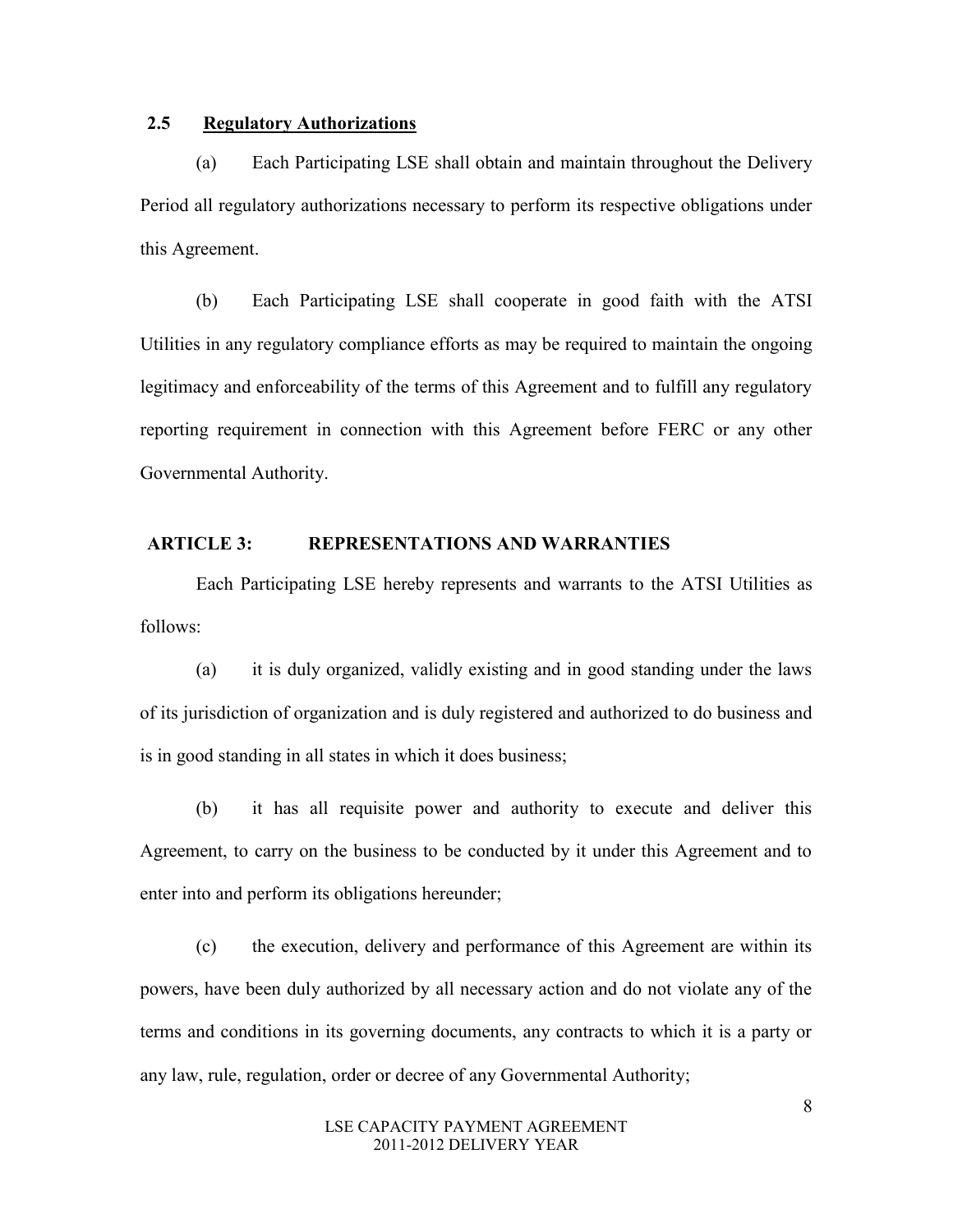### 2.5 Regulatory Authorizations

(a) Each Participating LSE shall obtain and maintain throughout the Delivery Period all regulatory authorizations necessary to perform its respective obligations under this Agreement.

(b) Each Participating LSE shall cooperate in good faith with the ATSI Utilities in any regulatory compliance efforts as may be required to maintain the ongoing legitimacy and enforceability of the terms of this Agreement and to fulfill any regulatory reporting requirement in connection with this Agreement before FERC or any other Governmental Authority.

## ARTICLE 3: REPRESENTATIONS AND WARRANTIES

Each Participating LSE hereby represents and warrants to the ATSI Utilities as follows:

(a) it is duly organized, validly existing and in good standing under the laws of its jurisdiction of organization and is duly registered and authorized to do business and is in good standing in all states in which it does business;

(b) it has all requisite power and authority to execute and deliver this Agreement, to carry on the business to be conducted by it under this Agreement and to enter into and perform its obligations hereunder;

(c) the execution, delivery and performance of this Agreement are within its powers, have been duly authorized by all necessary action and do not violate any of the terms and conditions in its governing documents, any contracts to which it is a party or any law, rule, regulation, order or decree of any Governmental Authority;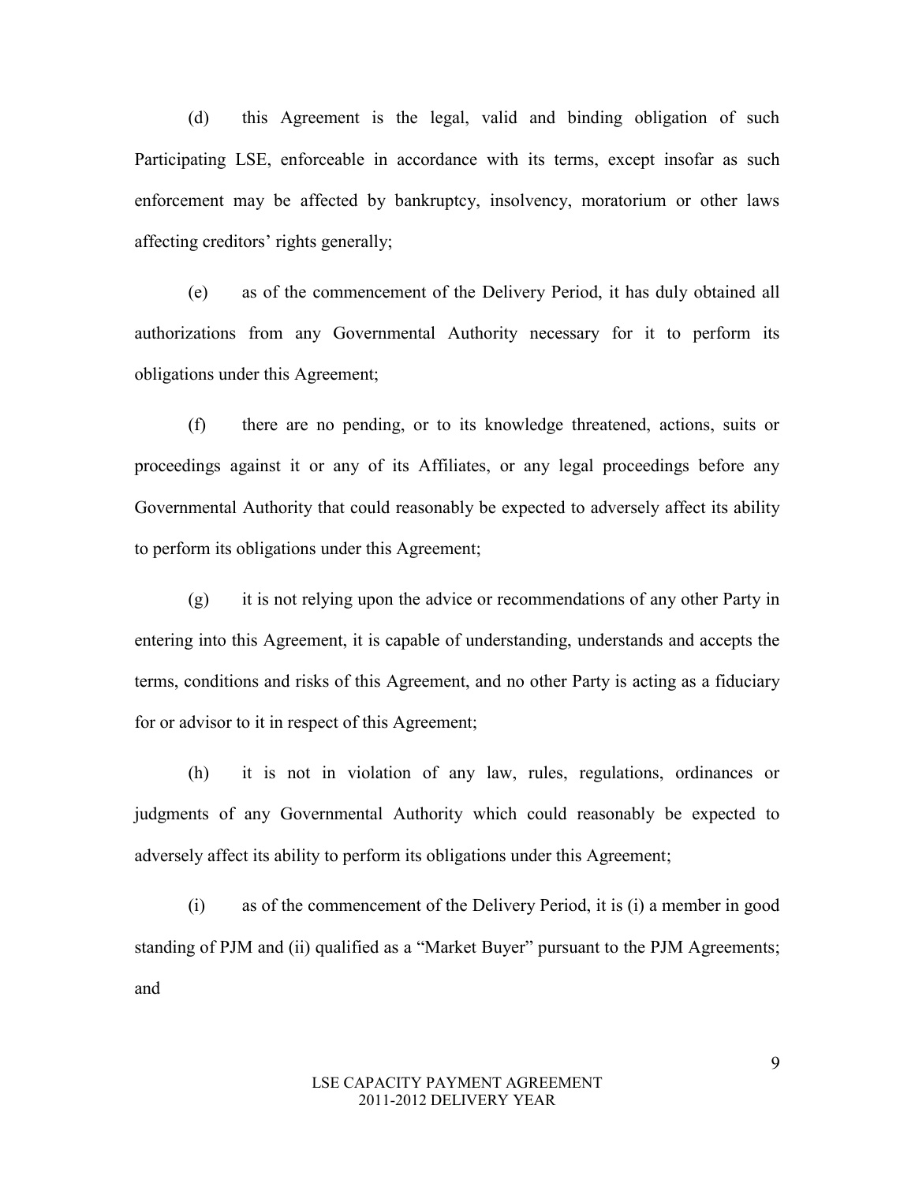(d) this Agreement is the legal, valid and binding obligation of such Participating LSE, enforceable in accordance with its terms, except insofar as such enforcement may be affected by bankruptcy, insolvency, moratorium or other laws affecting creditors' rights generally;

(e) as of the commencement of the Delivery Period, it has duly obtained all authorizations from any Governmental Authority necessary for it to perform its obligations under this Agreement;

(f) there are no pending, or to its knowledge threatened, actions, suits or proceedings against it or any of its Affiliates, or any legal proceedings before any Governmental Authority that could reasonably be expected to adversely affect its ability to perform its obligations under this Agreement;

(g) it is not relying upon the advice or recommendations of any other Party in entering into this Agreement, it is capable of understanding, understands and accepts the terms, conditions and risks of this Agreement, and no other Party is acting as a fiduciary for or advisor to it in respect of this Agreement;

(h) it is not in violation of any law, rules, regulations, ordinances or judgments of any Governmental Authority which could reasonably be expected to adversely affect its ability to perform its obligations under this Agreement;

(i) as of the commencement of the Delivery Period, it is (i) a member in good standing of PJM and (ii) qualified as a "Market Buyer" pursuant to the PJM Agreements; and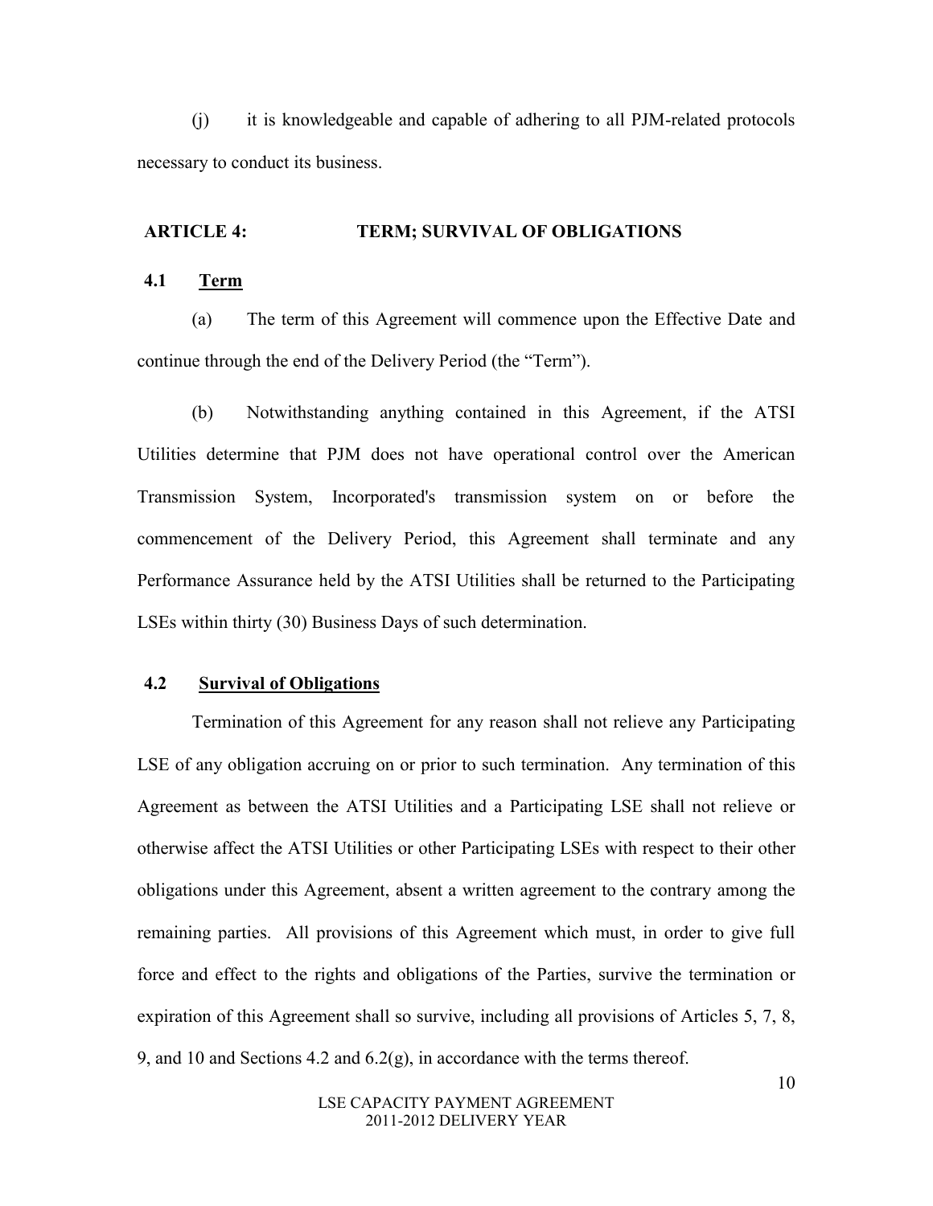(j) it is knowledgeable and capable of adhering to all PJM-related protocols necessary to conduct its business.

## ARTICLE 4: TERM; SURVIVAL OF OBLIGATIONS

### 4.1 Term

(a) The term of this Agreement will commence upon the Effective Date and continue through the end of the Delivery Period (the "Term").

(b) Notwithstanding anything contained in this Agreement, if the ATSI Utilities determine that PJM does not have operational control over the American Transmission System, Incorporated's transmission system on or before the commencement of the Delivery Period, this Agreement shall terminate and any Performance Assurance held by the ATSI Utilities shall be returned to the Participating LSEs within thirty (30) Business Days of such determination.

### 4.2 Survival of Obligations

Termination of this Agreement for any reason shall not relieve any Participating LSE of any obligation accruing on or prior to such termination. Any termination of this Agreement as between the ATSI Utilities and a Participating LSE shall not relieve or otherwise affect the ATSI Utilities or other Participating LSEs with respect to their other obligations under this Agreement, absent a written agreement to the contrary among the remaining parties. All provisions of this Agreement which must, in order to give full force and effect to the rights and obligations of the Parties, survive the termination or expiration of this Agreement shall so survive, including all provisions of Articles 5, 7, 8, 9, and 10 and Sections 4.2 and 6.2(g), in accordance with the terms thereof.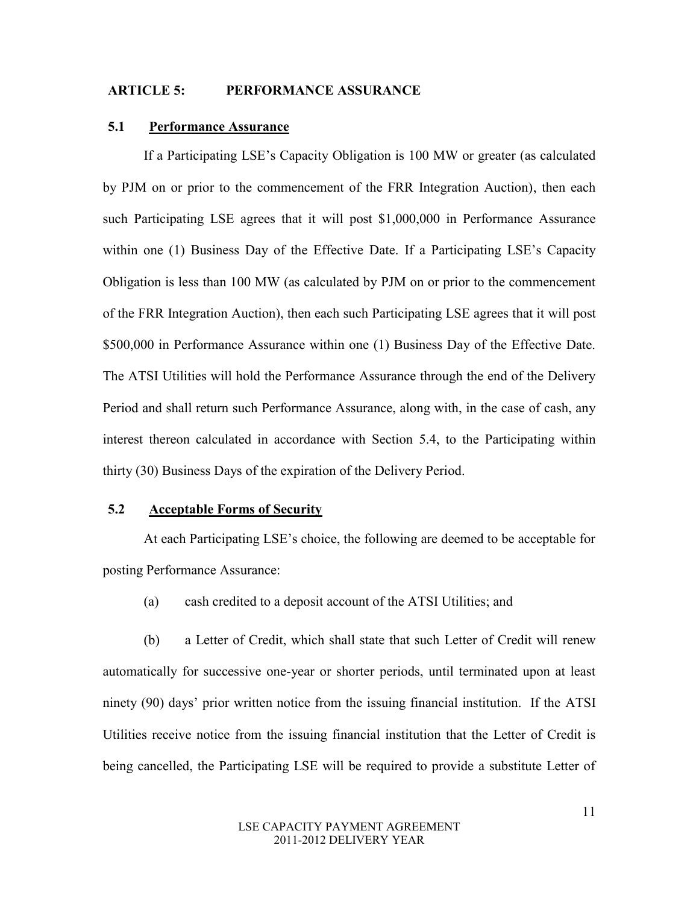## ARTICLE 5: PERFORMANCE ASSURANCE

### 5.1 Performance Assurance

If a Participating LSE's Capacity Obligation is 100 MW or greater (as calculated by PJM on or prior to the commencement of the FRR Integration Auction), then each such Participating LSE agrees that it will post $1,000,000 in Performance Assurance within one (1) Business Day of the Effective Date. If a Participating LSE's Capacity Obligation is less than 100 MW (as calculated by PJM on or prior to the commencement of the FRR Integration Auction), then each such Participating LSE agrees that it will post $500,000 in Performance Assurance within one (1) Business Day of the Effective Date. The ATSI Utilities will hold the Performance Assurance through the end of the Delivery Period and shall return such Performance Assurance, along with, in the case of cash, any interest thereon calculated in accordance with Section 5.4, to the Participating within thirty (30) Business Days of the expiration of the Delivery Period.

### 5.2 Acceptable Forms of Security

At each Participating LSE's choice, the following are deemed to be acceptable for posting Performance Assurance:

(a) cash credited to a deposit account of the ATSI Utilities; and

(b) a Letter of Credit, which shall state that such Letter of Credit will renew automatically for successive one-year or shorter periods, until terminated upon at least ninety (90) days' prior written notice from the issuing financial institution. If the ATSI Utilities receive notice from the issuing financial institution that the Letter of Credit is being cancelled, the Participating LSE will be required to provide a substitute Letter of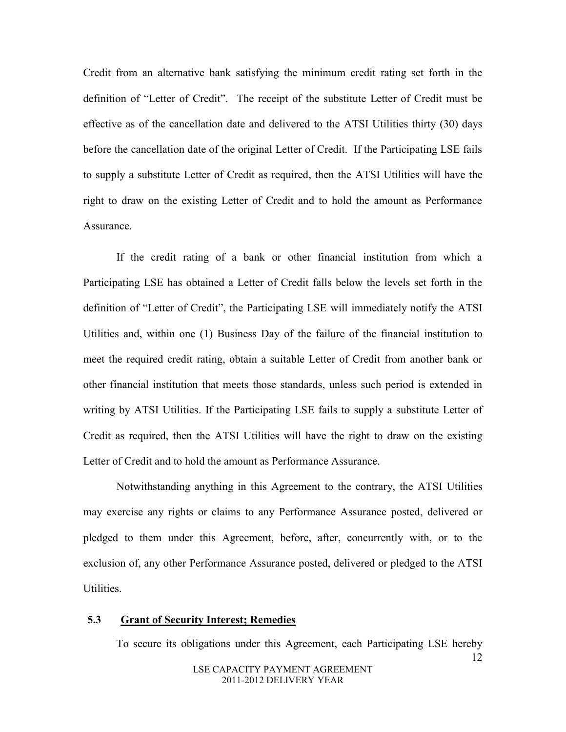Credit from an alternative bank satisfying the minimum credit rating set forth in the definition of "Letter of Credit". The receipt of the substitute Letter of Credit must be effective as of the cancellation date and delivered to the ATSI Utilities thirty (30) days before the cancellation date of the original Letter of Credit. If the Participating LSE fails to supply a substitute Letter of Credit as required, then the ATSI Utilities will have the right to draw on the existing Letter of Credit and to hold the amount as Performance Assurance.

If the credit rating of a bank or other financial institution from which a Participating LSE has obtained a Letter of Credit falls below the levels set forth in the definition of "Letter of Credit", the Participating LSE will immediately notify the ATSI Utilities and, within one (1) Business Day of the failure of the financial institution to meet the required credit rating, obtain a suitable Letter of Credit from another bank or other financial institution that meets those standards, unless such period is extended in writing by ATSI Utilities. If the Participating LSE fails to supply a substitute Letter of Credit as required, then the ATSI Utilities will have the right to draw on the existing Letter of Credit and to hold the amount as Performance Assurance.

Notwithstanding anything in this Agreement to the contrary, the ATSI Utilities may exercise any rights or claims to any Performance Assurance posted, delivered or pledged to them under this Agreement, before, after, concurrently with, or to the exclusion of, any other Performance Assurance posted, delivered or pledged to the ATSI Utilities.

### 5.3 Grant of Security Interest; Remedies

To secure its obligations under this Agreement, each Participating LSE hereby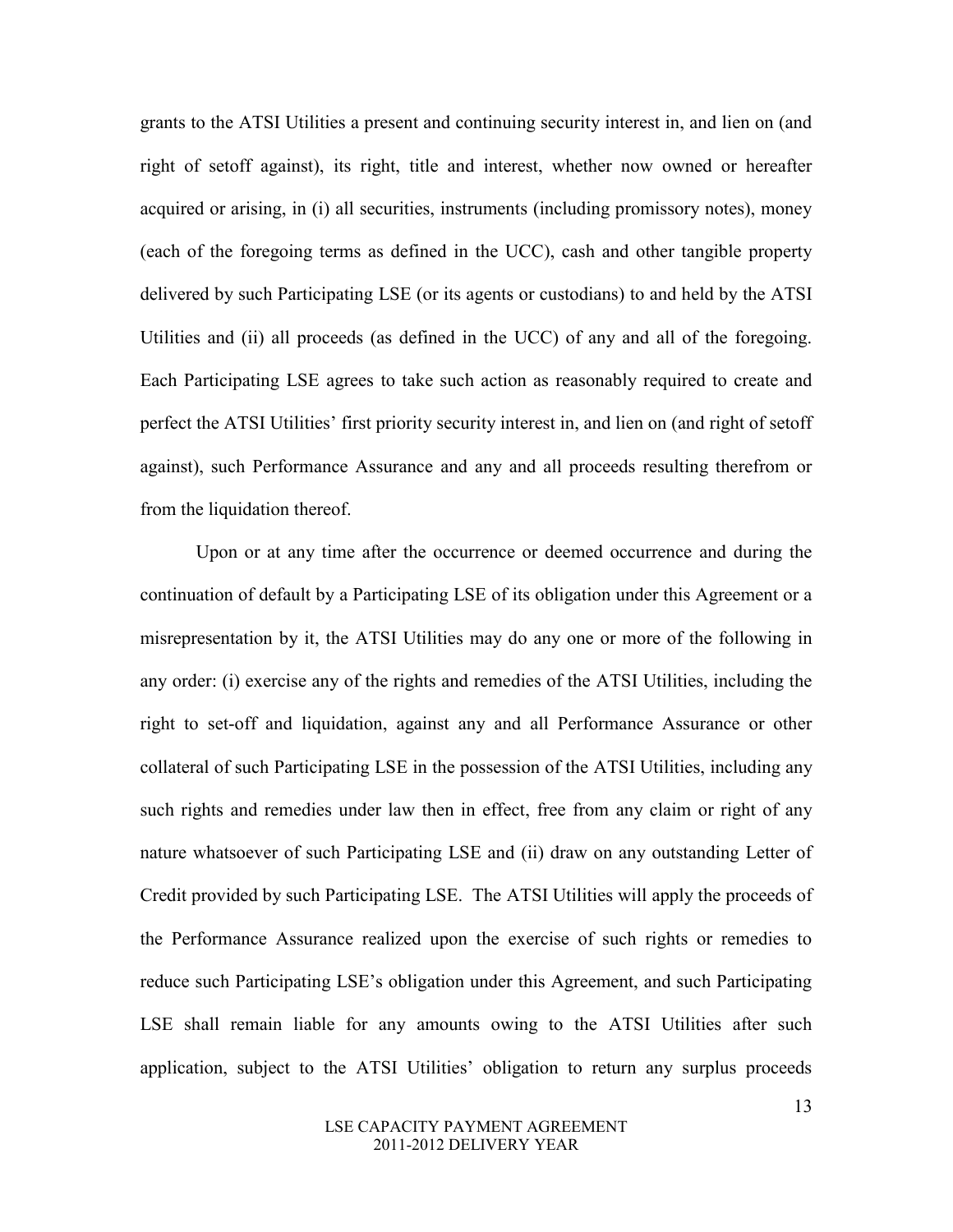grants to the ATSI Utilities a present and continuing security interest in, and lien on (and right of setoff against), its right, title and interest, whether now owned or hereafter acquired or arising, in (i) all securities, instruments (including promissory notes), money (each of the foregoing terms as defined in the UCC), cash and other tangible property delivered by such Participating LSE (or its agents or custodians) to and held by the ATSI Utilities and (ii) all proceeds (as defined in the UCC) of any and all of the foregoing. Each Participating LSE agrees to take such action as reasonably required to create and perfect the ATSI Utilities' first priority security interest in, and lien on (and right of setoff against), such Performance Assurance and any and all proceeds resulting therefrom or from the liquidation thereof.

Upon or at any time after the occurrence or deemed occurrence and during the continuation of default by a Participating LSE of its obligation under this Agreement or a misrepresentation by it, the ATSI Utilities may do any one or more of the following in any order: (i) exercise any of the rights and remedies of the ATSI Utilities, including the right to set-off and liquidation, against any and all Performance Assurance or other collateral of such Participating LSE in the possession of the ATSI Utilities, including any such rights and remedies under law then in effect, free from any claim or right of any nature whatsoever of such Participating LSE and (ii) draw on any outstanding Letter of Credit provided by such Participating LSE. The ATSI Utilities will apply the proceeds of the Performance Assurance realized upon the exercise of such rights or remedies to reduce such Participating LSE's obligation under this Agreement, and such Participating LSE shall remain liable for any amounts owing to the ATSI Utilities after such application, subject to the ATSI Utilities' obligation to return any surplus proceeds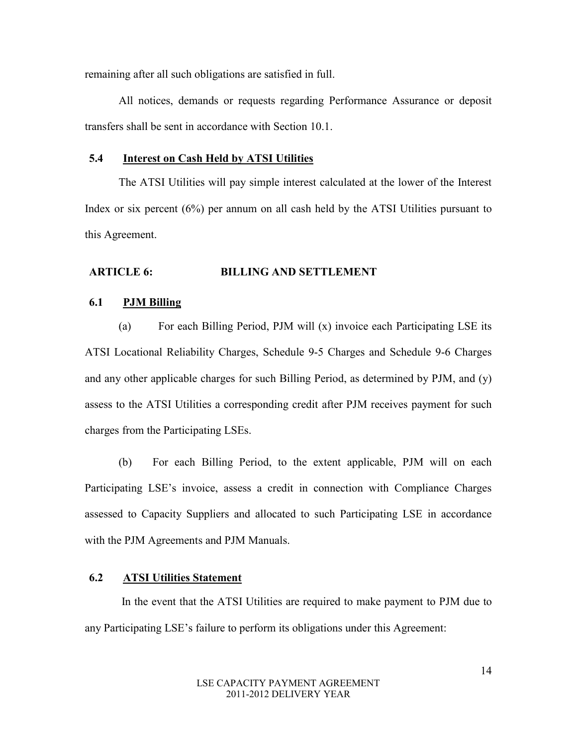remaining after all such obligations are satisfied in full.

All notices, demands or requests regarding Performance Assurance or deposit transfers shall be sent in accordance with Section 10.1.

### 5.4 Interest on Cash Held by ATSI Utilities

The ATSI Utilities will pay simple interest calculated at the lower of the Interest Index or six percent (6%) per annum on all cash held by the ATSI Utilities pursuant to this Agreement.

## ARTICLE 6: BILLING AND SETTLEMENT

### 6.1 PJM Billing

(a) For each Billing Period, PJM will (x) invoice each Participating LSE its ATSI Locational Reliability Charges, Schedule 9-5 Charges and Schedule 9-6 Charges and any other applicable charges for such Billing Period, as determined by PJM, and (y) assess to the ATSI Utilities a corresponding credit after PJM receives payment for such charges from the Participating LSEs.

(b) For each Billing Period, to the extent applicable, PJM will on each Participating LSE's invoice, assess a credit in connection with Compliance Charges assessed to Capacity Suppliers and allocated to such Participating LSE in accordance with the PJM Agreements and PJM Manuals.

### 6.2 ATSI Utilities Statement

In the event that the ATSI Utilities are required to make payment to PJM due to any Participating LSE's failure to perform its obligations under this Agreement: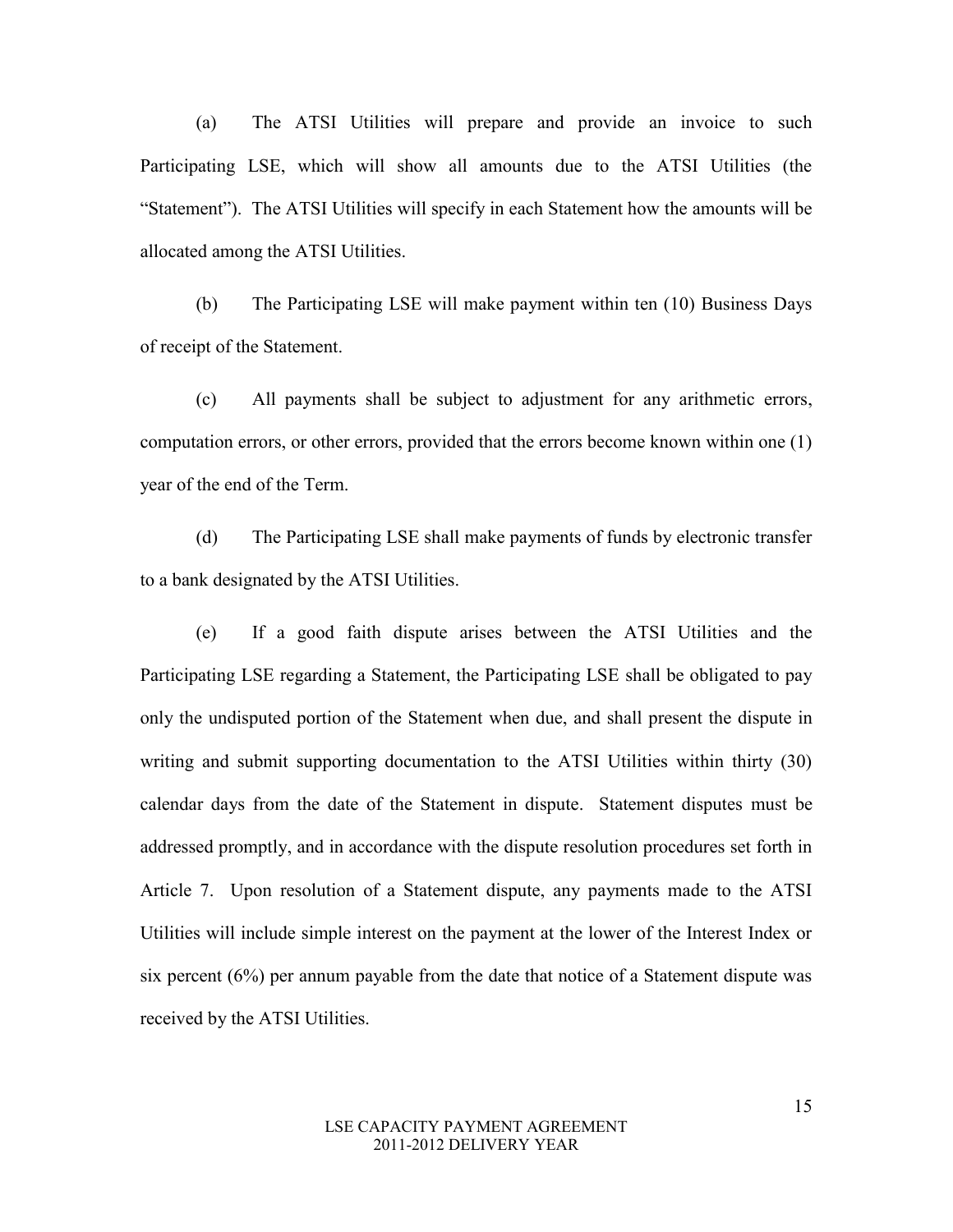(a) The ATSI Utilities will prepare and provide an invoice to such Participating LSE, which will show all amounts due to the ATSI Utilities (the "Statement"). The ATSI Utilities will specify in each Statement how the amounts will be allocated among the ATSI Utilities.

(b) The Participating LSE will make payment within ten (10) Business Days of receipt of the Statement.

(c) All payments shall be subject to adjustment for any arithmetic errors, computation errors, or other errors, provided that the errors become known within one (1) year of the end of the Term.

(d) The Participating LSE shall make payments of funds by electronic transfer to a bank designated by the ATSI Utilities.

(e) If a good faith dispute arises between the ATSI Utilities and the Participating LSE regarding a Statement, the Participating LSE shall be obligated to pay only the undisputed portion of the Statement when due, and shall present the dispute in writing and submit supporting documentation to the ATSI Utilities within thirty (30) calendar days from the date of the Statement in dispute. Statement disputes must be addressed promptly, and in accordance with the dispute resolution procedures set forth in Article 7. Upon resolution of a Statement dispute, any payments made to the ATSI Utilities will include simple interest on the payment at the lower of the Interest Index or six percent (6%) per annum payable from the date that notice of a Statement dispute was received by the ATSI Utilities.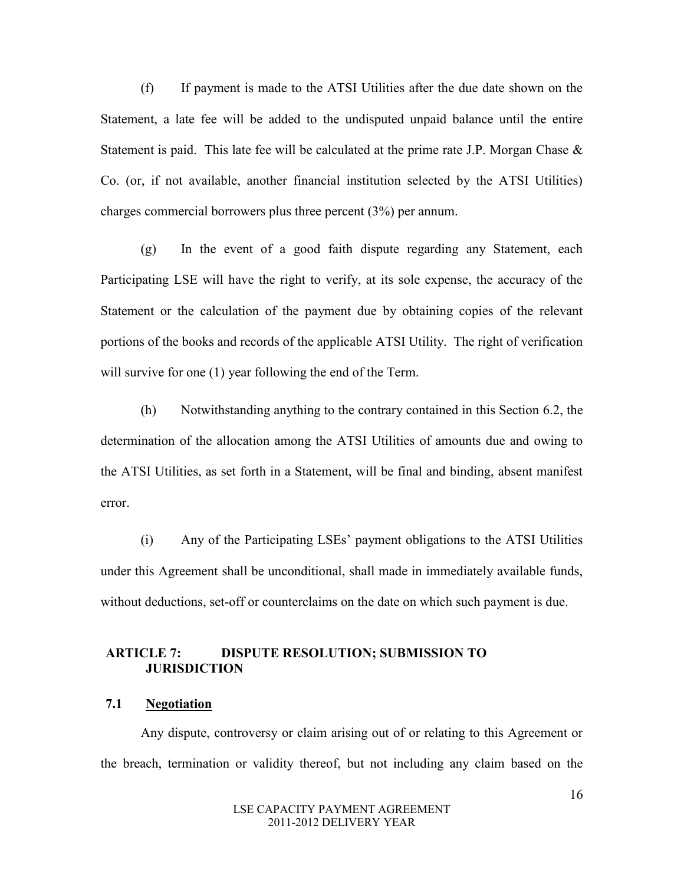(f) If payment is made to the ATSI Utilities after the due date shown on the Statement, a late fee will be added to the undisputed unpaid balance until the entire Statement is paid. This late fee will be calculated at the prime rate J.P. Morgan Chase & Co. (or, if not available, another financial institution selected by the ATSI Utilities) charges commercial borrowers plus three percent (3%) per annum.

(g) In the event of a good faith dispute regarding any Statement, each Participating LSE will have the right to verify, at its sole expense, the accuracy of the Statement or the calculation of the payment due by obtaining copies of the relevant portions of the books and records of the applicable ATSI Utility. The right of verification will survive for one (1) year following the end of the Term.

(h) Notwithstanding anything to the contrary contained in this Section 6.2, the determination of the allocation among the ATSI Utilities of amounts due and owing to the ATSI Utilities, as set forth in a Statement, will be final and binding, absent manifest error.

(i) Any of the Participating LSEs' payment obligations to the ATSI Utilities under this Agreement shall be unconditional, shall made in immediately available funds, without deductions, set-off or counterclaims on the date on which such payment is due.

## ARTICLE 7: DISPUTE RESOLUTION; SUBMISSION TO JURISDICTION

### 7.1 Negotiation

Any dispute, controversy or claim arising out of or relating to this Agreement or the breach, termination or validity thereof, but not including any claim based on the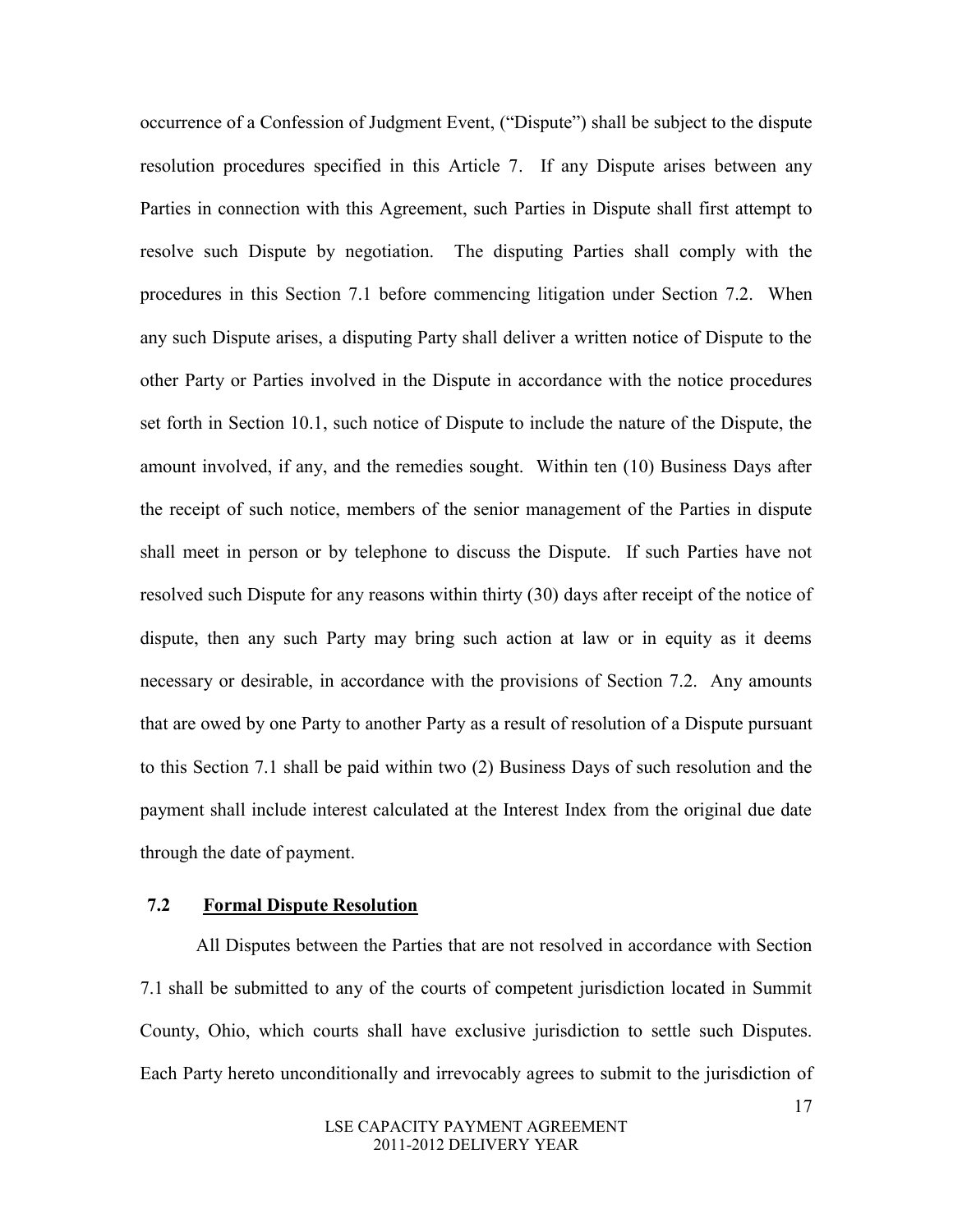occurrence of a Confession of Judgment Event, ("Dispute") shall be subject to the dispute resolution procedures specified in this Article 7. If any Dispute arises between any Parties in connection with this Agreement, such Parties in Dispute shall first attempt to resolve such Dispute by negotiation. The disputing Parties shall comply with the procedures in this Section 7.1 before commencing litigation under Section 7.2. When any such Dispute arises, a disputing Party shall deliver a written notice of Dispute to the other Party or Parties involved in the Dispute in accordance with the notice procedures set forth in Section 10.1, such notice of Dispute to include the nature of the Dispute, the amount involved, if any, and the remedies sought. Within ten (10) Business Days after the receipt of such notice, members of the senior management of the Parties in dispute shall meet in person or by telephone to discuss the Dispute. If such Parties have not resolved such Dispute for any reasons within thirty (30) days after receipt of the notice of dispute, then any such Party may bring such action at law or in equity as it deems necessary or desirable, in accordance with the provisions of Section 7.2. Any amounts that are owed by one Party to another Party as a result of resolution of a Dispute pursuant to this Section 7.1 shall be paid within two (2) Business Days of such resolution and the payment shall include interest calculated at the Interest Index from the original due date through the date of payment.

### 7.2 Formal Dispute Resolution

All Disputes between the Parties that are not resolved in accordance with Section 7.1 shall be submitted to any of the courts of competent jurisdiction located in Summit County, Ohio, which courts shall have exclusive jurisdiction to settle such Disputes. Each Party hereto unconditionally and irrevocably agrees to submit to the jurisdiction of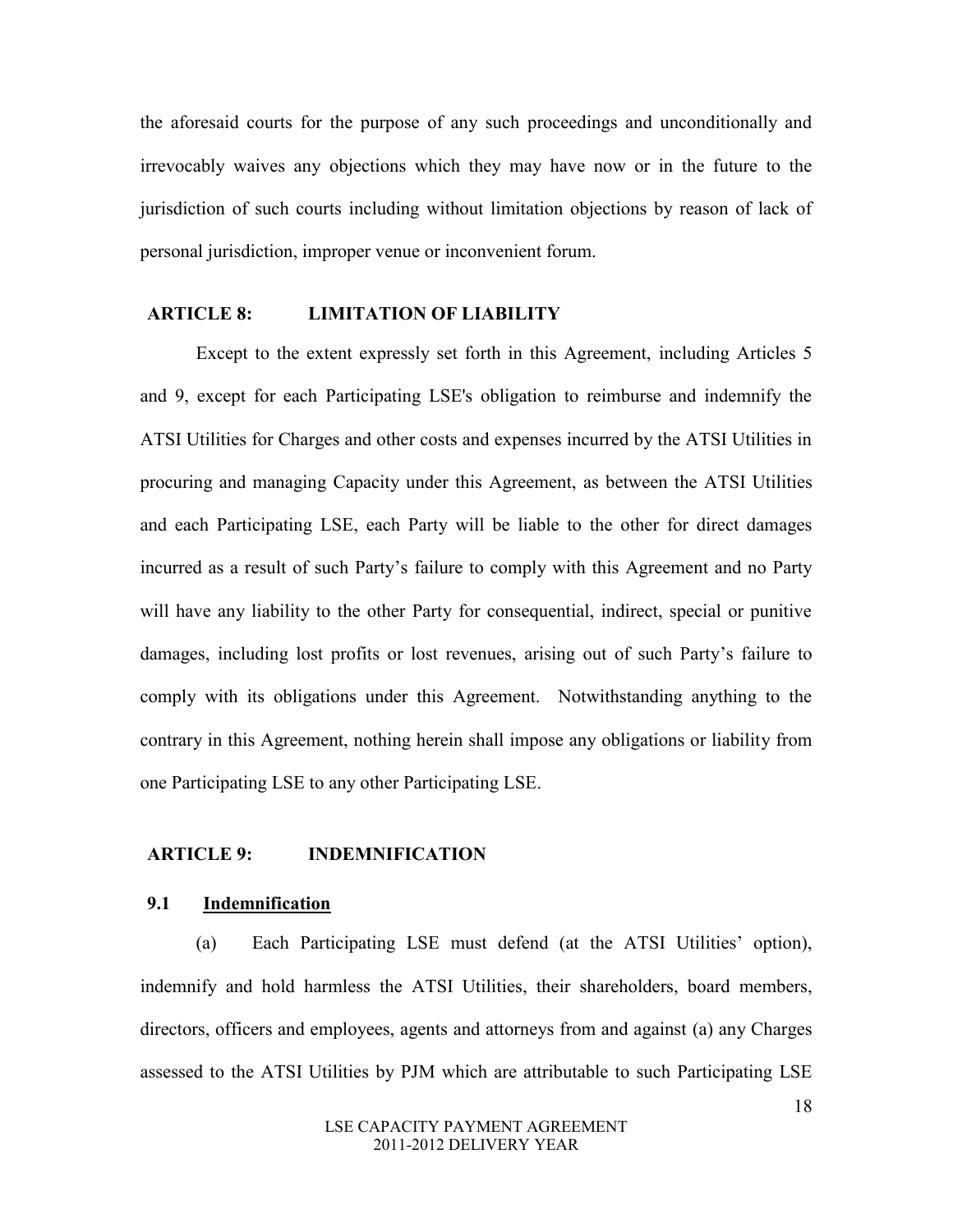the aforesaid courts for the purpose of any such proceedings and unconditionally and irrevocably waives any objections which they may have now or in the future to the jurisdiction of such courts including without limitation objections by reason of lack of personal jurisdiction, improper venue or inconvenient forum.

## ARTICLE 8: LIMITATION OF LIABILITY

Except to the extent expressly set forth in this Agreement, including Articles 5 and 9, except for each Participating LSE's obligation to reimburse and indemnify the ATSI Utilities for Charges and other costs and expenses incurred by the ATSI Utilities in procuring and managing Capacity under this Agreement, as between the ATSI Utilities and each Participating LSE, each Party will be liable to the other for direct damages incurred as a result of such Party's failure to comply with this Agreement and no Party will have any liability to the other Party for consequential, indirect, special or punitive damages, including lost profits or lost revenues, arising out of such Party's failure to comply with its obligations under this Agreement. Notwithstanding anything to the contrary in this Agreement, nothing herein shall impose any obligations or liability from one Participating LSE to any other Participating LSE.

## ARTICLE 9: INDEMNIFICATION

### 9.1 <u>Indemnification</u>

(a) Each Participating LSE must defend (at the ATSI Utilities' option), indemnify and hold harmless the ATSI Utilities, their shareholders, board members, directors, officers and employees, agents and attorneys from and against (a) any Charges assessed to the ATSI Utilities by PJM which are attributable to such Participating LSE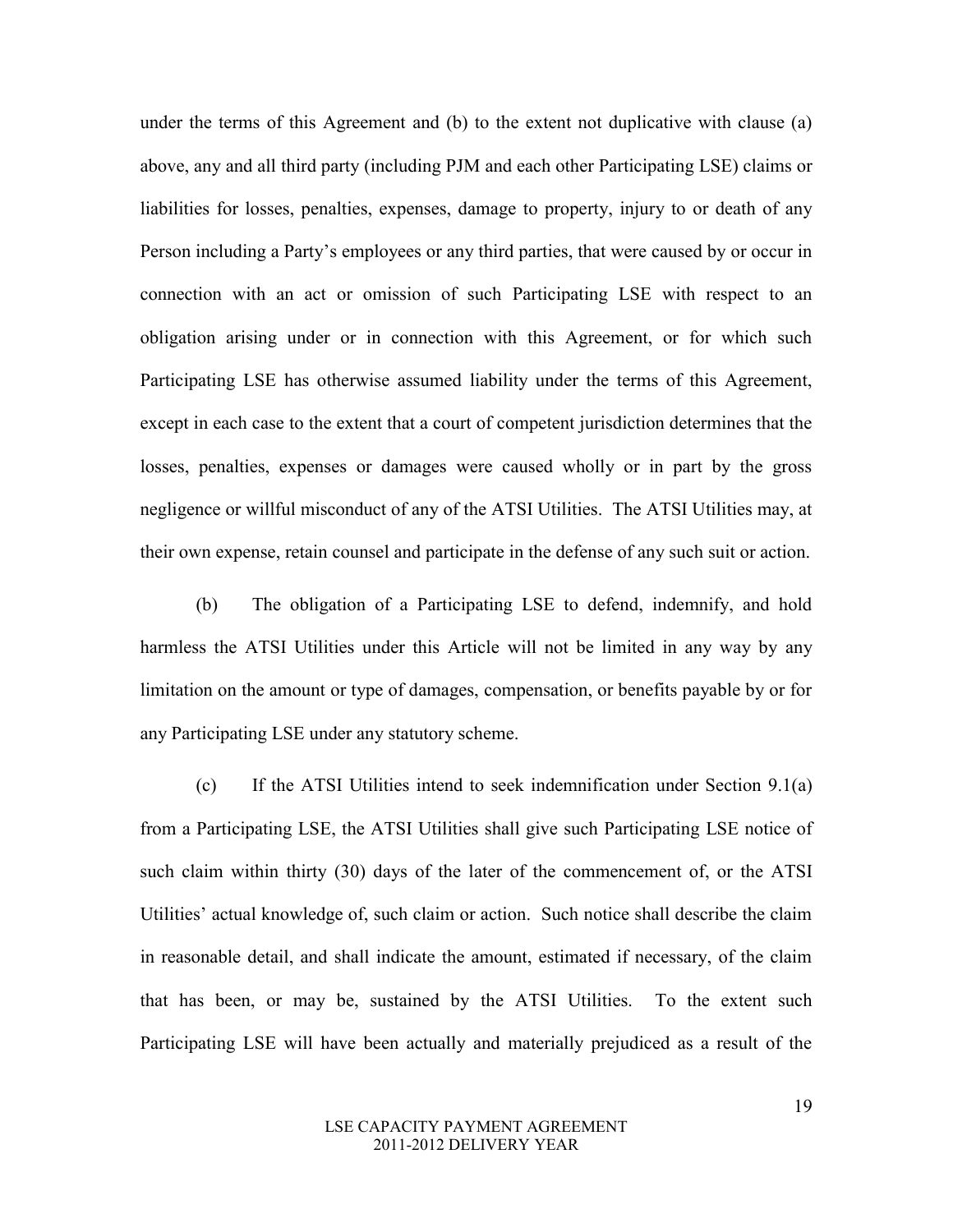under the terms of this Agreement and (b) to the extent not duplicative with clause (a) above, any and all third party (including PJM and each other Participating LSE) claims or liabilities for losses, penalties, expenses, damage to property, injury to or death of any Person including a Party's employees or any third parties, that were caused by or occur in connection with an act or omission of such Participating LSE with respect to an obligation arising under or in connection with this Agreement, or for which such Participating LSE has otherwise assumed liability under the terms of this Agreement, except in each case to the extent that a court of competent jurisdiction determines that the losses, penalties, expenses or damages were caused wholly or in part by the gross negligence or willful misconduct of any of the ATSI Utilities. The ATSI Utilities may, at their own expense, retain counsel and participate in the defense of any such suit or action.

(b) The obligation of a Participating LSE to defend, indemnify, and hold harmless the ATSI Utilities under this Article will not be limited in any way by any limitation on the amount or type of damages, compensation, or benefits payable by or for any Participating LSE under any statutory scheme.

(c) If the ATSI Utilities intend to seek indemnification under Section 9.1(a) from a Participating LSE, the ATSI Utilities shall give such Participating LSE notice of such claim within thirty (30) days of the later of the commencement of, or the ATSI Utilities' actual knowledge of, such claim or action. Such notice shall describe the claim in reasonable detail, and shall indicate the amount, estimated if necessary, of the claim that has been, or may be, sustained by the ATSI Utilities. To the extent such Participating LSE will have been actually and materially prejudiced as a result of the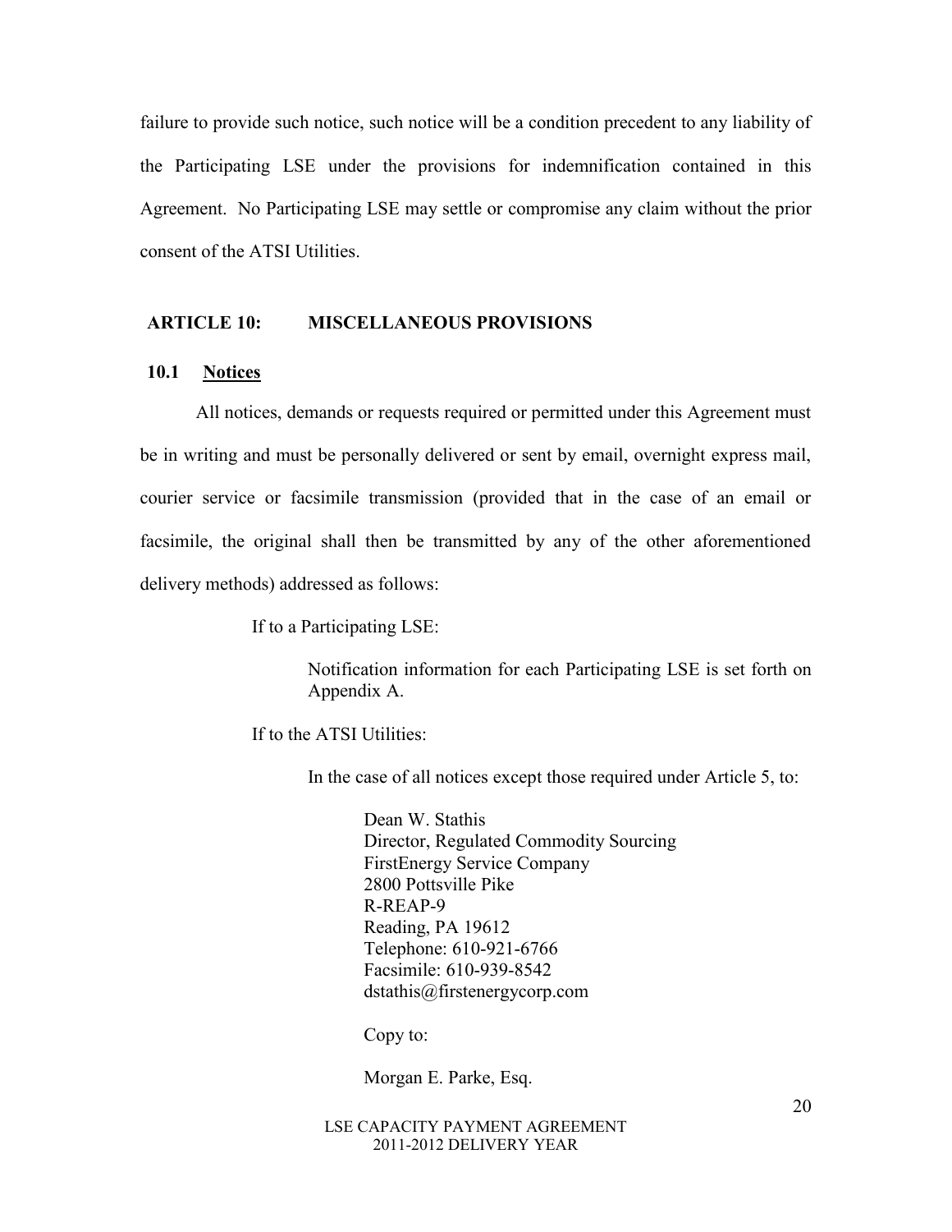failure to provide such notice, such notice will be a condition precedent to any liability of the Participating LSE under the provisions for indemnification contained in this Agreement. No Participating LSE may settle or compromise any claim without the prior consent of the ATSI Utilities.

## ARTICLE 10: MISCELLANEOUS PROVISIONS

### 10.1 Notices

All notices, demands or requests required or permitted under this Agreement must be in writing and must be personally delivered or sent by email, overnight express mail, courier service or facsimile transmission (provided that in the case of an email or facsimile, the original shall then be transmitted by any of the other aforementioned delivery methods) addressed as follows:

If to a Participating LSE:

> Notification information for each Participating LSE is set forth on Appendix A.

If to the ATSI Utilities:

> In the case of all notices except those required under Article 5, to:
>
> > Dean W. Stathis
> > Director, Regulated Commodity Sourcing
> > FirstEnergy Service Company
> > 2800 Pottsville Pike
> > R-REAP-9
> > Reading, PA 19612
> > Telephone: 610-921-6766
> > Facsimile: 610-939-8542
> > dstathis@firstenergycorp.com
> >
> > Copy to:
> >
> > Morgan E. Parke, Esq.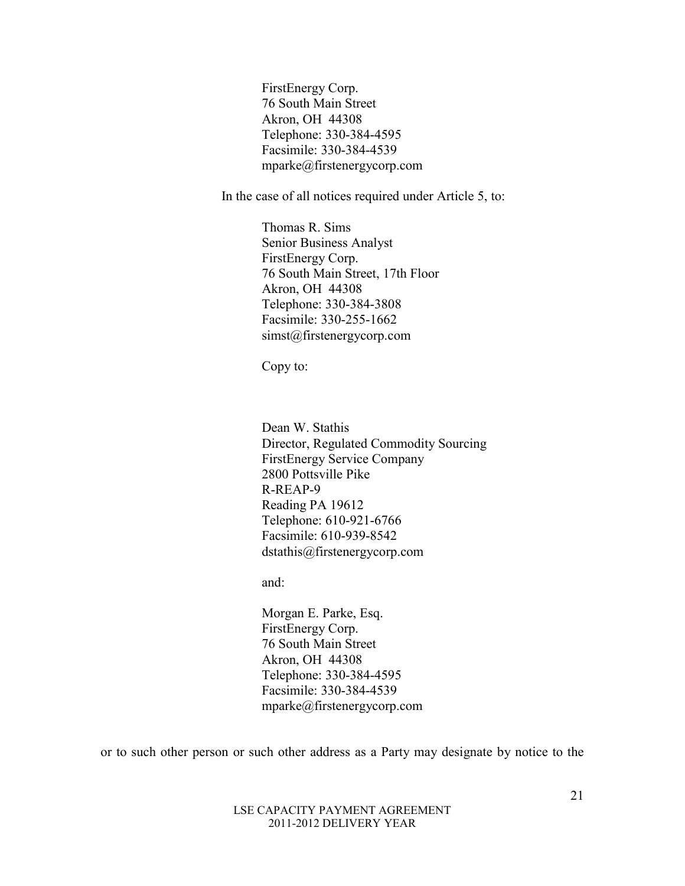FirstEnergy Corp.
76 South Main Street
Akron, OH 44308
Telephone: 330-384-4595
Facsimile: 330-384-4539
mparke@firstenergycorp.com

In the case of all notices required under Article 5, to:

Thomas R. Sims
Senior Business Analyst
FirstEnergy Corp.
76 South Main Street, 17th Floor
Akron, OH 44308
Telephone: 330-384-3808
Facsimile: 330-255-1662
simst@firstenergycorp.com

Copy to:

Dean W. Stathis
Director, Regulated Commodity Sourcing
FirstEnergy Service Company
2800 Pottsville Pike
R-REAP-9
Reading PA 19612
Telephone: 610-921-6766
Facsimile: 610-939-8542
dstathis@firstenergycorp.com

and:

Morgan E. Parke, Esq.
FirstEnergy Corp.
76 South Main Street
Akron, OH 44308
Telephone: 330-384-4595
Facsimile: 330-384-4539
mparke@firstenergycorp.com

or to such other person or such other address as a Party may designate by notice to the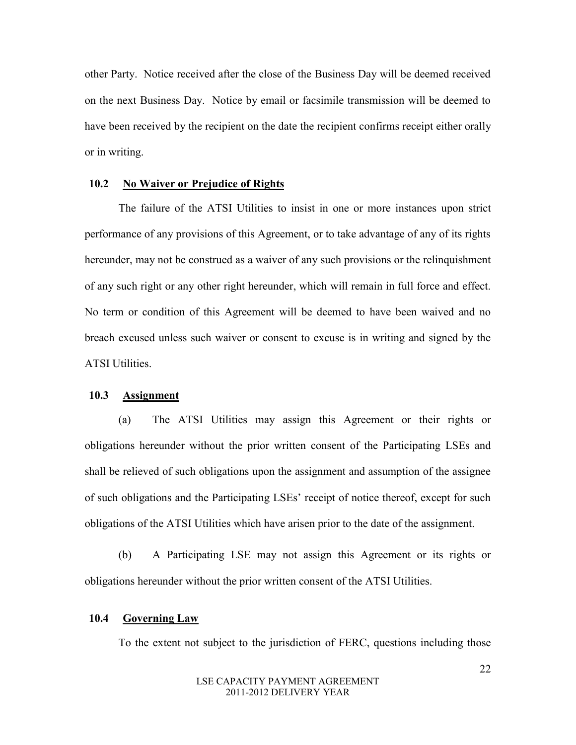other Party. Notice received after the close of the Business Day will be deemed received on the next Business Day. Notice by email or facsimile transmission will be deemed to have been received by the recipient on the date the recipient confirms receipt either orally or in writing.

### 10.2 No Waiver or Prejudice of Rights

The failure of the ATSI Utilities to insist in one or more instances upon strict performance of any provisions of this Agreement, or to take advantage of any of its rights hereunder, may not be construed as a waiver of any such provisions or the relinquishment of any such right or any other right hereunder, which will remain in full force and effect. No term or condition of this Agreement will be deemed to have been waived and no breach excused unless such waiver or consent to excuse is in writing and signed by the ATSI Utilities.

### 10.3 Assignment

(a) The ATSI Utilities may assign this Agreement or their rights or obligations hereunder without the prior written consent of the Participating LSEs and shall be relieved of such obligations upon the assignment and assumption of the assignee of such obligations and the Participating LSEs' receipt of notice thereof, except for such obligations of the ATSI Utilities which have arisen prior to the date of the assignment.

(b) A Participating LSE may not assign this Agreement or its rights or obligations hereunder without the prior written consent of the ATSI Utilities.

### 10.4 Governing Law

To the extent not subject to the jurisdiction of FERC, questions including those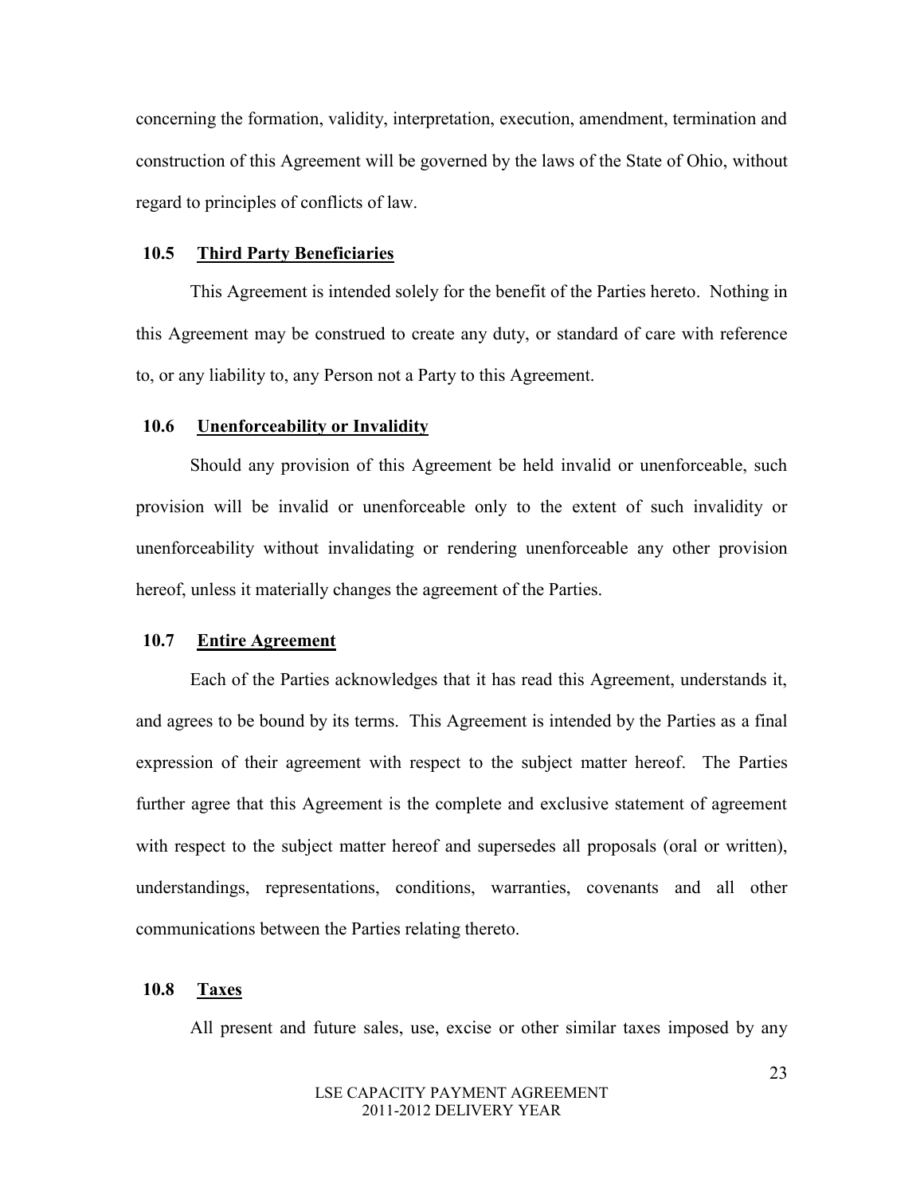concerning the formation, validity, interpretation, execution, amendment, termination and construction of this Agreement will be governed by the laws of the State of Ohio, without regard to principles of conflicts of law.

### 10.5 Third Party Beneficiaries

This Agreement is intended solely for the benefit of the Parties hereto. Nothing in this Agreement may be construed to create any duty, or standard of care with reference to, or any liability to, any Person not a Party to this Agreement.

### 10.6 Unenforceability or Invalidity

Should any provision of this Agreement be held invalid or unenforceable, such provision will be invalid or unenforceable only to the extent of such invalidity or unenforceability without invalidating or rendering unenforceable any other provision hereof, unless it materially changes the agreement of the Parties.

### 10.7 Entire Agreement

Each of the Parties acknowledges that it has read this Agreement, understands it, and agrees to be bound by its terms. This Agreement is intended by the Parties as a final expression of their agreement with respect to the subject matter hereof. The Parties further agree that this Agreement is the complete and exclusive statement of agreement with respect to the subject matter hereof and supersedes all proposals (oral or written), understandings, representations, conditions, warranties, covenants and all other communications between the Parties relating thereto.

### 10.8 Taxes

All present and future sales, use, excise or other similar taxes imposed by any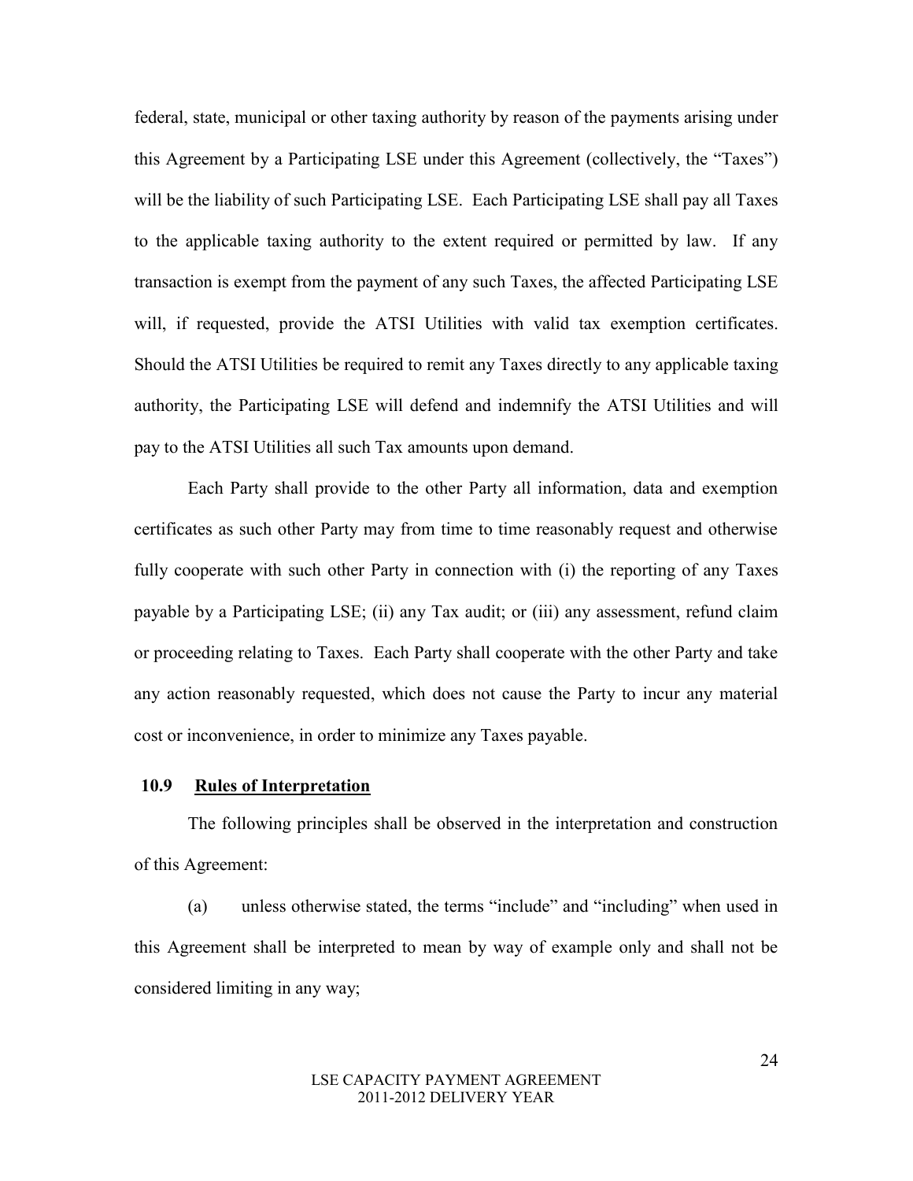federal, state, municipal or other taxing authority by reason of the payments arising under this Agreement by a Participating LSE under this Agreement (collectively, the "Taxes") will be the liability of such Participating LSE. Each Participating LSE shall pay all Taxes to the applicable taxing authority to the extent required or permitted by law. If any transaction is exempt from the payment of any such Taxes, the affected Participating LSE will, if requested, provide the ATSI Utilities with valid tax exemption certificates. Should the ATSI Utilities be required to remit any Taxes directly to any applicable taxing authority, the Participating LSE will defend and indemnify the ATSI Utilities and will pay to the ATSI Utilities all such Tax amounts upon demand.

Each Party shall provide to the other Party all information, data and exemption certificates as such other Party may from time to time reasonably request and otherwise fully cooperate with such other Party in connection with (i) the reporting of any Taxes payable by a Participating LSE; (ii) any Tax audit; or (iii) any assessment, refund claim or proceeding relating to Taxes. Each Party shall cooperate with the other Party and take any action reasonably requested, which does not cause the Party to incur any material cost or inconvenience, in order to minimize any Taxes payable.

### 10.9 Rules of Interpretation

The following principles shall be observed in the interpretation and construction of this Agreement:

(a) unless otherwise stated, the terms "include" and "including" when used in this Agreement shall be interpreted to mean by way of example only and shall not be considered limiting in any way;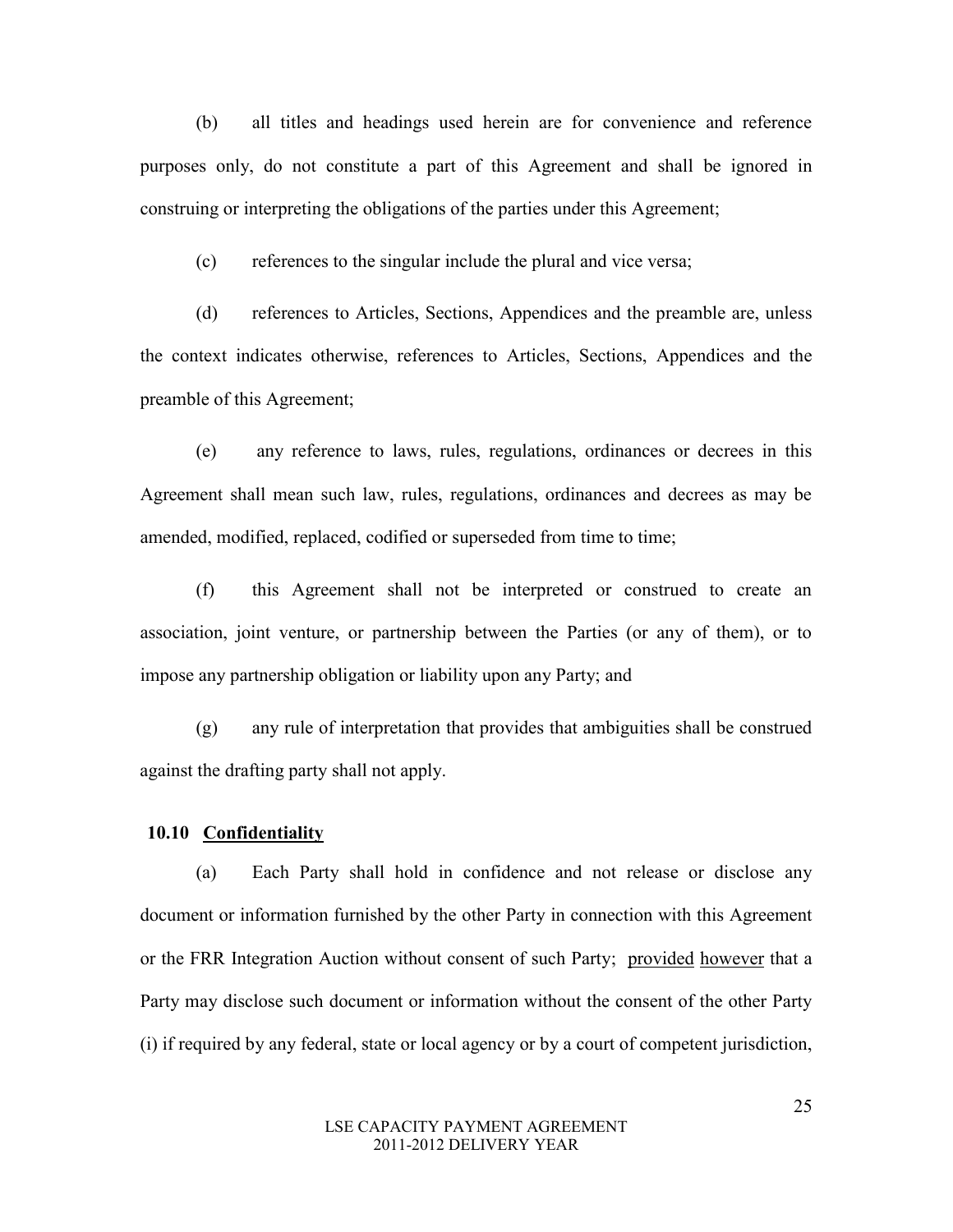(b) all titles and headings used herein are for convenience and reference purposes only, do not constitute a part of this Agreement and shall be ignored in construing or interpreting the obligations of the parties under this Agreement;

(c) references to the singular include the plural and vice versa;

(d) references to Articles, Sections, Appendices and the preamble are, unless the context indicates otherwise, references to Articles, Sections, Appendices and the preamble of this Agreement;

(e) any reference to laws, rules, regulations, ordinances or decrees in this Agreement shall mean such law, rules, regulations, ordinances and decrees as may be amended, modified, replaced, codified or superseded from time to time;

(f) this Agreement shall not be interpreted or construed to create an association, joint venture, or partnership between the Parties (or any of them), or to impose any partnership obligation or liability upon any Party; and

(g) any rule of interpretation that provides that ambiguities shall be construed against the drafting party shall not apply.

**10.10 <u>Confidentiality</u>**

(a) Each Party shall hold in confidence and not release or disclose any document or information furnished by the other Party in connection with this Agreement or the FRR Integration Auction without consent of such Party; <u>provided</u> <u>however</u> that a Party may disclose such document or information without the consent of the other Party (i) if required by any federal, state or local agency or by a court of competent jurisdiction,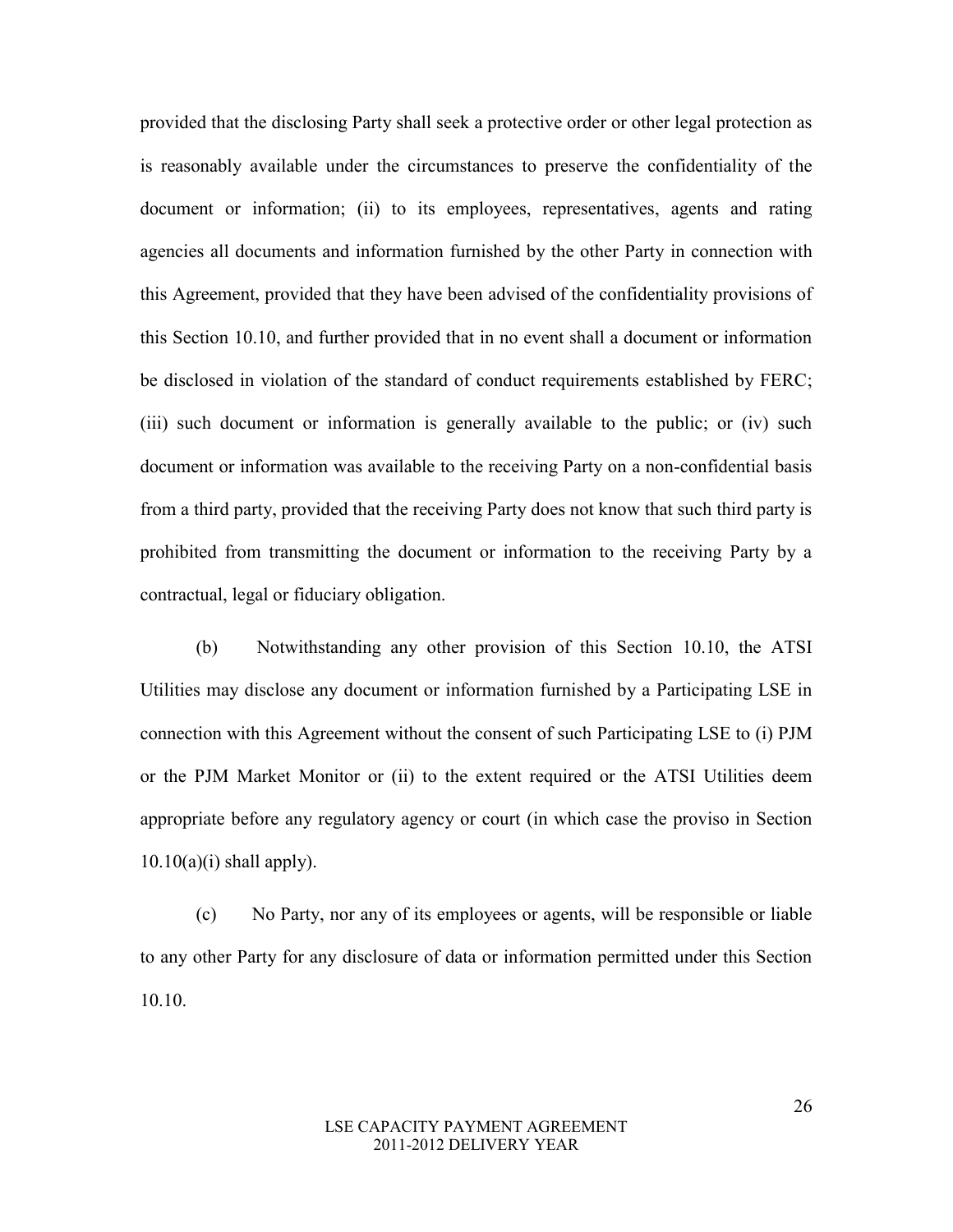provided that the disclosing Party shall seek a protective order or other legal protection as is reasonably available under the circumstances to preserve the confidentiality of the document or information; (ii) to its employees, representatives, agents and rating agencies all documents and information furnished by the other Party in connection with this Agreement, provided that they have been advised of the confidentiality provisions of this Section 10.10, and further provided that in no event shall a document or information be disclosed in violation of the standard of conduct requirements established by FERC; (iii) such document or information is generally available to the public; or (iv) such document or information was available to the receiving Party on a non-confidential basis from a third party, provided that the receiving Party does not know that such third party is prohibited from transmitting the document or information to the receiving Party by a contractual, legal or fiduciary obligation.

(b) Notwithstanding any other provision of this Section 10.10, the ATSI Utilities may disclose any document or information furnished by a Participating LSE in connection with this Agreement without the consent of such Participating LSE to (i) PJM or the PJM Market Monitor or (ii) to the extent required or the ATSI Utilities deem appropriate before any regulatory agency or court (in which case the proviso in Section 10.10(a)(i) shall apply).

(c) No Party, nor any of its employees or agents, will be responsible or liable to any other Party for any disclosure of data or information permitted under this Section 10.10.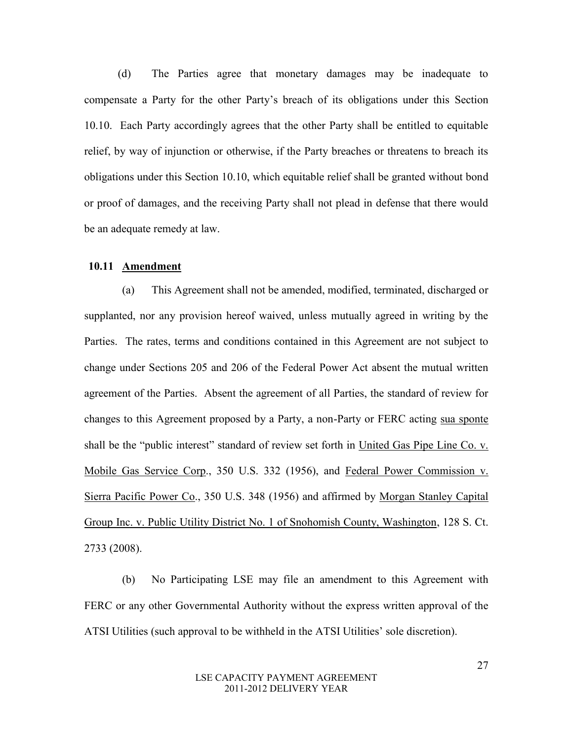(d) The Parties agree that monetary damages may be inadequate to compensate a Party for the other Party's breach of its obligations under this Section 10.10. Each Party accordingly agrees that the other Party shall be entitled to equitable relief, by way of injunction or otherwise, if the Party breaches or threatens to breach its obligations under this Section 10.10, which equitable relief shall be granted without bond or proof of damages, and the receiving Party shall not plead in defense that there would be an adequate remedy at law.

### 10.11 Amendment

(a) This Agreement shall not be amended, modified, terminated, discharged or supplanted, nor any provision hereof waived, unless mutually agreed in writing by the Parties. The rates, terms and conditions contained in this Agreement are not subject to change under Sections 205 and 206 of the Federal Power Act absent the mutual written agreement of the Parties. Absent the agreement of all Parties, the standard of review for changes to this Agreement proposed by a Party, a non-Party or FERC acting sua sponte shall be the "public interest" standard of review set forth in United Gas Pipe Line Co. v. Mobile Gas Service Corp., 350 U.S. 332 (1956), and Federal Power Commission v. Sierra Pacific Power Co., 350 U.S. 348 (1956) and affirmed by Morgan Stanley Capital Group Inc. v. Public Utility District No. 1 of Snohomish County, Washington, 128 S. Ct. 2733 (2008).

(b) No Participating LSE may file an amendment to this Agreement with FERC or any other Governmental Authority without the express written approval of the ATSI Utilities (such approval to be withheld in the ATSI Utilities' sole discretion).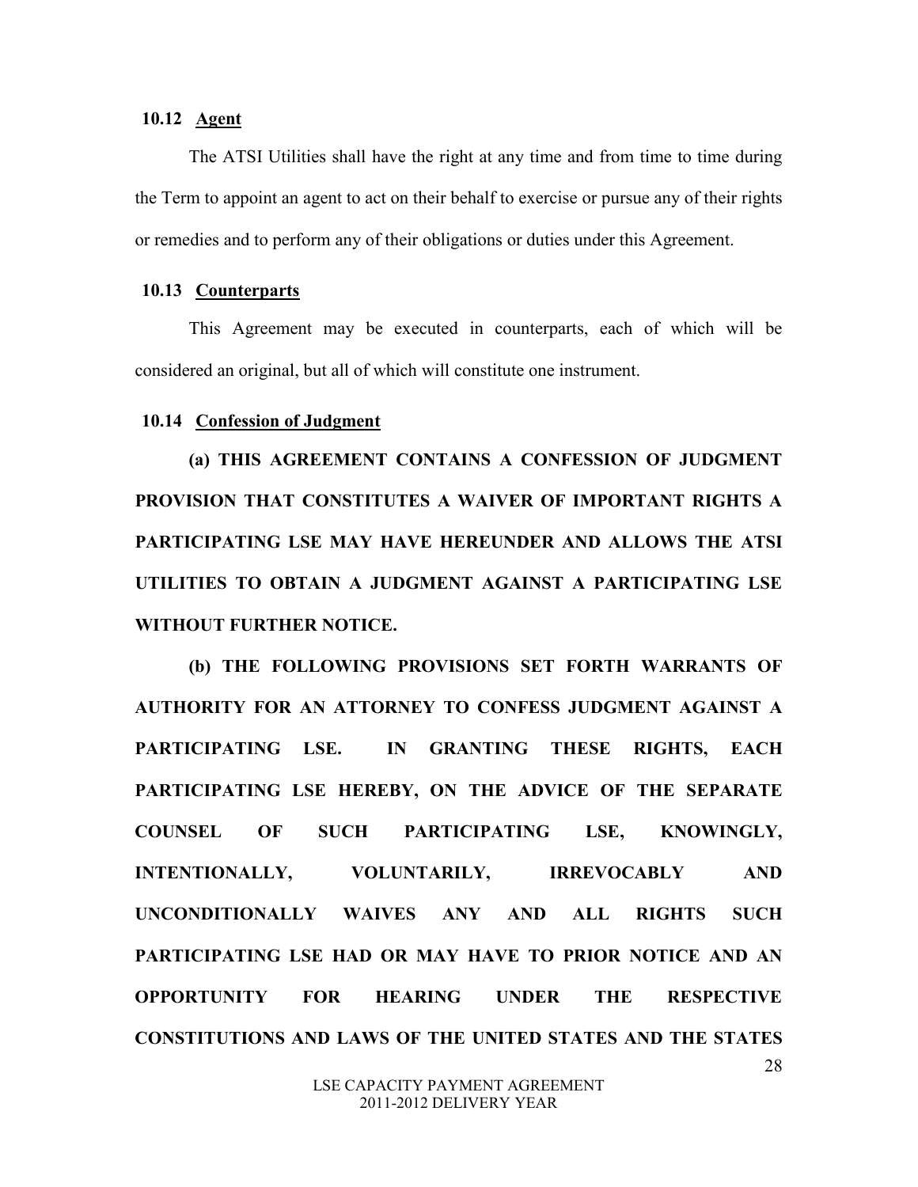### 10.12 Agent

The ATSI Utilities shall have the right at any time and from time to time during the Term to appoint an agent to act on their behalf to exercise or pursue any of their rights or remedies and to perform any of their obligations or duties under this Agreement.

### 10.13 Counterparts

This Agreement may be executed in counterparts, each of which will be considered an original, but all of which will constitute one instrument.

### 10.14 Confession of Judgment

**(a) THIS AGREEMENT CONTAINS A CONFESSION OF JUDGMENT PROVISION THAT CONSTITUTES A WAIVER OF IMPORTANT RIGHTS A PARTICIPATING LSE MAY HAVE HEREUNDER AND ALLOWS THE ATSI UTILITIES TO OBTAIN A JUDGMENT AGAINST A PARTICIPATING LSE WITHOUT FURTHER NOTICE.**

**(b) THE FOLLOWING PROVISIONS SET FORTH WARRANTS OF AUTHORITY FOR AN ATTORNEY TO CONFESS JUDGMENT AGAINST A PARTICIPATING LSE. IN GRANTING THESE RIGHTS, EACH PARTICIPATING LSE HEREBY, ON THE ADVICE OF THE SEPARATE COUNSEL OF SUCH PARTICIPATING LSE, KNOWINGLY, INTENTIONALLY, VOLUNTARILY, IRREVOCABLY AND UNCONDITIONALLY WAIVES ANY AND ALL RIGHTS SUCH PARTICIPATING LSE HAD OR MAY HAVE TO PRIOR NOTICE AND AN OPPORTUNITY FOR HEARING UNDER THE RESPECTIVE CONSTITUTIONS AND LAWS OF THE UNITED STATES AND THE STATES**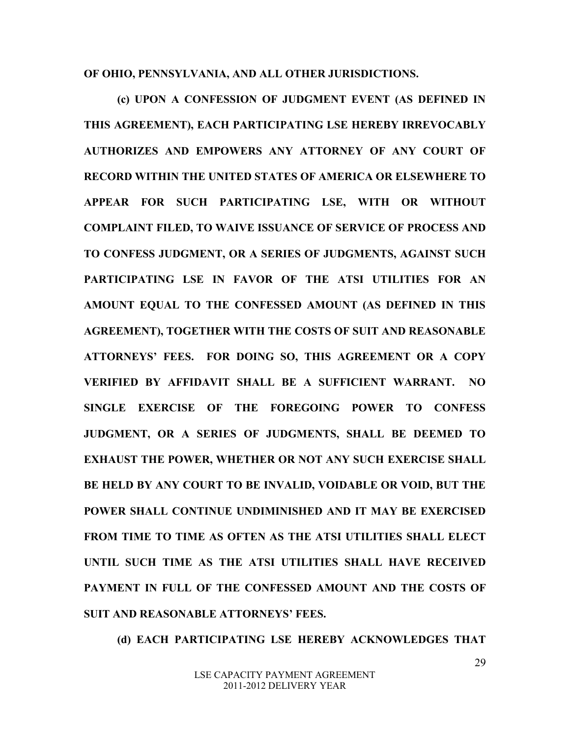**OF OHIO, PENNSYLVANIA, AND ALL OTHER JURISDICTIONS.**

**(c) UPON A CONFESSION OF JUDGMENT EVENT (AS DEFINED IN THIS AGREEMENT), EACH PARTICIPATING LSE HEREBY IRREVOCABLY AUTHORIZES AND EMPOWERS ANY ATTORNEY OF ANY COURT OF RECORD WITHIN THE UNITED STATES OF AMERICA OR ELSEWHERE TO APPEAR FOR SUCH PARTICIPATING LSE, WITH OR WITHOUT COMPLAINT FILED, TO WAIVE ISSUANCE OF SERVICE OF PROCESS AND TO CONFESS JUDGMENT, OR A SERIES OF JUDGMENTS, AGAINST SUCH PARTICIPATING LSE IN FAVOR OF THE ATSI UTILITIES FOR AN AMOUNT EQUAL TO THE CONFESSED AMOUNT (AS DEFINED IN THIS AGREEMENT), TOGETHER WITH THE COSTS OF SUIT AND REASONABLE ATTORNEYS' FEES. FOR DOING SO, THIS AGREEMENT OR A COPY VERIFIED BY AFFIDAVIT SHALL BE A SUFFICIENT WARRANT. NO SINGLE EXERCISE OF THE FOREGOING POWER TO CONFESS JUDGMENT, OR A SERIES OF JUDGMENTS, SHALL BE DEEMED TO EXHAUST THE POWER, WHETHER OR NOT ANY SUCH EXERCISE SHALL BE HELD BY ANY COURT TO BE INVALID, VOIDABLE OR VOID, BUT THE POWER SHALL CONTINUE UNDIMINISHED AND IT MAY BE EXERCISED FROM TIME TO TIME AS OFTEN AS THE ATSI UTILITIES SHALL ELECT UNTIL SUCH TIME AS THE ATSI UTILITIES SHALL HAVE RECEIVED PAYMENT IN FULL OF THE CONFESSED AMOUNT AND THE COSTS OF SUIT AND REASONABLE ATTORNEYS' FEES.**

**(d) EACH PARTICIPATING LSE HEREBY ACKNOWLEDGES THAT**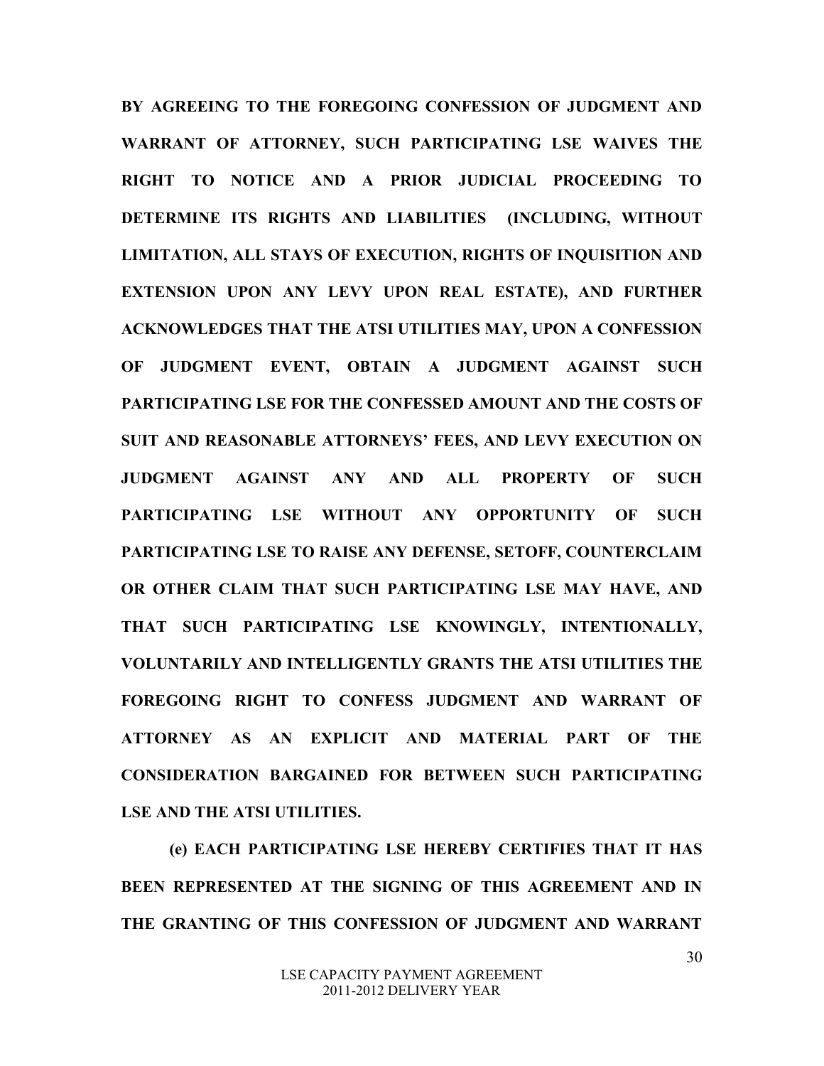**BY AGREEING TO THE FOREGOING CONFESSION OF JUDGMENT AND WARRANT OF ATTORNEY, SUCH PARTICIPATING LSE WAIVES THE RIGHT TO NOTICE AND A PRIOR JUDICIAL PROCEEDING TO DETERMINE ITS RIGHTS AND LIABILITIES (INCLUDING, WITHOUT LIMITATION, ALL STAYS OF EXECUTION, RIGHTS OF INQUISITION AND EXTENSION UPON ANY LEVY UPON REAL ESTATE), AND FURTHER ACKNOWLEDGES THAT THE ATSI UTILITIES MAY, UPON A CONFESSION OF JUDGMENT EVENT, OBTAIN A JUDGMENT AGAINST SUCH PARTICIPATING LSE FOR THE CONFESSED AMOUNT AND THE COSTS OF SUIT AND REASONABLE ATTORNEYS' FEES, AND LEVY EXECUTION ON JUDGMENT AGAINST ANY AND ALL PROPERTY OF SUCH PARTICIPATING LSE WITHOUT ANY OPPORTUNITY OF SUCH PARTICIPATING LSE TO RAISE ANY DEFENSE, SETOFF, COUNTERCLAIM OR OTHER CLAIM THAT SUCH PARTICIPATING LSE MAY HAVE, AND THAT SUCH PARTICIPATING LSE KNOWINGLY, INTENTIONALLY, VOLUNTARILY AND INTELLIGENTLY GRANTS THE ATSI UTILITIES THE FOREGOING RIGHT TO CONFESS JUDGMENT AND WARRANT OF ATTORNEY AS AN EXPLICIT AND MATERIAL PART OF THE CONSIDERATION BARGAINED FOR BETWEEN SUCH PARTICIPATING LSE AND THE ATSI UTILITIES.**

**(e) EACH PARTICIPATING LSE HEREBY CERTIFIES THAT IT HAS BEEN REPRESENTED AT THE SIGNING OF THIS AGREEMENT AND IN THE GRANTING OF THIS CONFESSION OF JUDGMENT AND WARRANT**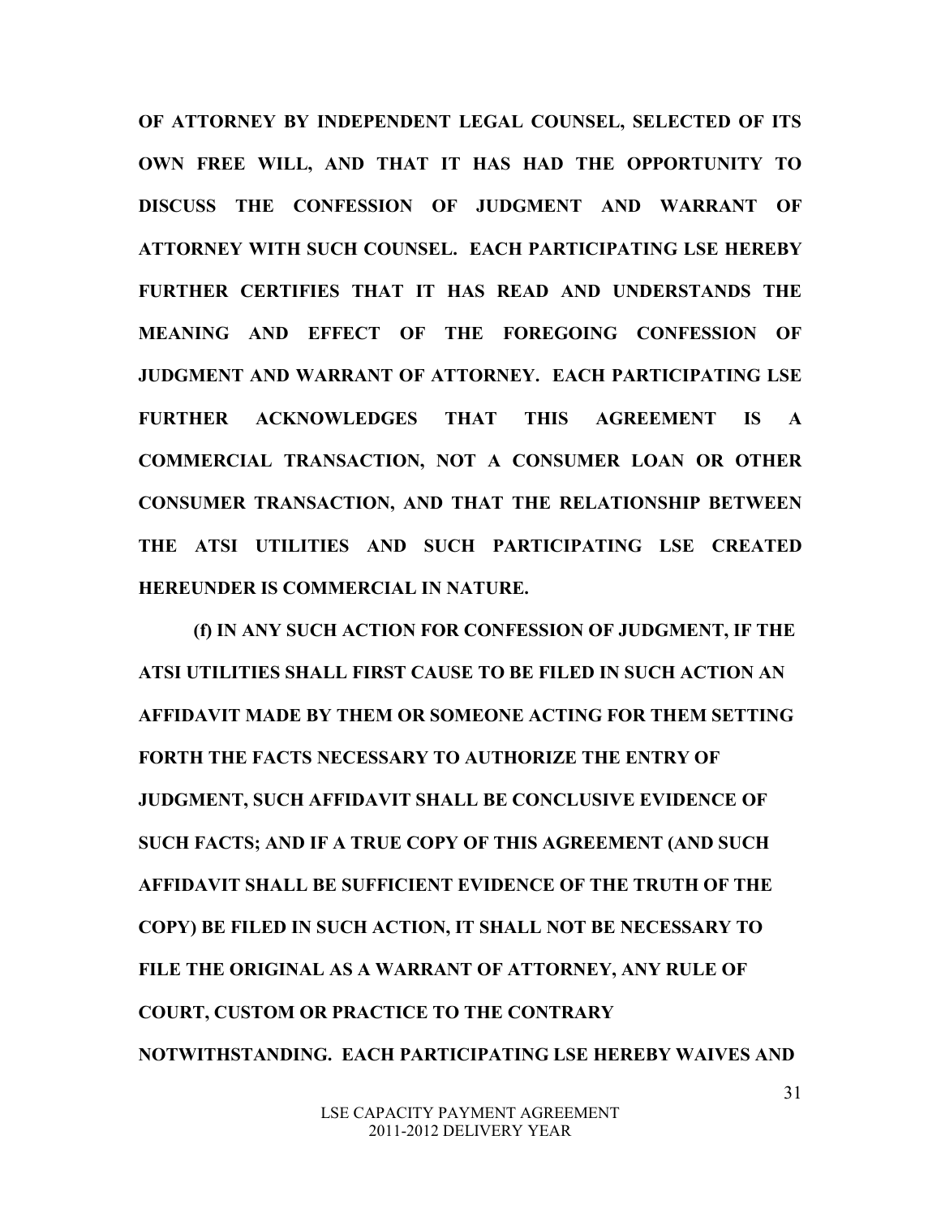**OF ATTORNEY BY INDEPENDENT LEGAL COUNSEL, SELECTED OF ITS OWN FREE WILL, AND THAT IT HAS HAD THE OPPORTUNITY TO DISCUSS THE CONFESSION OF JUDGMENT AND WARRANT OF ATTORNEY WITH SUCH COUNSEL. EACH PARTICIPATING LSE HEREBY FURTHER CERTIFIES THAT IT HAS READ AND UNDERSTANDS THE MEANING AND EFFECT OF THE FOREGOING CONFESSION OF JUDGMENT AND WARRANT OF ATTORNEY. EACH PARTICIPATING LSE FURTHER ACKNOWLEDGES THAT THIS AGREEMENT IS A COMMERCIAL TRANSACTION, NOT A CONSUMER LOAN OR OTHER CONSUMER TRANSACTION, AND THAT THE RELATIONSHIP BETWEEN THE ATSI UTILITIES AND SUCH PARTICIPATING LSE CREATED HEREUNDER IS COMMERCIAL IN NATURE.**

**(f) IN ANY SUCH ACTION FOR CONFESSION OF JUDGMENT, IF THE ATSI UTILITIES SHALL FIRST CAUSE TO BE FILED IN SUCH ACTION AN AFFIDAVIT MADE BY THEM OR SOMEONE ACTING FOR THEM SETTING FORTH THE FACTS NECESSARY TO AUTHORIZE THE ENTRY OF JUDGMENT, SUCH AFFIDAVIT SHALL BE CONCLUSIVE EVIDENCE OF SUCH FACTS; AND IF A TRUE COPY OF THIS AGREEMENT (AND SUCH AFFIDAVIT SHALL BE SUFFICIENT EVIDENCE OF THE TRUTH OF THE COPY) BE FILED IN SUCH ACTION, IT SHALL NOT BE NECESSARY TO FILE THE ORIGINAL AS A WARRANT OF ATTORNEY, ANY RULE OF COURT, CUSTOM OR PRACTICE TO THE CONTRARY NOTWITHSTANDING. EACH PARTICIPATING LSE HEREBY WAIVES AND**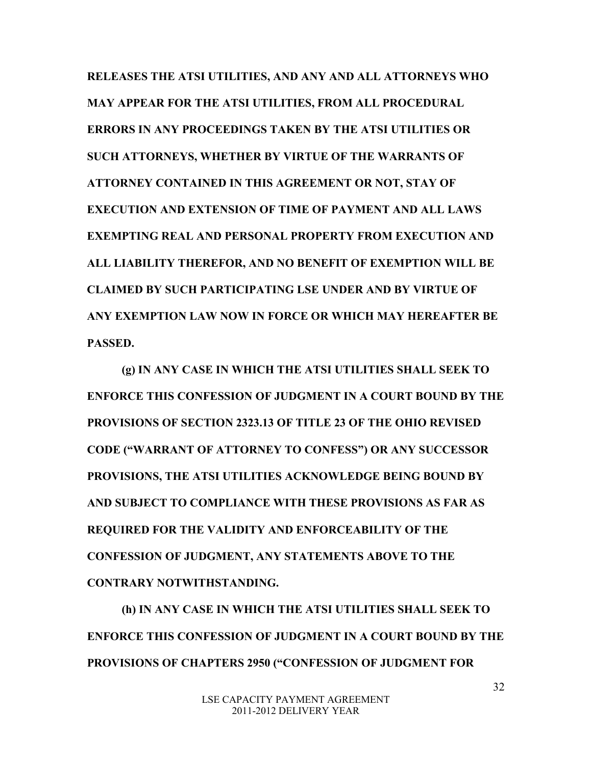**RELEASES THE ATSI UTILITIES, AND ANY AND ALL ATTORNEYS WHO MAY APPEAR FOR THE ATSI UTILITIES, FROM ALL PROCEDURAL ERRORS IN ANY PROCEEDINGS TAKEN BY THE ATSI UTILITIES OR SUCH ATTORNEYS, WHETHER BY VIRTUE OF THE WARRANTS OF ATTORNEY CONTAINED IN THIS AGREEMENT OR NOT, STAY OF EXECUTION AND EXTENSION OF TIME OF PAYMENT AND ALL LAWS EXEMPTING REAL AND PERSONAL PROPERTY FROM EXECUTION AND ALL LIABILITY THEREFOR, AND NO BENEFIT OF EXEMPTION WILL BE CLAIMED BY SUCH PARTICIPATING LSE UNDER AND BY VIRTUE OF ANY EXEMPTION LAW NOW IN FORCE OR WHICH MAY HEREAFTER BE PASSED.**

**(g) IN ANY CASE IN WHICH THE ATSI UTILITIES SHALL SEEK TO ENFORCE THIS CONFESSION OF JUDGMENT IN A COURT BOUND BY THE PROVISIONS OF SECTION 2323.13 OF TITLE 23 OF THE OHIO REVISED CODE ("WARRANT OF ATTORNEY TO CONFESS") OR ANY SUCCESSOR PROVISIONS, THE ATSI UTILITIES ACKNOWLEDGE BEING BOUND BY AND SUBJECT TO COMPLIANCE WITH THESE PROVISIONS AS FAR AS REQUIRED FOR THE VALIDITY AND ENFORCEABILITY OF THE CONFESSION OF JUDGMENT, ANY STATEMENTS ABOVE TO THE CONTRARY NOTWITHSTANDING.**

**(h) IN ANY CASE IN WHICH THE ATSI UTILITIES SHALL SEEK TO ENFORCE THIS CONFESSION OF JUDGMENT IN A COURT BOUND BY THE PROVISIONS OF CHAPTERS 2950 ("CONFESSION OF JUDGMENT FOR**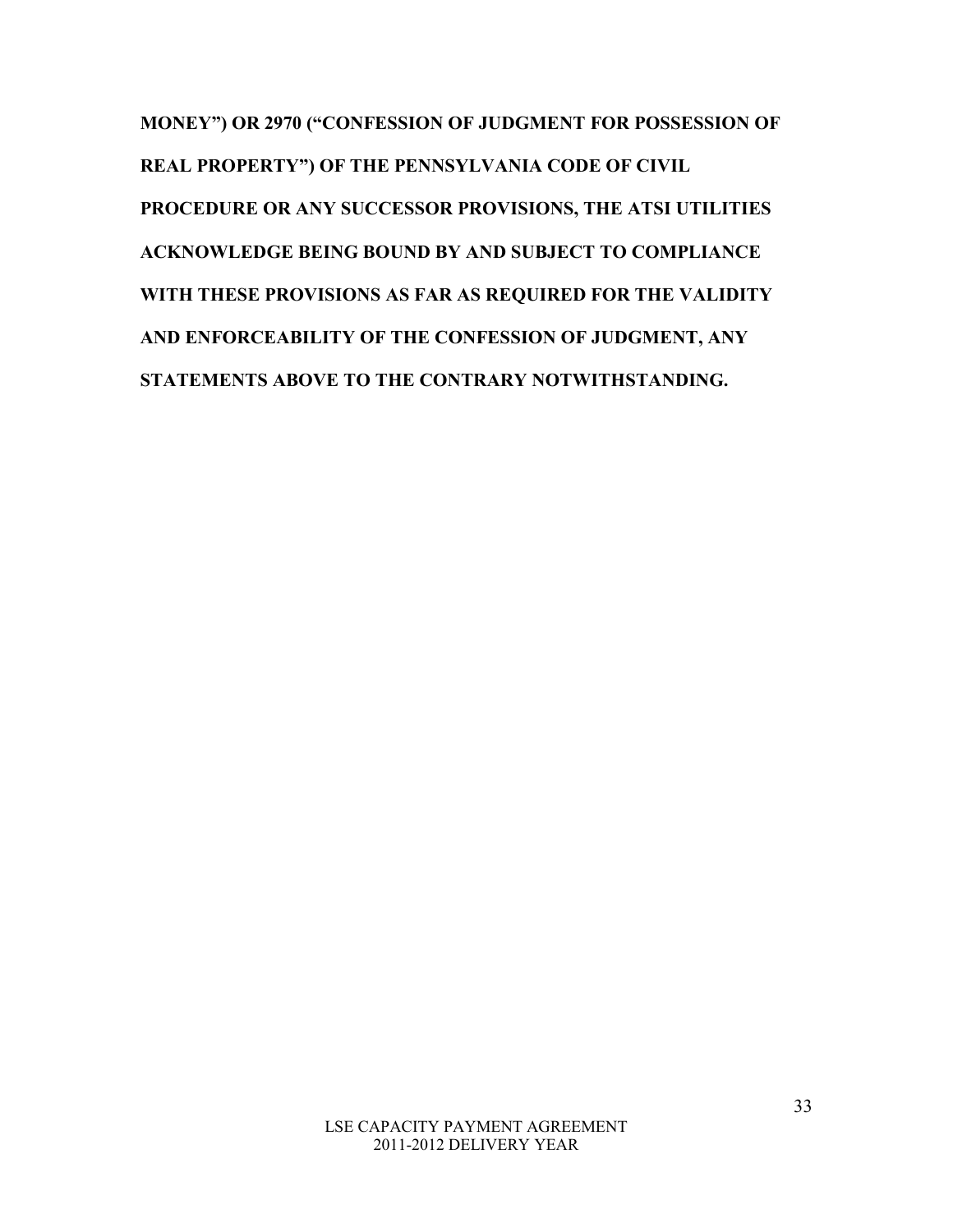**MONEY") OR 2970 ("CONFESSION OF JUDGMENT FOR POSSESSION OF REAL PROPERTY") OF THE PENNSYLVANIA CODE OF CIVIL PROCEDURE OR ANY SUCCESSOR PROVISIONS, THE ATSI UTILITIES ACKNOWLEDGE BEING BOUND BY AND SUBJECT TO COMPLIANCE WITH THESE PROVISIONS AS FAR AS REQUIRED FOR THE VALIDITY AND ENFORCEABILITY OF THE CONFESSION OF JUDGMENT, ANY STATEMENTS ABOVE TO THE CONTRARY NOTWITHSTANDING.**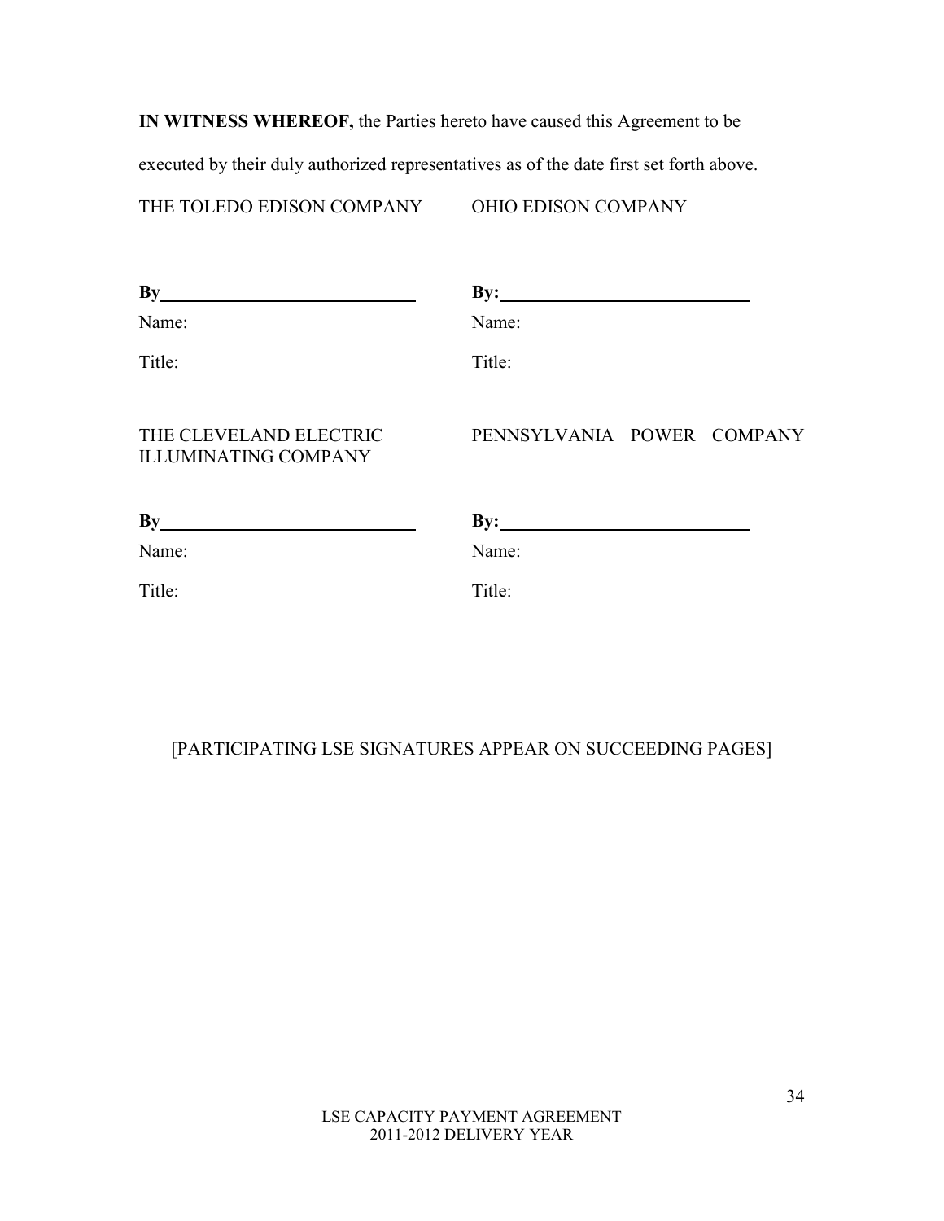**IN WITNESS WHEREOF,** the Parties hereto have caused this Agreement to be executed by their duly authorized representatives as of the date first set forth above.

| THE TOLEDO EDISON COMPANY | OHIO EDISON COMPANY |
|---|---|
| **By**\_\_\_\_\_\_\_\_\_\_\_\_\_\_\_\_\_\_\_\_\_\_\_\_\_\_\_\_ | **By:**\_\_\_\_\_\_\_\_\_\_\_\_\_\_\_\_\_\_\_\_\_\_\_\_\_\_\_\_ |
| Name: | Name: |
| Title: | Title: |
| THE CLEVELAND ELECTRIC ILLUMINATING COMPANY | PENNSYLVANIA POWER COMPANY |
| **By**\_\_\_\_\_\_\_\_\_\_\_\_\_\_\_\_\_\_\_\_\_\_\_\_\_\_\_\_ | **By:**\_\_\_\_\_\_\_\_\_\_\_\_\_\_\_\_\_\_\_\_\_\_\_\_\_\_\_\_ |
| Name: | Name: |
| Title: | Title: |

[PARTICIPATING LSE SIGNATURES APPEAR ON SUCCEEDING PAGES]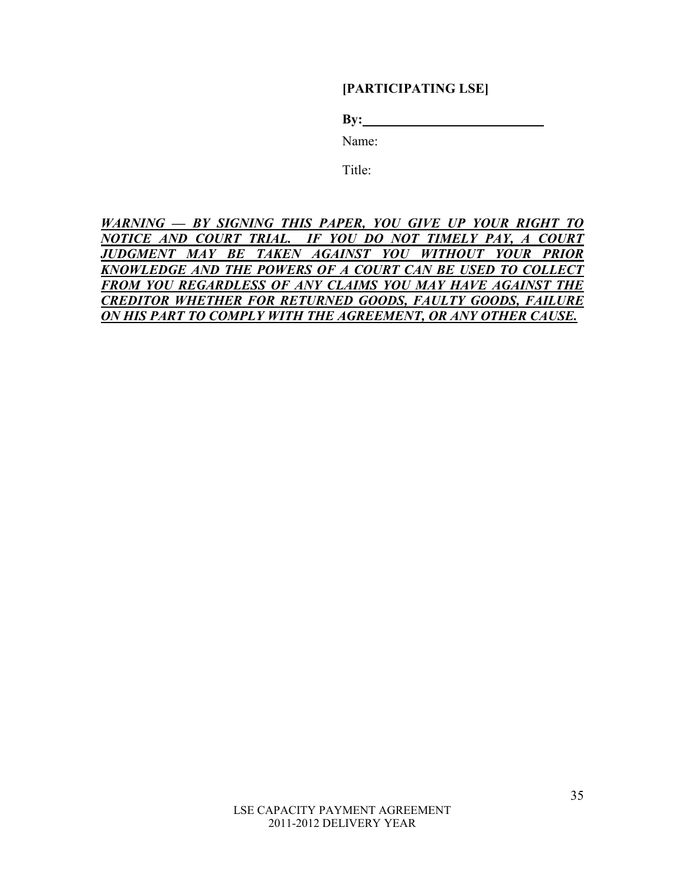**[PARTICIPATING LSE]**

**By:**\_\_\_\_\_\_\_\_\_\_\_\_\_\_\_\_\_\_\_\_\_\_\_\_\_\_\_\_

Name:

Title:

***WARNING — BY SIGNING THIS PAPER, YOU GIVE UP YOUR RIGHT TO NOTICE AND COURT TRIAL. IF YOU DO NOT TIMELY PAY, A COURT JUDGMENT MAY BE TAKEN AGAINST YOU WITHOUT YOUR PRIOR KNOWLEDGE AND THE POWERS OF A COURT CAN BE USED TO COLLECT FROM YOU REGARDLESS OF ANY CLAIMS YOU MAY HAVE AGAINST THE CREDITOR WHETHER FOR RETURNED GOODS, FAULTY GOODS, FAILURE ON HIS PART TO COMPLY WITH THE AGREEMENT, OR ANY OTHER CAUSE.***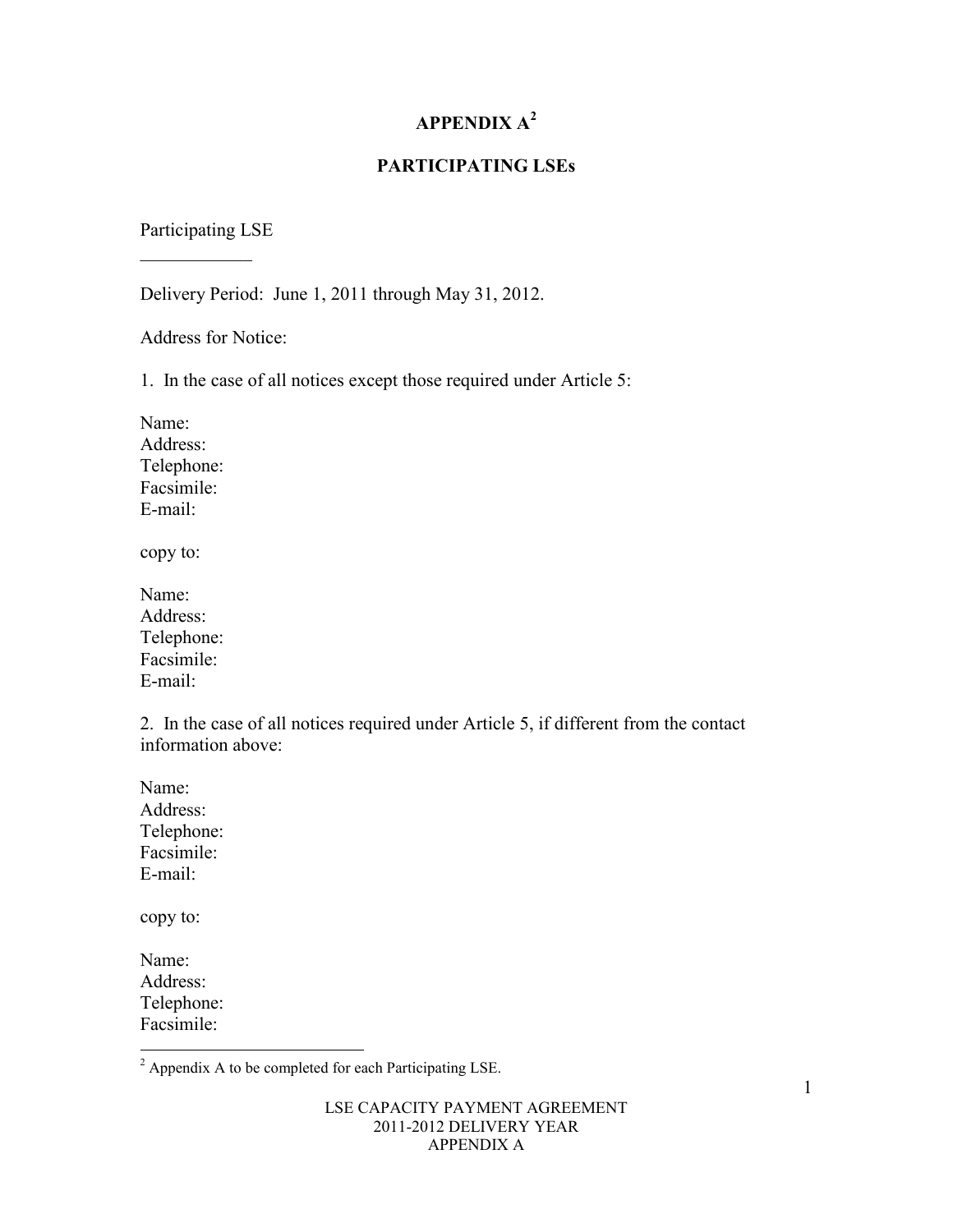# APPENDIX A[2]

## PARTICIPATING LSEs

Participating LSE

\_\_\_\_\_\_\_\_\_\_\_\_

Delivery Period: June 1, 2011 through May 31, 2012.

Address for Notice:

1. In the case of all notices except those required under Article 5:

Name:
Address:
Telephone:
Facsimile:
E-mail:

copy to:

Name:
Address:
Telephone:
Facsimile:
E-mail:

2. In the case of all notices required under Article 5, if different from the contact information above:

Name:
Address:
Telephone:
Facsimile:
E-mail:

copy to:

Name:
Address:
Telephone:
Facsimile:

[2] Appendix A to be completed for each Participating LSE.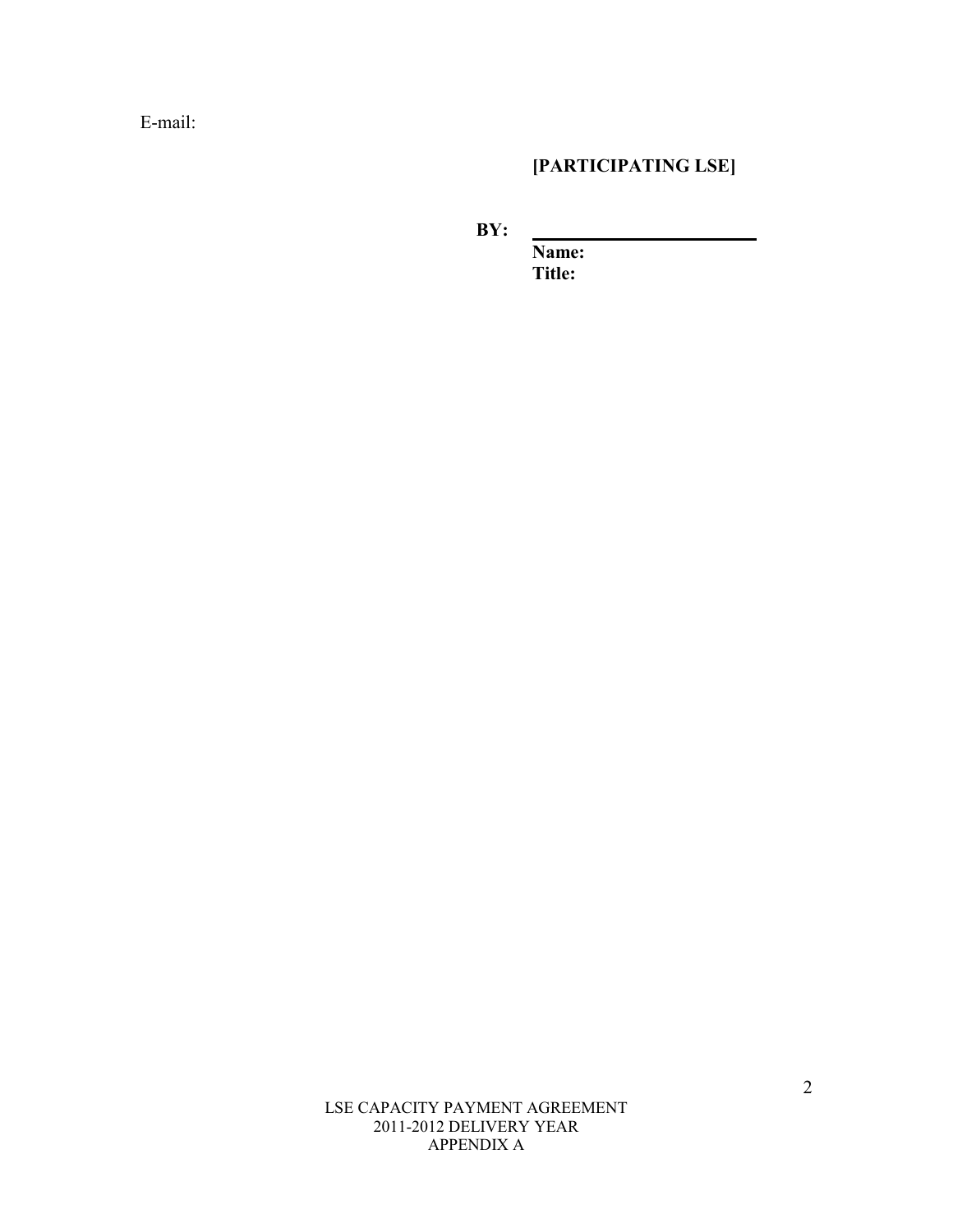E-mail:

**[PARTICIPATING LSE]**

**BY:** ________________________

**Name:**
**Title:**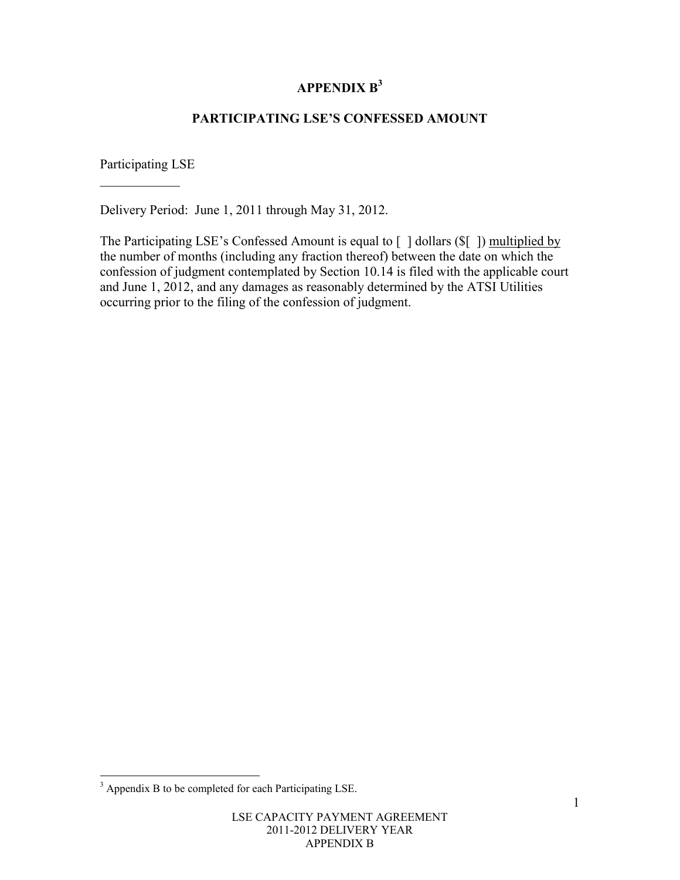# APPENDIX B[3]

## PARTICIPATING LSE'S CONFESSED AMOUNT

Participating LSE

\_\_\_\_\_\_\_\_\_\_\_\_

Delivery Period: June 1, 2011 through May 31, 2012.

The Participating LSE's Confessed Amount is equal to [ ] dollars ($[ ]) <u>multiplied by</u> the number of months (including any fraction thereof) between the date on which the confession of judgment contemplated by Section 10.14 is filed with the applicable court and June 1, 2012, and any damages as reasonably determined by the ATSI Utilities occurring prior to the filing of the confession of judgment.

---

[3] Appendix B to be completed for each Participating LSE.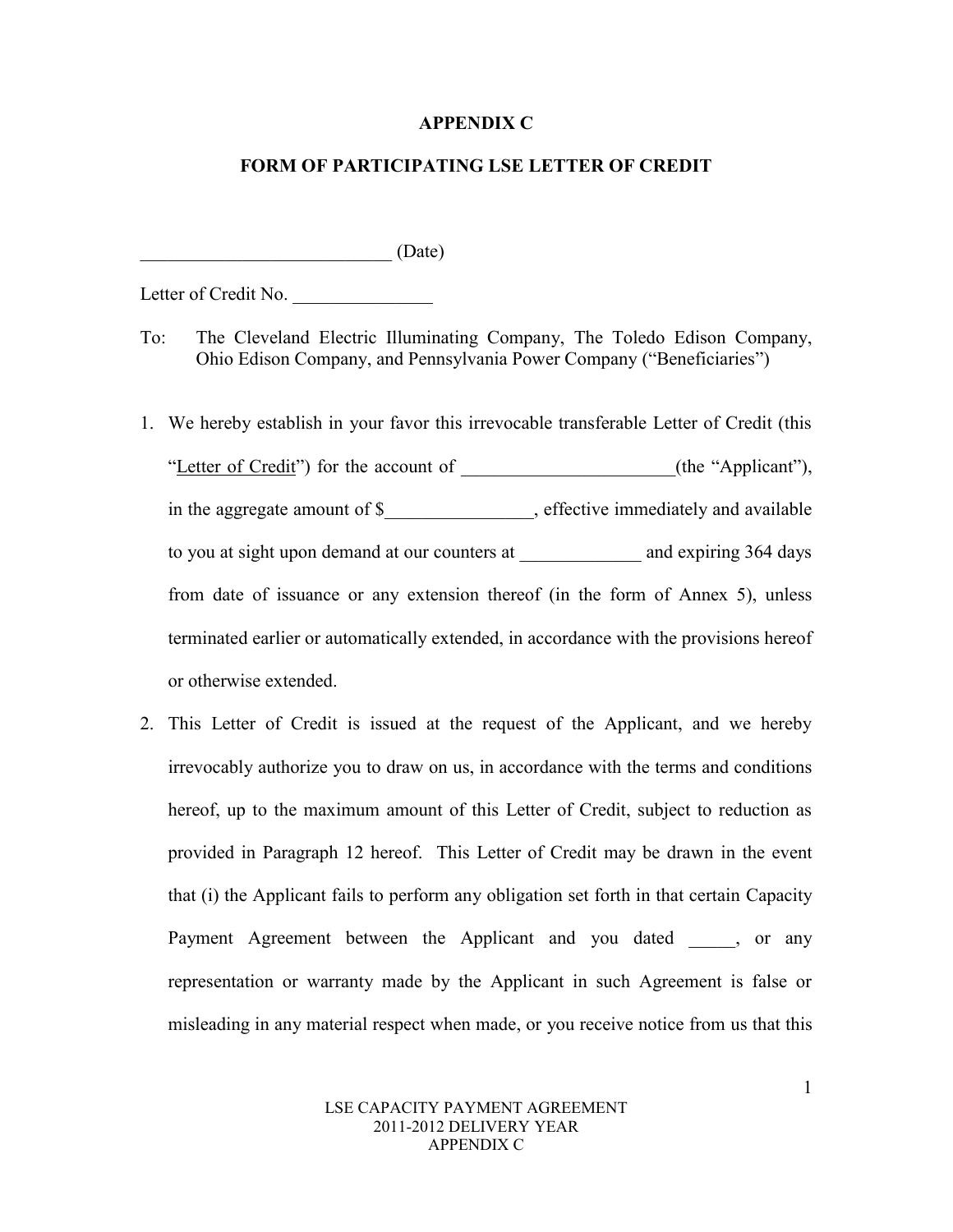# APPENDIX C

## FORM OF PARTICIPATING LSE LETTER OF CREDIT

___________________________ (Date)

Letter of Credit No. _______________

To: The Cleveland Electric Illuminating Company, The Toledo Edison Company, Ohio Edison Company, and Pennsylvania Power Company ("Beneficiaries")

1. We hereby establish in your favor this irrevocable transferable Letter of Credit (this "Letter of Credit") for the account of _______________________(the "Applicant"), in the aggregate amount of $________________, effective immediately and available to you at sight upon demand at our counters at _____________ and expiring 364 days from date of issuance or any extension thereof (in the form of Annex 5), unless terminated earlier or automatically extended, in accordance with the provisions hereof or otherwise extended.

2. This Letter of Credit is issued at the request of the Applicant, and we hereby irrevocably authorize you to draw on us, in accordance with the terms and conditions hereof, up to the maximum amount of this Letter of Credit, subject to reduction as provided in Paragraph 12 hereof. This Letter of Credit may be drawn in the event that (i) the Applicant fails to perform any obligation set forth in that certain Capacity Payment Agreement between the Applicant and you dated _____, or any representation or warranty made by the Applicant in such Agreement is false or misleading in any material respect when made, or you receive notice from us that this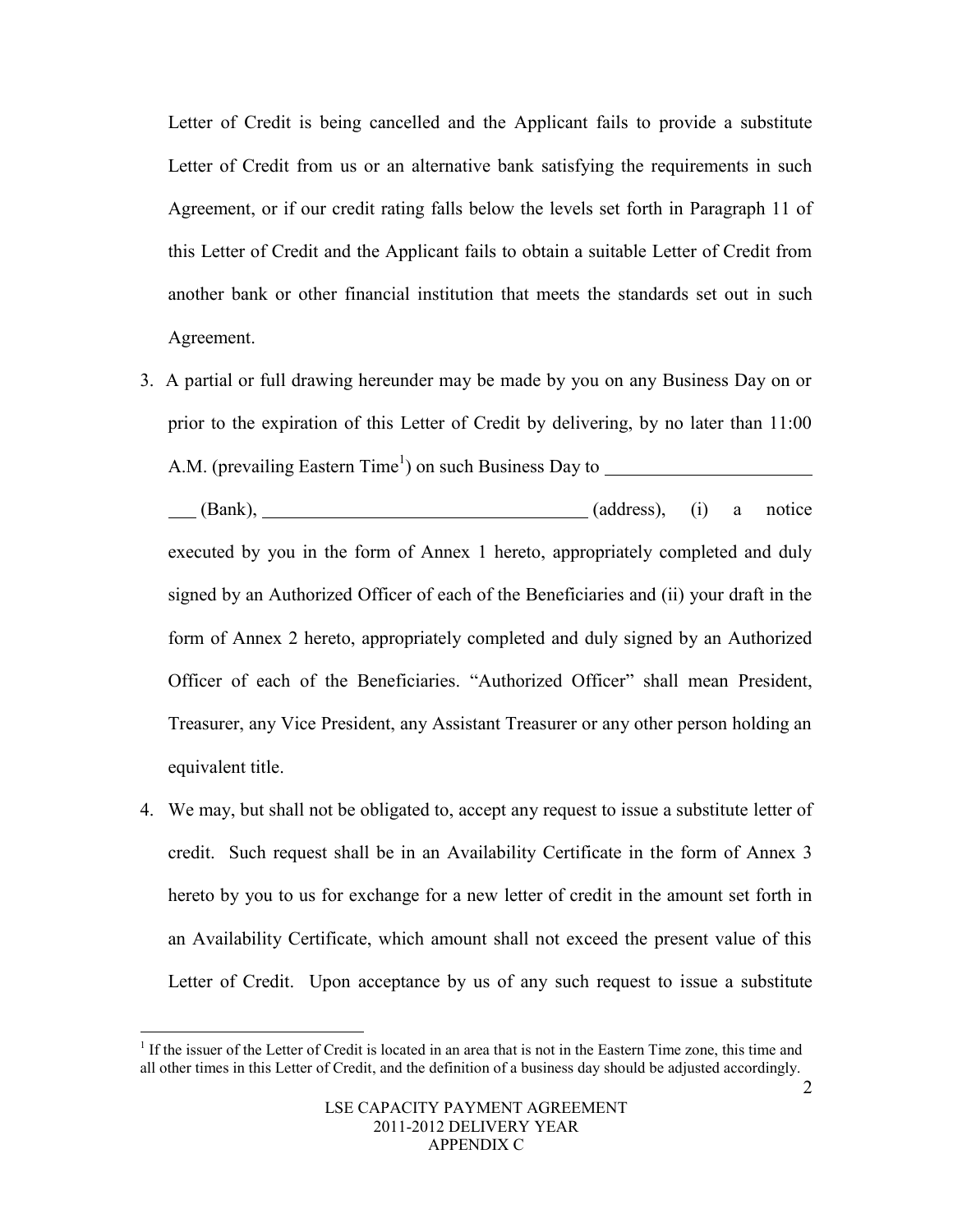Letter of Credit is being cancelled and the Applicant fails to provide a substitute Letter of Credit from us or an alternative bank satisfying the requirements in such Agreement, or if our credit rating falls below the levels set forth in Paragraph 11 of this Letter of Credit and the Applicant fails to obtain a suitable Letter of Credit from another bank or other financial institution that meets the standards set out in such Agreement.

3. A partial or full drawing hereunder may be made by you on any Business Day on or prior to the expiration of this Letter of Credit by delivering, by no later than 11:00 A.M. (prevailing Eastern Time[1]) on such Business Day to ______________________ ___ (Bank), ___________________________________ (address), (i) a notice executed by you in the form of Annex 1 hereto, appropriately completed and duly signed by an Authorized Officer of each of the Beneficiaries and (ii) your draft in the form of Annex 2 hereto, appropriately completed and duly signed by an Authorized Officer of each of the Beneficiaries. "Authorized Officer" shall mean President, Treasurer, any Vice President, any Assistant Treasurer or any other person holding an equivalent title.

4. We may, but shall not be obligated to, accept any request to issue a substitute letter of credit. Such request shall be in an Availability Certificate in the form of Annex 3 hereto by you to us for exchange for a new letter of credit in the amount set forth in an Availability Certificate, which amount shall not exceed the present value of this Letter of Credit. Upon acceptance by us of any such request to issue a substitute

---

[1] If the issuer of the Letter of Credit is located in an area that is not in the Eastern Time zone, this time and all other times in this Letter of Credit, and the definition of a business day should be adjusted accordingly.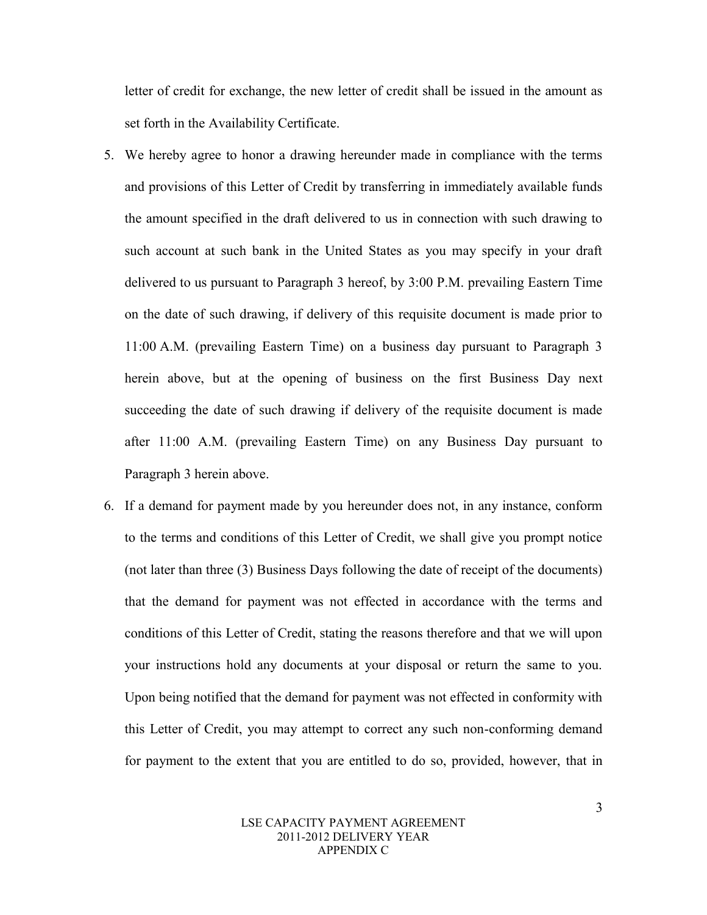letter of credit for exchange, the new letter of credit shall be issued in the amount as set forth in the Availability Certificate.

5. We hereby agree to honor a drawing hereunder made in compliance with the terms and provisions of this Letter of Credit by transferring in immediately available funds the amount specified in the draft delivered to us in connection with such drawing to such account at such bank in the United States as you may specify in your draft delivered to us pursuant to Paragraph 3 hereof, by 3:00 P.M. prevailing Eastern Time on the date of such drawing, if delivery of this requisite document is made prior to 11:00 A.M. (prevailing Eastern Time) on a business day pursuant to Paragraph 3 herein above, but at the opening of business on the first Business Day next succeeding the date of such drawing if delivery of the requisite document is made after 11:00 A.M. (prevailing Eastern Time) on any Business Day pursuant to Paragraph 3 herein above.

6. If a demand for payment made by you hereunder does not, in any instance, conform to the terms and conditions of this Letter of Credit, we shall give you prompt notice (not later than three (3) Business Days following the date of receipt of the documents) that the demand for payment was not effected in accordance with the terms and conditions of this Letter of Credit, stating the reasons therefore and that we will upon your instructions hold any documents at your disposal or return the same to you. Upon being notified that the demand for payment was not effected in conformity with this Letter of Credit, you may attempt to correct any such non-conforming demand for payment to the extent that you are entitled to do so, provided, however, that in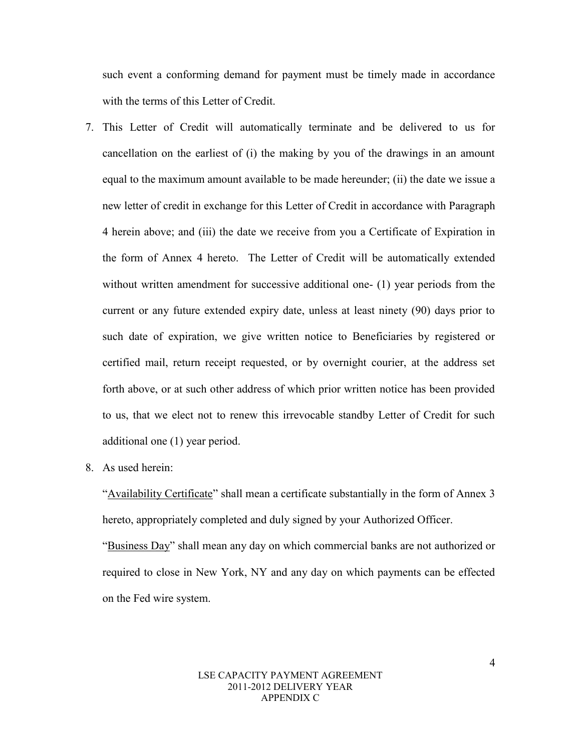such event a conforming demand for payment must be timely made in accordance with the terms of this Letter of Credit.

7. This Letter of Credit will automatically terminate and be delivered to us for cancellation on the earliest of (i) the making by you of the drawings in an amount equal to the maximum amount available to be made hereunder; (ii) the date we issue a new letter of credit in exchange for this Letter of Credit in accordance with Paragraph 4 herein above; and (iii) the date we receive from you a Certificate of Expiration in the form of Annex 4 hereto. The Letter of Credit will be automatically extended without written amendment for successive additional one- (1) year periods from the current or any future extended expiry date, unless at least ninety (90) days prior to such date of expiration, we give written notice to Beneficiaries by registered or certified mail, return receipt requested, or by overnight courier, at the address set forth above, or at such other address of which prior written notice has been provided to us, that we elect not to renew this irrevocable standby Letter of Credit for such additional one (1) year period.

8. As used herein:

   "<u>Availability Certificate</u>" shall mean a certificate substantially in the form of Annex 3 hereto, appropriately completed and duly signed by your Authorized Officer.

   "<u>Business Day</u>" shall mean any day on which commercial banks are not authorized or required to close in New York, NY and any day on which payments can be effected on the Fed wire system.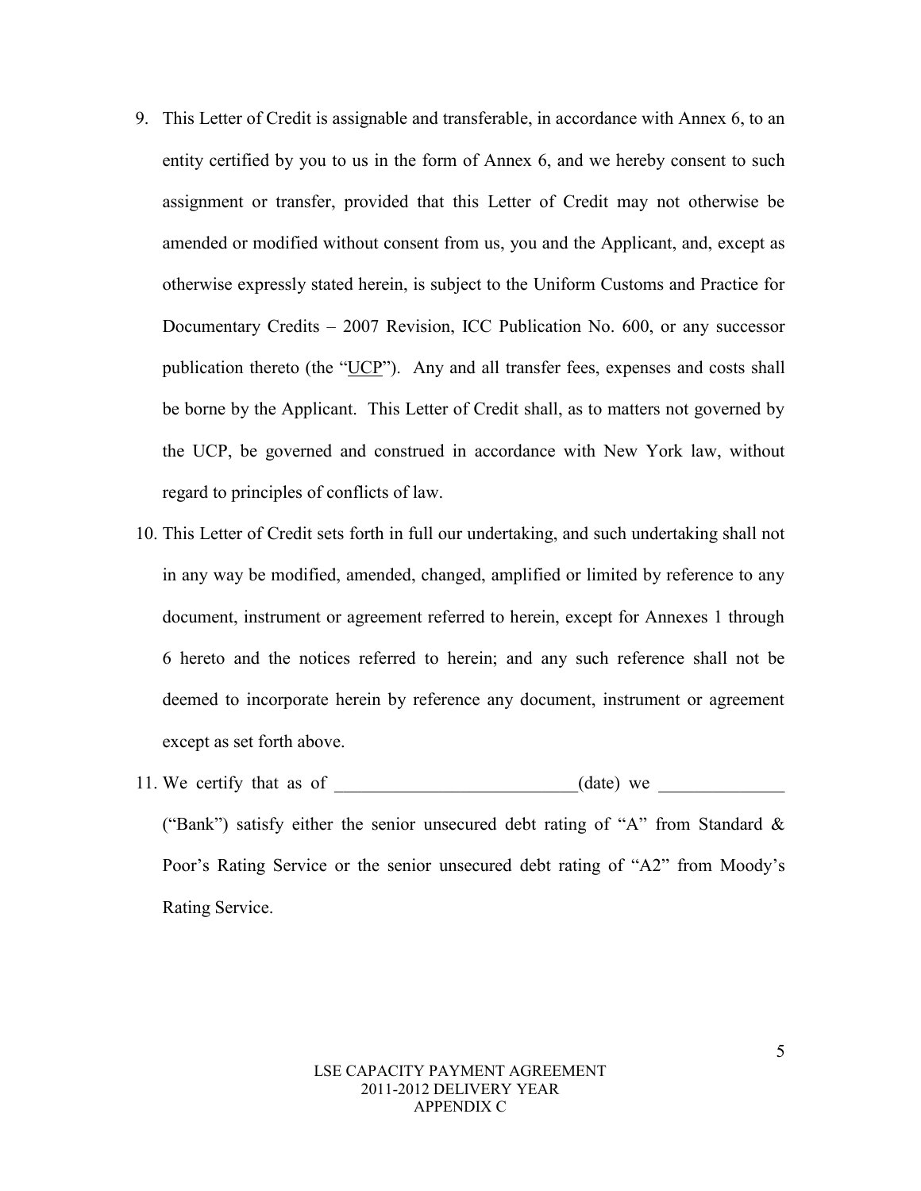9. This Letter of Credit is assignable and transferable, in accordance with Annex 6, to an entity certified by you to us in the form of Annex 6, and we hereby consent to such assignment or transfer, provided that this Letter of Credit may not otherwise be amended or modified without consent from us, you and the Applicant, and, except as otherwise expressly stated herein, is subject to the Uniform Customs and Practice for Documentary Credits – 2007 Revision, ICC Publication No. 600, or any successor publication thereto (the "UCP"). Any and all transfer fees, expenses and costs shall be borne by the Applicant. This Letter of Credit shall, as to matters not governed by the UCP, be governed and construed in accordance with New York law, without regard to principles of conflicts of law.

10. This Letter of Credit sets forth in full our undertaking, and such undertaking shall not in any way be modified, amended, changed, amplified or limited by reference to any document, instrument or agreement referred to herein, except for Annexes 1 through 6 hereto and the notices referred to herein; and any such reference shall not be deemed to incorporate herein by reference any document, instrument or agreement except as set forth above.

11. We certify that as of ___________________________(date) we ______________ ("Bank") satisfy either the senior unsecured debt rating of "A" from Standard & Poor's Rating Service or the senior unsecured debt rating of "A2" from Moody's Rating Service.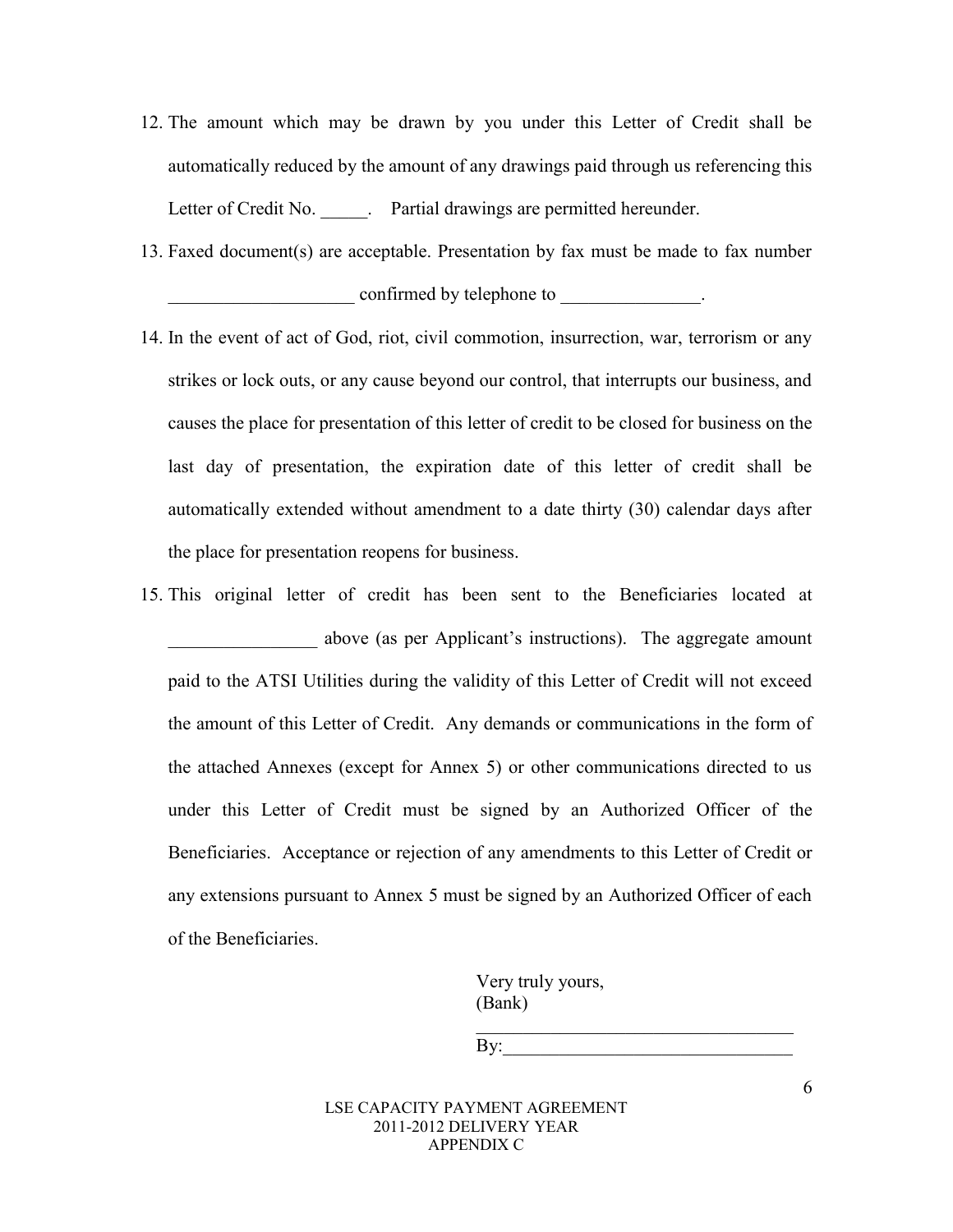12. The amount which may be drawn by you under this Letter of Credit shall be automatically reduced by the amount of any drawings paid through us referencing this Letter of Credit No. _____. Partial drawings are permitted hereunder.
13. Faxed document(s) are acceptable. Presentation by fax must be made to fax number ____________________ confirmed by telephone to _______________.
14. In the event of act of God, riot, civil commotion, insurrection, war, terrorism or any strikes or lock outs, or any cause beyond our control, that interrupts our business, and causes the place for presentation of this letter of credit to be closed for business on the last day of presentation, the expiration date of this letter of credit shall be automatically extended without amendment to a date thirty (30) calendar days after the place for presentation reopens for business.
15. This original letter of credit has been sent to the Beneficiaries located at ________________ above (as per Applicant's instructions). The aggregate amount paid to the ATSI Utilities during the validity of this Letter of Credit will not exceed the amount of this Letter of Credit. Any demands or communications in the form of the attached Annexes (except for Annex 5) or other communications directed to us under this Letter of Credit must be signed by an Authorized Officer of the Beneficiaries. Acceptance or rejection of any amendments to this Letter of Credit or any extensions pursuant to Annex 5 must be signed by an Authorized Officer of each of the Beneficiaries.

Very truly yours,
(Bank)

___________________________________

By:_______________________________

LSE CAPACITY PAYMENT AGREEMENT
2011-2012 DELIVERY YEAR
APPENDIX C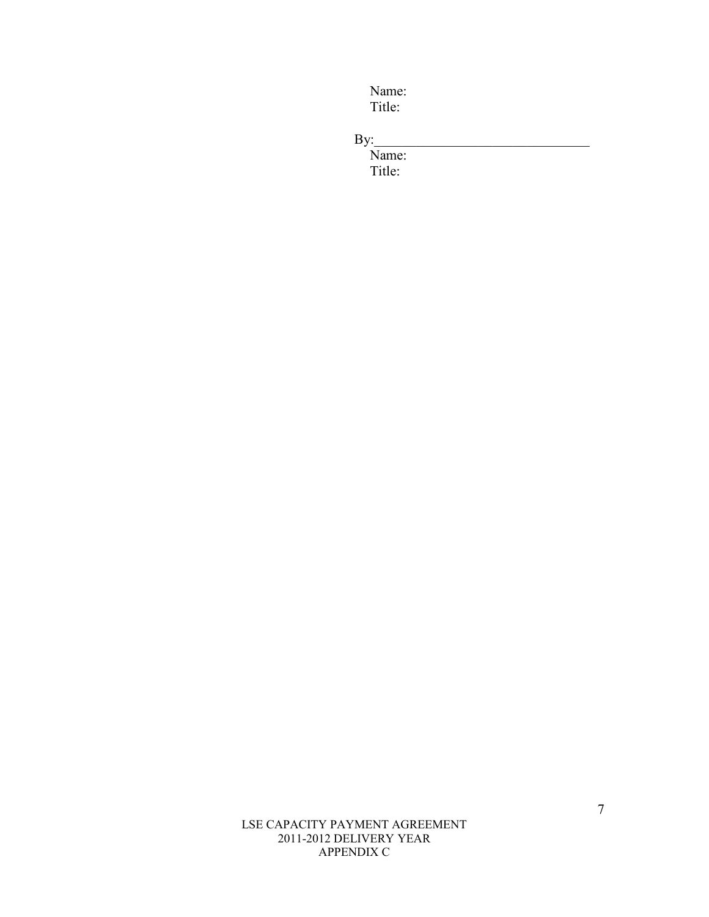Name:
Title:

By:_______________________________
Name:
Title: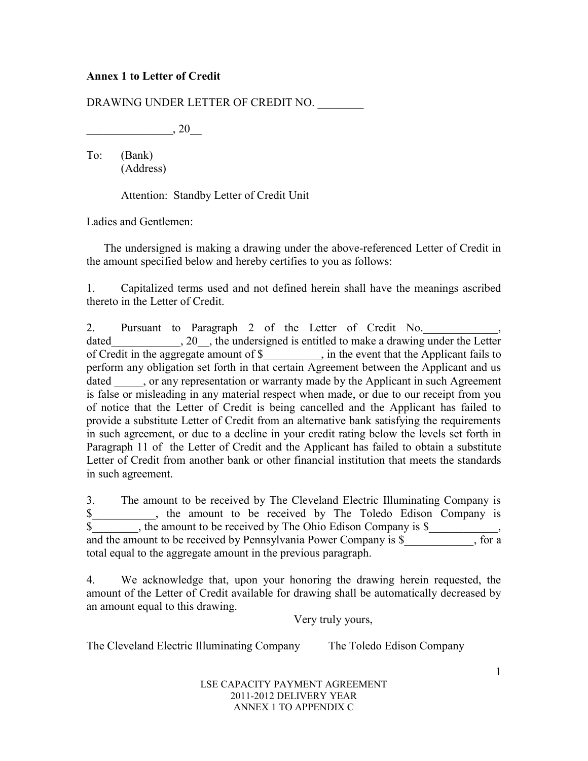**Annex 1 to Letter of Credit**

DRAWING UNDER LETTER OF CREDIT NO. ________

_______________, 20__

To: (Bank)
(Address)

Attention: Standby Letter of Credit Unit

Ladies and Gentlemen:

The undersigned is making a drawing under the above-referenced Letter of Credit in the amount specified below and hereby certifies to you as follows:

1. Capitalized terms used and not defined herein shall have the meanings ascribed thereto in the Letter of Credit.

2. Pursuant to Paragraph 2 of the Letter of Credit No.\_____________, dated\_____________, 20__, the undersigned is entitled to make a drawing under the Letter of Credit in the aggregate amount of $__________, in the event that the Applicant fails to perform any obligation set forth in that certain Agreement between the Applicant and us dated _____, or any representation or warranty made by the Applicant in such Agreement is false or misleading in any material respect when made, or due to our receipt from you of notice that the Letter of Credit is being cancelled and the Applicant has failed to provide a substitute Letter of Credit from an alternative bank satisfying the requirements in such agreement, or due to a decline in your credit rating below the levels set forth in Paragraph 11 of the Letter of Credit and the Applicant has failed to obtain a substitute Letter of Credit from another bank or other financial institution that meets the standards in such agreement.

3. The amount to be received by The Cleveland Electric Illuminating Company is $___________, the amount to be received by The Toledo Edison Company is $________, the amount to be received by The Ohio Edison Company is $____________, and the amount to be received by Pennsylvania Power Company is $____________, for a total equal to the aggregate amount in the previous paragraph.

4. We acknowledge that, upon your honoring the drawing herein requested, the amount of the Letter of Credit available for drawing shall be automatically decreased by an amount equal to this drawing.

Very truly yours,

The Cleveland Electric Illuminating Company The Toledo Edison Company

LSE CAPACITY PAYMENT AGREEMENT
2011-2012 DELIVERY YEAR
ANNEX 1 TO APPENDIX C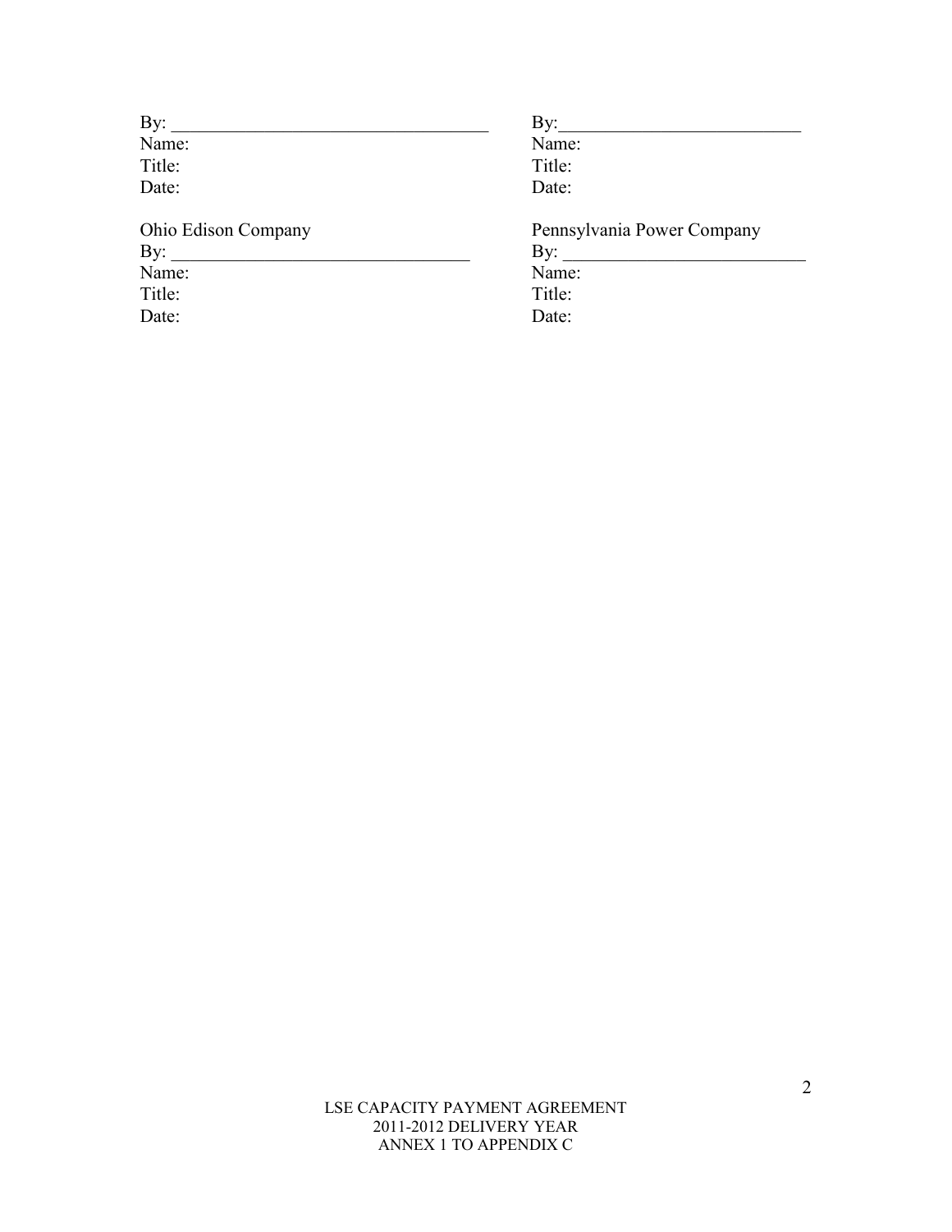| | |
|---|---|
| By: ___________________________________ | By:__________________________ |
| Name: | Name: |
| Title: | Title: |
| Date: | Date: |
| | |
| Ohio Edison Company | Pennsylvania Power Company |
| By: ________________________________ | By: __________________________ |
| Name: | Name: |
| Title: | Title: |
| Date: | Date: |

LSE CAPACITY PAYMENT AGREEMENT
2011-2012 DELIVERY YEAR
ANNEX 1 TO APPENDIX C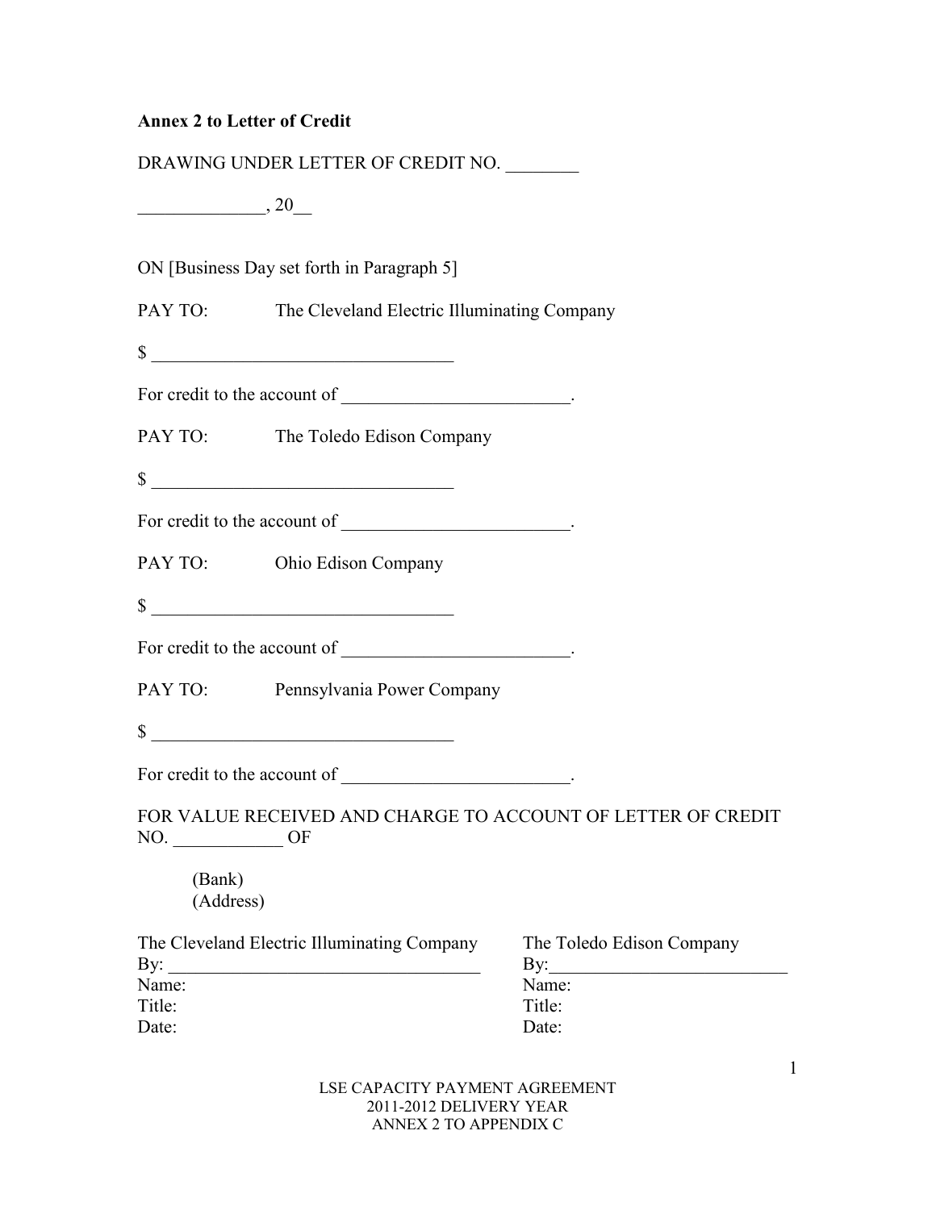**Annex 2 to Letter of Credit**

DRAWING UNDER LETTER OF CREDIT NO. ________

______________, 20__

ON [Business Day set forth in Paragraph 5]

PAY TO: The Cleveland Electric Illuminating Company

$ _________________________________

For credit to the account of _________________________.

PAY TO: The Toledo Edison Company

$ _________________________________

For credit to the account of _________________________.

PAY TO: Ohio Edison Company

$ _________________________________

For credit to the account of _________________________.

PAY TO: Pennsylvania Power Company

$ _________________________________

For credit to the account of _________________________.

FOR VALUE RECEIVED AND CHARGE TO ACCOUNT OF LETTER OF CREDIT NO. ____________ OF

(Bank)
(Address)

The Cleveland Electric Illuminating Company
By: __________________________________
Name:
Title:
Date:

The Toledo Edison Company
By:__________________________
Name:
Title:
Date:

LSE CAPACITY PAYMENT AGREEMENT
2011-2012 DELIVERY YEAR
ANNEX 2 TO APPENDIX C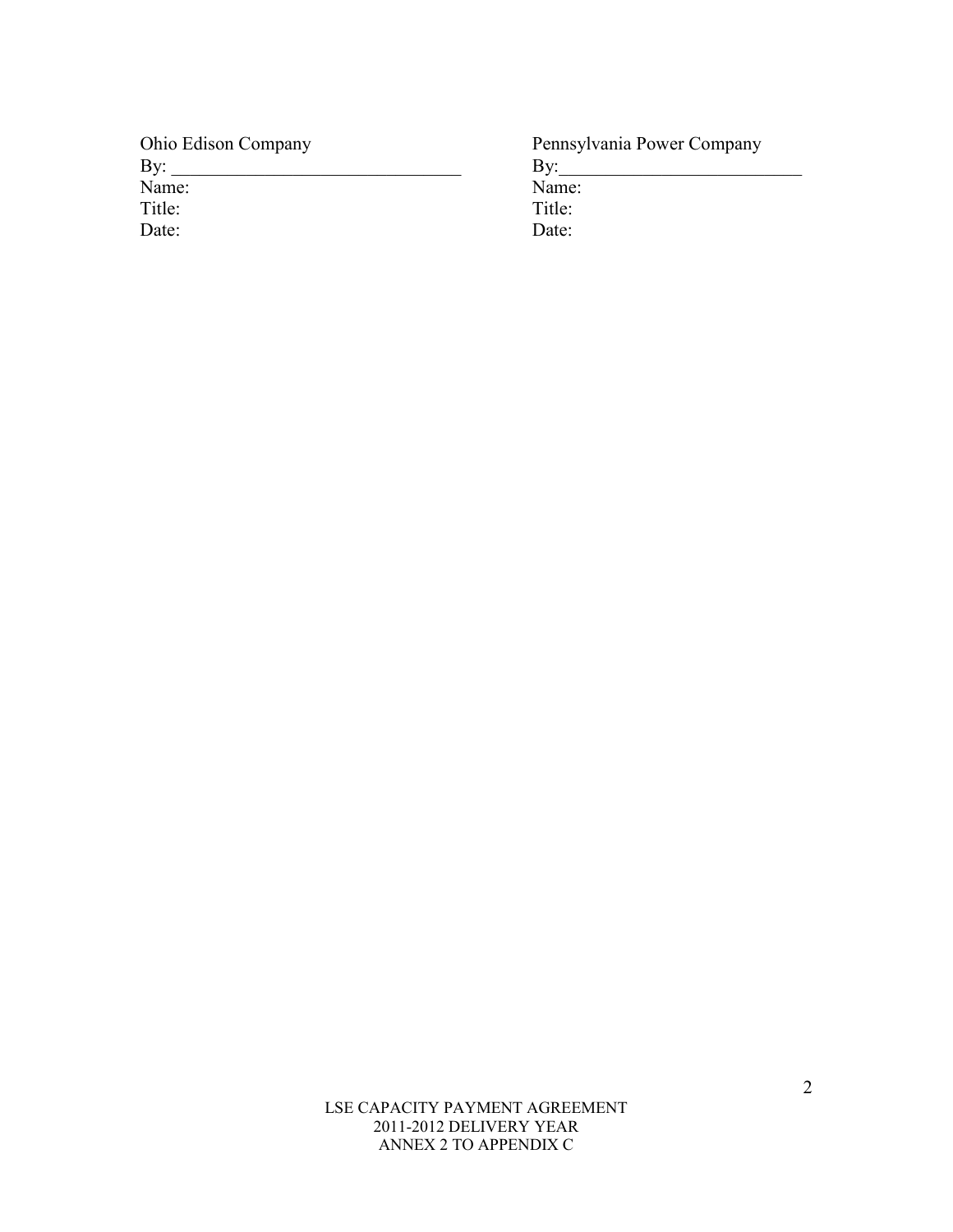| Ohio Edison Company | Pennsylvania Power Company |
|---|---|
| By: _______________________________ | By:__________________________ |
| Name: | Name: |
| Title: | Title: |
| Date: | Date: |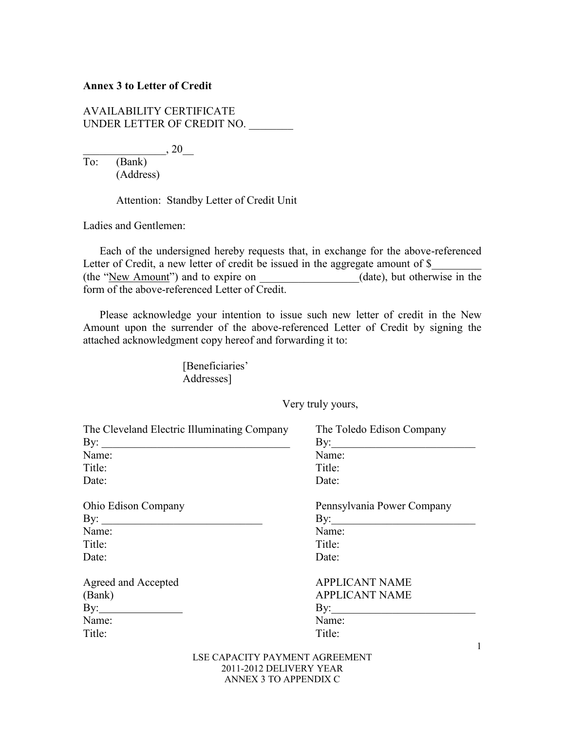**Annex 3 to Letter of Credit**

AVAILABILITY CERTIFICATE
UNDER LETTER OF CREDIT NO. ________

_______________, 20__

To: (Bank)
(Address)

Attention: Standby Letter of Credit Unit

Ladies and Gentlemen:

Each of the undersigned hereby requests that, in exchange for the above-referenced Letter of Credit, a new letter of credit be issued in the aggregate amount of $_________ (the "New Amount") and to expire on __________________(date), but otherwise in the form of the above-referenced Letter of Credit.

Please acknowledge your intention to issue such new letter of credit in the New Amount upon the surrender of the above-referenced Letter of Credit by signing the attached acknowledgment copy hereof and forwarding it to:

[Beneficiaries' Addresses]

Very truly yours,

The Cleveland Electric Illuminating Company
By: ___________________________________
Name:
Title:
Date:

The Toledo Edison Company
By:__________________________
Name:
Title:
Date:

Ohio Edison Company
By: _____________________________
Name:
Title:
Date:

Pennsylvania Power Company
By:__________________________
Name:
Title:
Date:

Agreed and Accepted
(Bank)
By:_______________
Name:
Title:

APPLICANT NAME
APPLICANT NAME
By:__________________________
Name:
Title: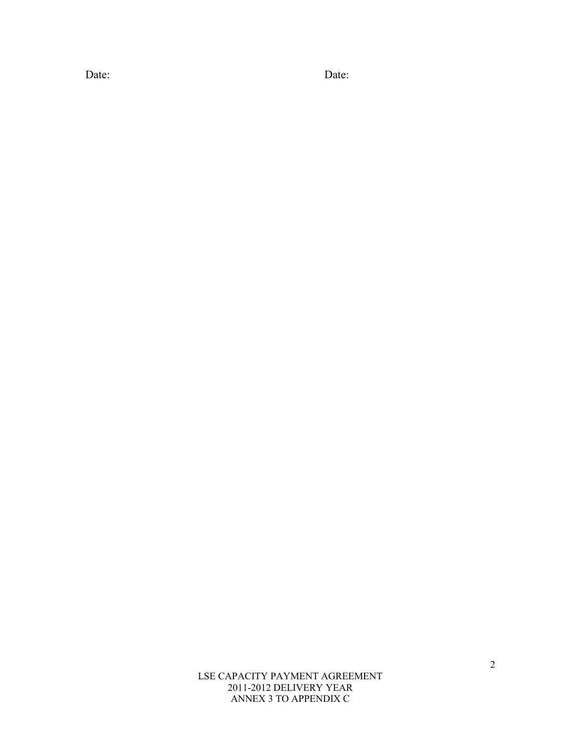Date: Date: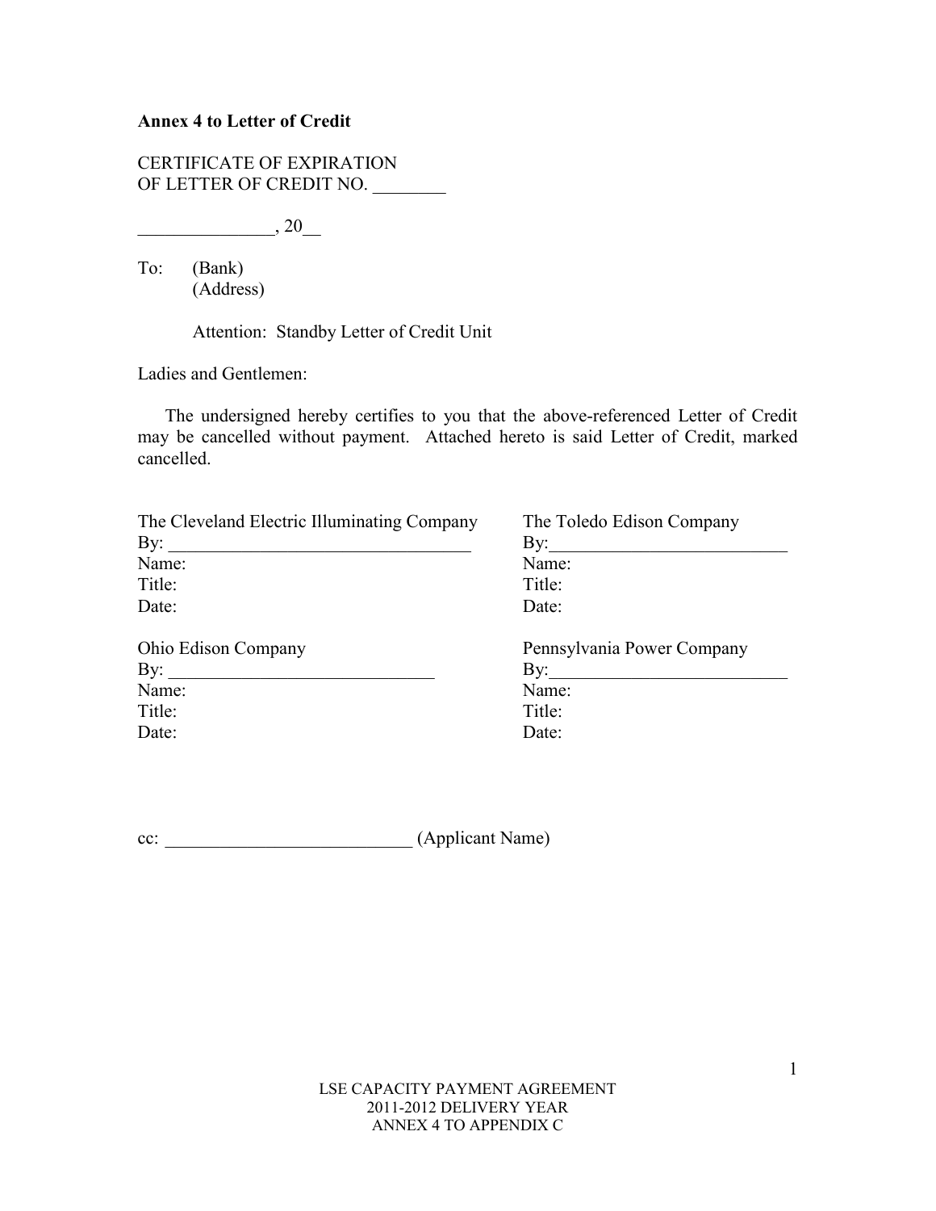**Annex 4 to Letter of Credit**

CERTIFICATE OF EXPIRATION
OF LETTER OF CREDIT NO. ________

_______________, 20__

To: (Bank)
(Address)

Attention: Standby Letter of Credit Unit

Ladies and Gentlemen:

The undersigned hereby certifies to you that the above-referenced Letter of Credit may be cancelled without payment. Attached hereto is said Letter of Credit, marked cancelled.

The Cleveland Electric Illuminating Company
By: _________________________________
Name:
Title:
Date:

The Toledo Edison Company
By:__________________________
Name:
Title:
Date:

Ohio Edison Company
By: _____________________________
Name:
Title:
Date:

Pennsylvania Power Company
By:__________________________
Name:
Title:
Date:

cc: ___________________________ (Applicant Name)

LSE CAPACITY PAYMENT AGREEMENT
2011-2012 DELIVERY YEAR
ANNEX 4 TO APPENDIX C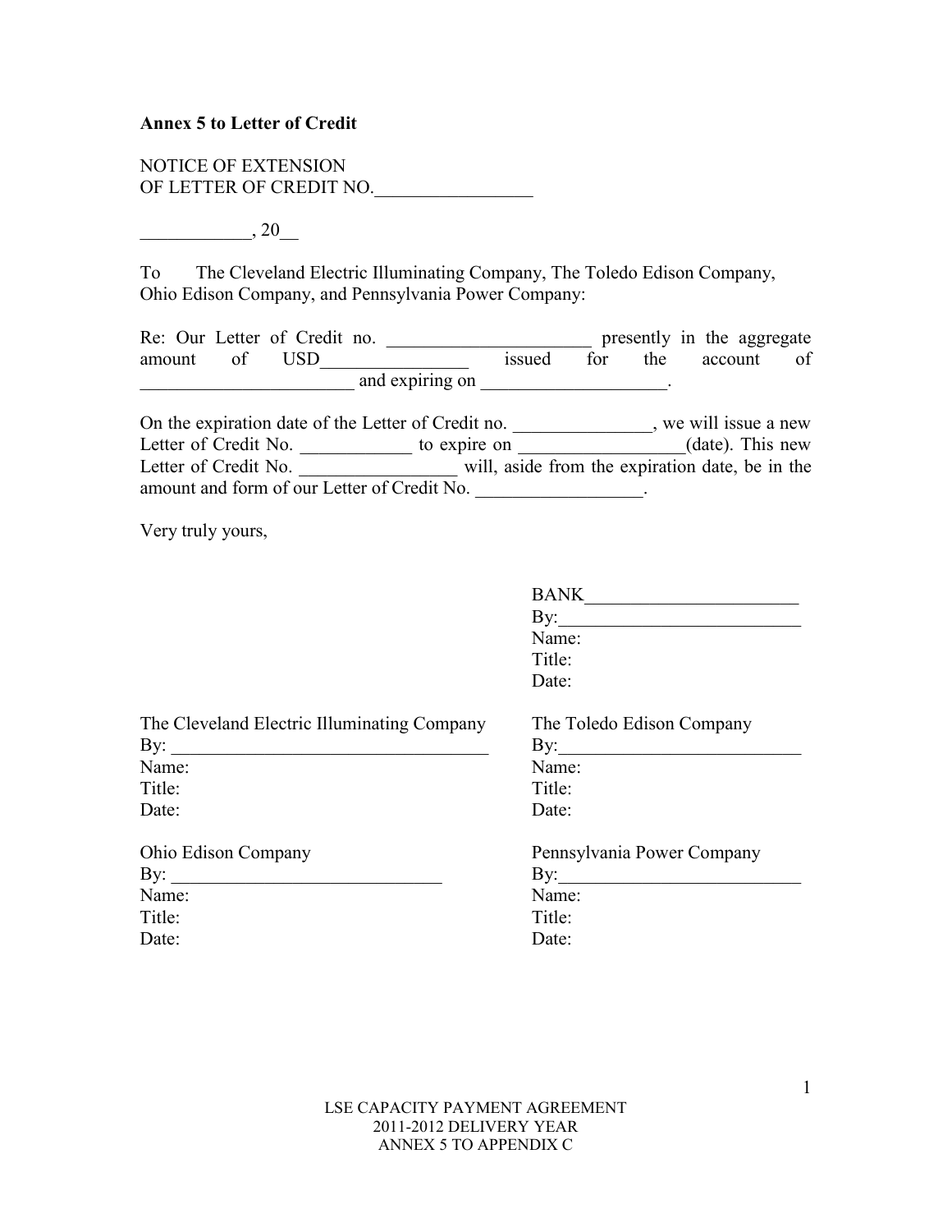**Annex 5 to Letter of Credit**

NOTICE OF EXTENSION
OF LETTER OF CREDIT NO.\_\_\_\_\_\_\_\_\_\_\_\_\_\_\_\_\_

\_\_\_\_\_\_\_\_\_\_\_\_, 20\_\_

To The Cleveland Electric Illuminating Company, The Toledo Edison Company, Ohio Edison Company, and Pennsylvania Power Company:

Re: Our Letter of Credit no. \_\_\_\_\_\_\_\_\_\_\_\_\_\_\_\_\_\_\_\_\_\_ presently in the aggregate amount of USD\_\_\_\_\_\_\_\_\_\_\_\_\_\_\_\_ issued for the account of \_\_\_\_\_\_\_\_\_\_\_\_\_\_\_\_\_\_\_\_\_\_\_ and expiring on \_\_\_\_\_\_\_\_\_\_\_\_\_\_\_\_\_\_\_\_.

On the expiration date of the Letter of Credit no. \_\_\_\_\_\_\_\_\_\_\_\_\_\_\_, we will issue a new Letter of Credit No. \_\_\_\_\_\_\_\_\_\_\_\_ to expire on \_\_\_\_\_\_\_\_\_\_\_\_\_\_\_\_\_\_(date). This new Letter of Credit No. \_\_\_\_\_\_\_\_\_\_\_\_\_\_\_\_\_ will, aside from the expiration date, be in the amount and form of our Letter of Credit No. \_\_\_\_\_\_\_\_\_\_\_\_\_\_\_\_\_\_.

Very truly yours,

BANK\_\_\_\_\_\_\_\_\_\_\_\_\_\_\_\_\_\_\_\_\_\_\_
By:\_\_\_\_\_\_\_\_\_\_\_\_\_\_\_\_\_\_\_\_\_\_\_\_\_\_
Name:
Title:
Date:

The Cleveland Electric Illuminating Company
By: \_\_\_\_\_\_\_\_\_\_\_\_\_\_\_\_\_\_\_\_\_\_\_\_\_\_\_\_\_\_\_\_\_\_\_
Name:
Title:
Date:

The Toledo Edison Company
By:\_\_\_\_\_\_\_\_\_\_\_\_\_\_\_\_\_\_\_\_\_\_\_\_\_\_\_
Name:
Title:
Date:

Ohio Edison Company
By: \_\_\_\_\_\_\_\_\_\_\_\_\_\_\_\_\_\_\_\_\_\_\_\_\_\_\_\_\_
Name:
Title:
Date:

Pennsylvania Power Company
By:\_\_\_\_\_\_\_\_\_\_\_\_\_\_\_\_\_\_\_\_\_\_\_\_\_\_\_
Name:
Title:
Date: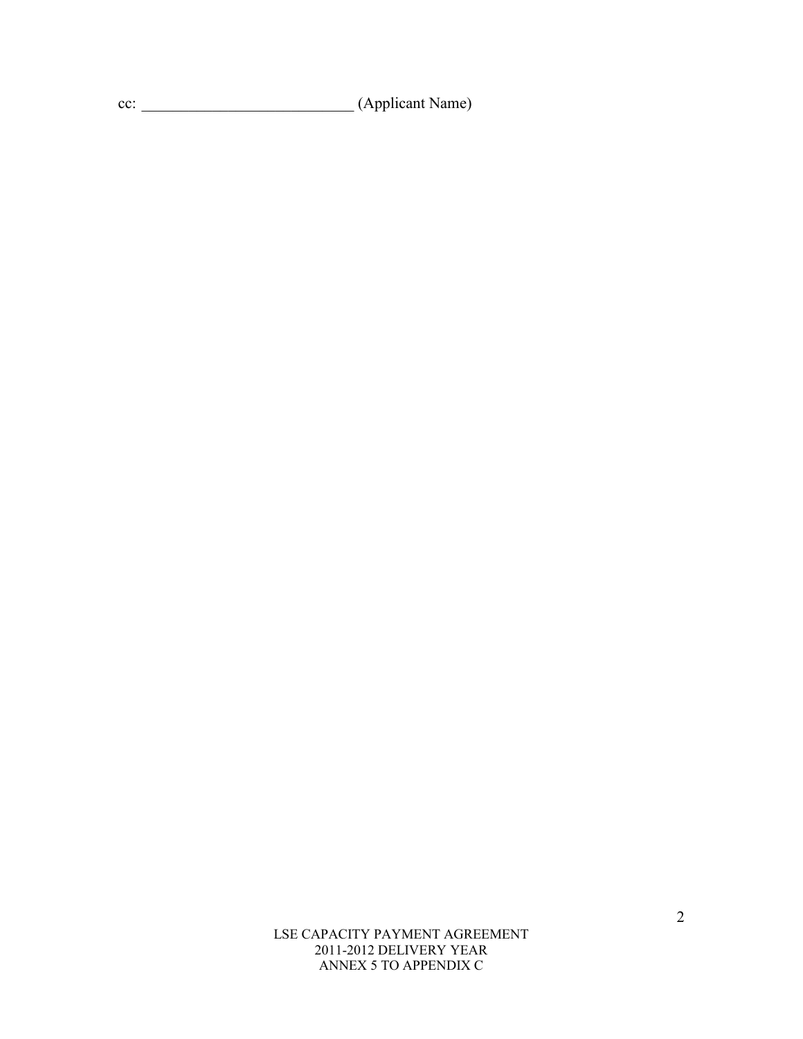cc: ___________________________ (Applicant Name)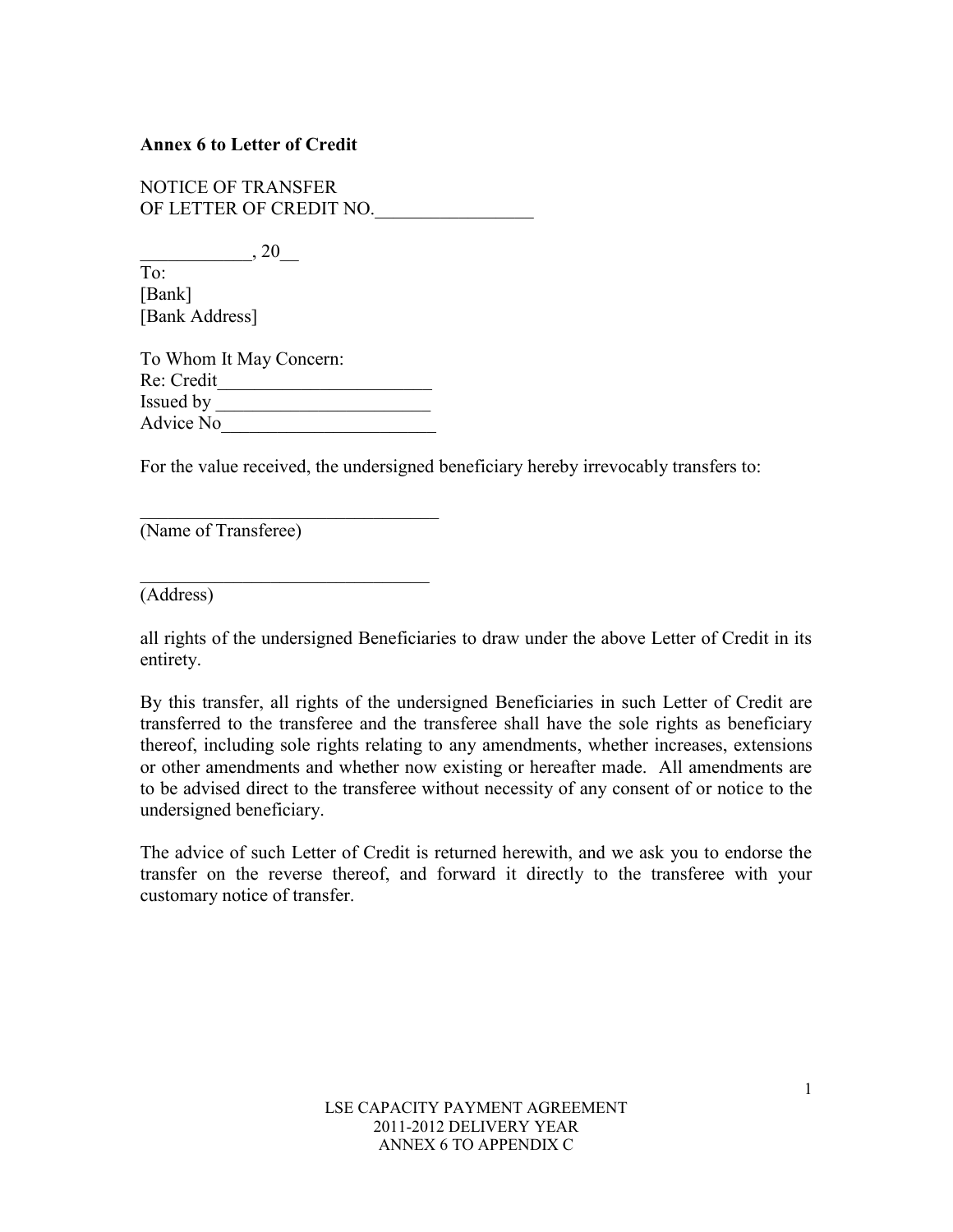**Annex 6 to Letter of Credit**

NOTICE OF TRANSFER
OF LETTER OF CREDIT NO.________________

___________, 20__
To:
[Bank]
[Bank Address]

To Whom It May Concern:
Re: Credit______________________
Issued by ______________________
Advice No______________________

For the value received, the undersigned beneficiary hereby irrevocably transfers to:

______________________________
(Name of Transferee)

______________________________
(Address)

all rights of the undersigned Beneficiaries to draw under the above Letter of Credit in its entirety.

By this transfer, all rights of the undersigned Beneficiaries in such Letter of Credit are transferred to the transferee and the transferee shall have the sole rights as beneficiary thereof, including sole rights relating to any amendments, whether increases, extensions or other amendments and whether now existing or hereafter made. All amendments are to be advised direct to the transferee without necessity of any consent of or notice to the undersigned beneficiary.

The advice of such Letter of Credit is returned herewith, and we ask you to endorse the transfer on the reverse thereof, and forward it directly to the transferee with your customary notice of transfer.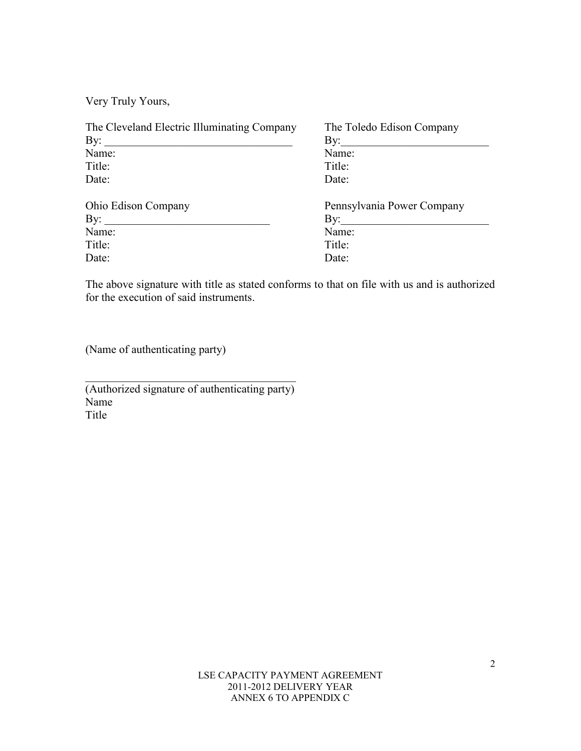Very Truly Yours,

The Cleveland Electric Illuminating Company
By: ________________________________
Name:
Title:
Date:

The Toledo Edison Company
By:_________________________
Name:
Title:
Date:

Ohio Edison Company
By: _____________________________
Name:
Title:
Date:

Pennsylvania Power Company
By:__________________________
Name:
Title:
Date:

The above signature with title as stated conforms to that on file with us and is authorized for the execution of said instruments.

(Name of authenticating party)

______________________________________
(Authorized signature of authenticating party)
Name
Title